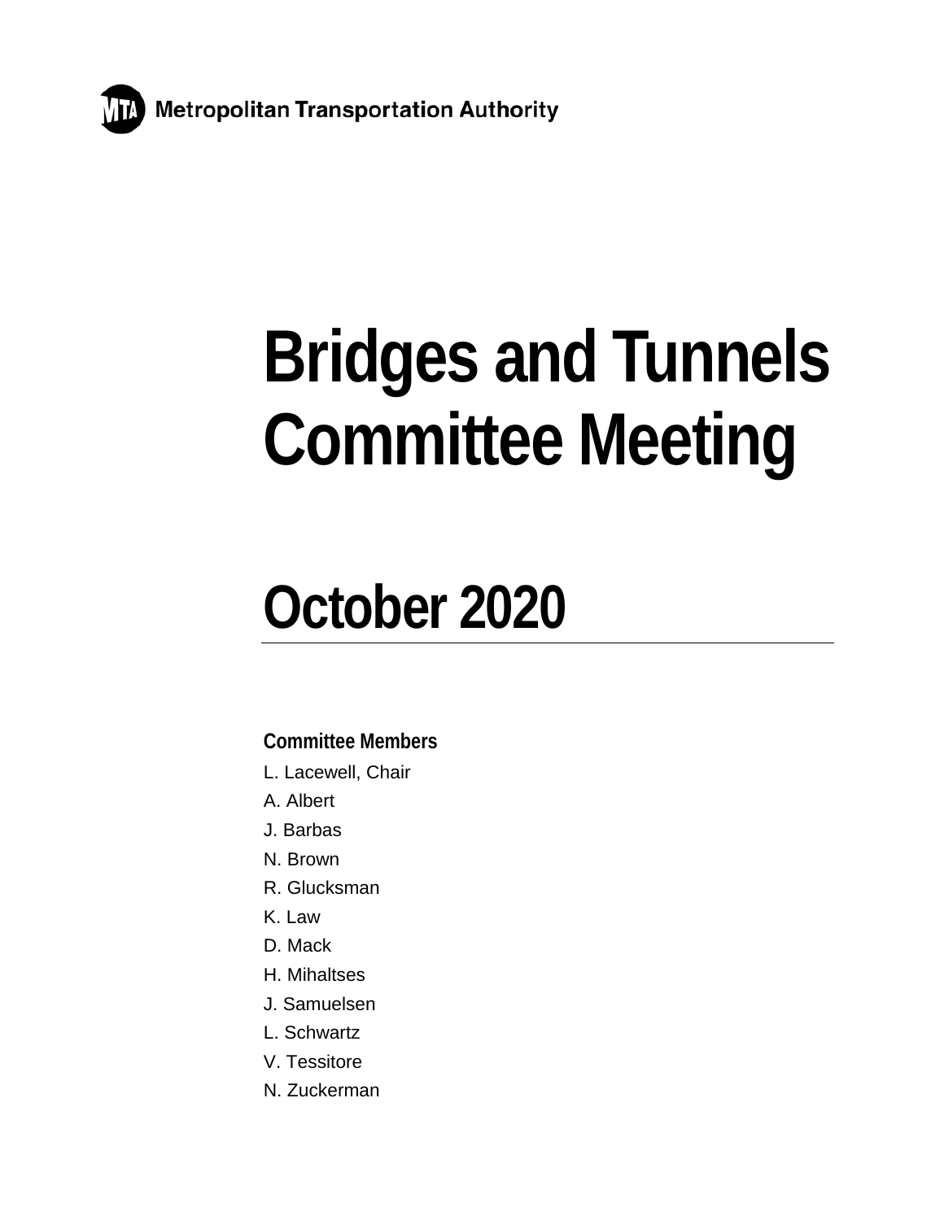Metropolitan Transportation Authority

# Bridges and Tunnels Committee Meeting

# October 2020

**Committee Members**

L. Lacewell, Chair

A. Albert

J. Barbas

N. Brown

R. Glucksman

K. Law

D. Mack

H. Mihaltses

J. Samuelsen

L. Schwartz

V. Tessitore

N. Zuckerman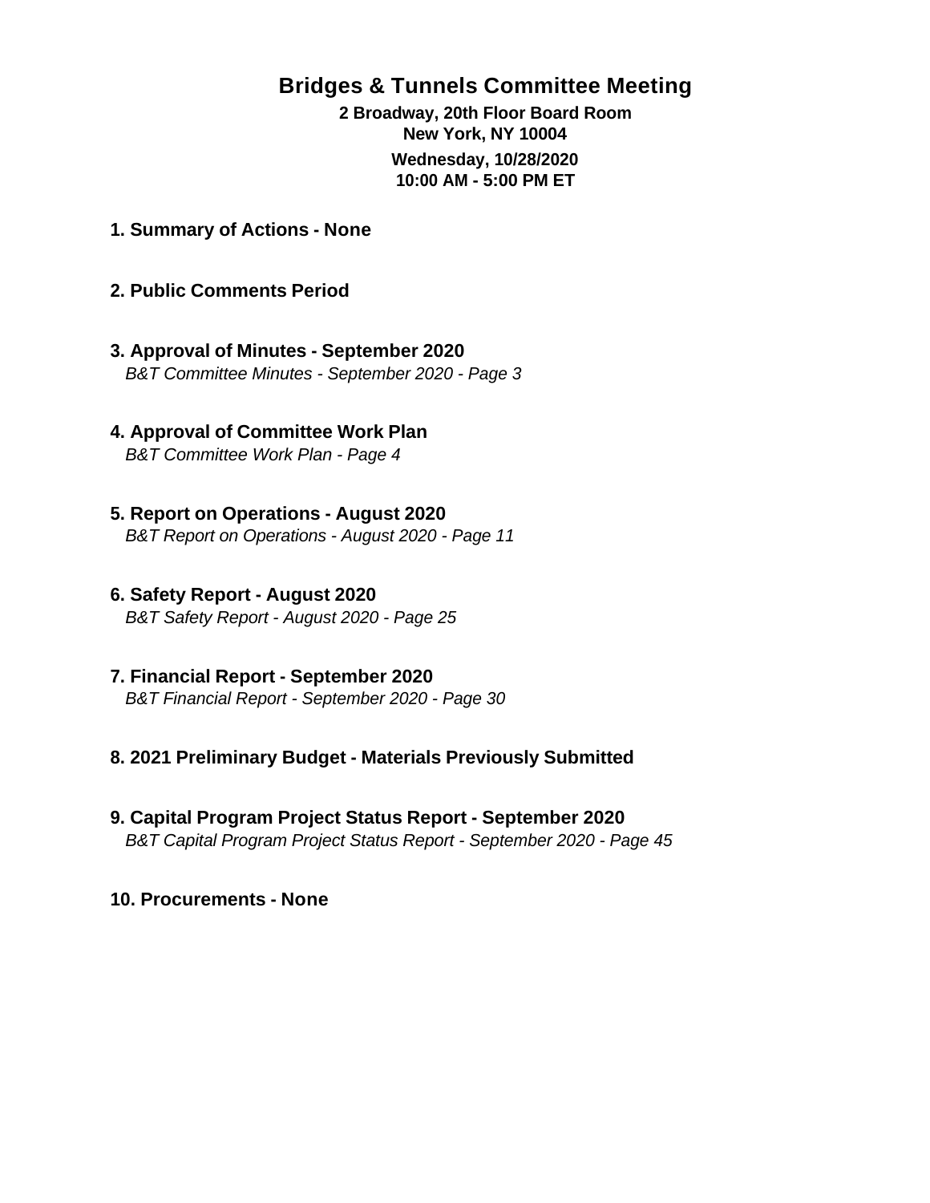# Bridges & Tunnels Committee Meeting

**2 Broadway, 20th Floor Board Room**
**New York, NY 10004**

**Wednesday, 10/28/2020**
**10:00 AM - 5:00 PM ET**

**1. Summary of Actions - None**

**2. Public Comments Period**

**3. Approval of Minutes - September 2020**
*B&T Committee Minutes - September 2020 - Page 3*

**4. Approval of Committee Work Plan**
*B&T Committee Work Plan - Page 4*

**5. Report on Operations - August 2020**
*B&T Report on Operations - August 2020 - Page 11*

**6. Safety Report - August 2020**
*B&T Safety Report - August 2020 - Page 25*

**7. Financial Report - September 2020**
*B&T Financial Report - September 2020 - Page 30*

**8. 2021 Preliminary Budget - Materials Previously Submitted**

**9. Capital Program Project Status Report - September 2020**
*B&T Capital Program Project Status Report - September 2020 - Page 45*

**10. Procurements - None**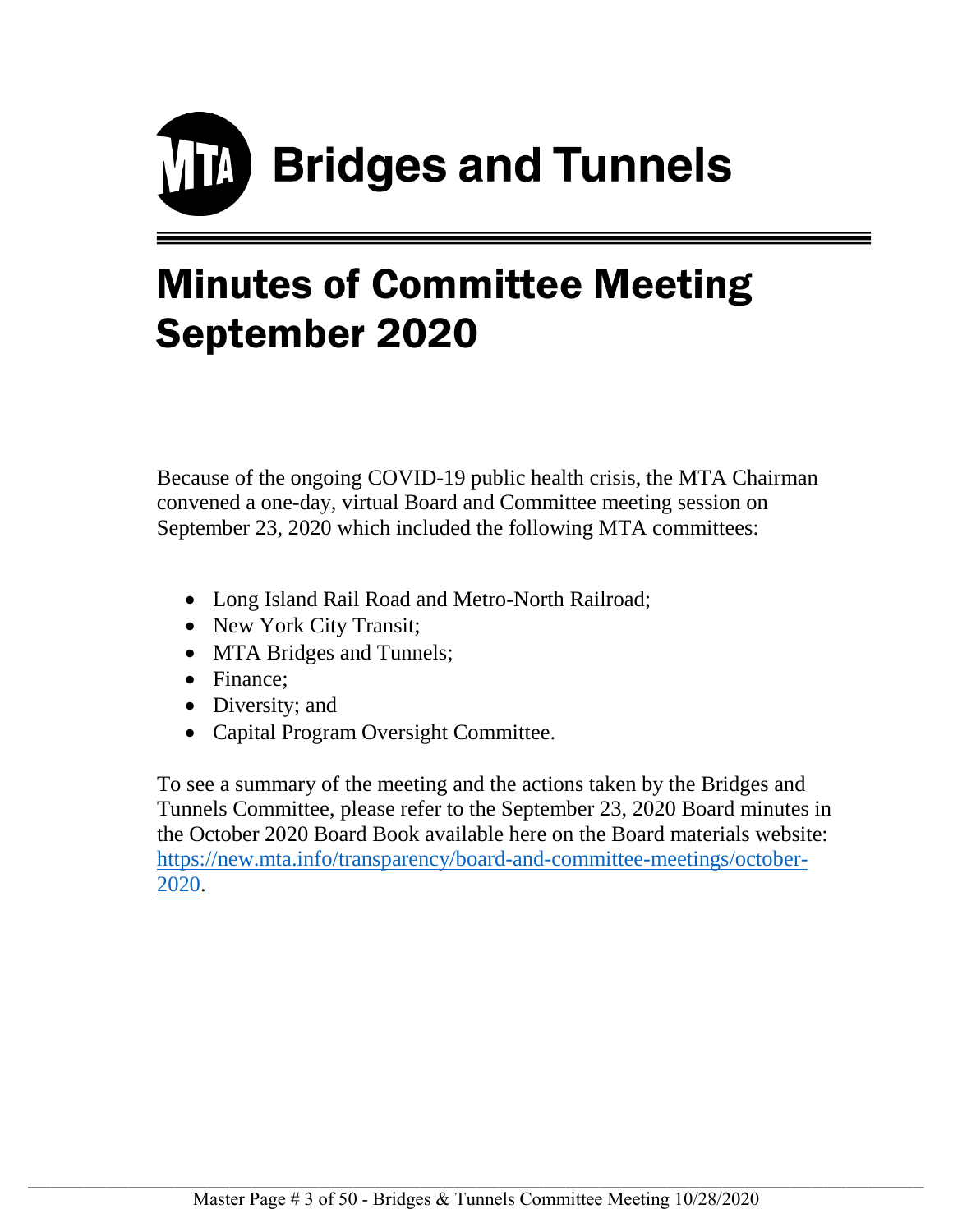# Bridges and Tunnels

# Minutes of Committee Meeting September 2020

Because of the ongoing COVID-19 public health crisis, the MTA Chairman convened a one-day, virtual Board and Committee meeting session on September 23, 2020 which included the following MTA committees:

- Long Island Rail Road and Metro-North Railroad;
- New York City Transit;
- MTA Bridges and Tunnels;
- Finance;
- Diversity; and
- Capital Program Oversight Committee.

To see a summary of the meeting and the actions taken by the Bridges and Tunnels Committee, please refer to the September 23, 2020 Board minutes in the October 2020 Board Book available here on the Board materials website: [https://new.mta.info/transparency/board-and-committee-meetings/october-2020](https://new.mta.info/transparency/board-and-committee-meetings/october-2020).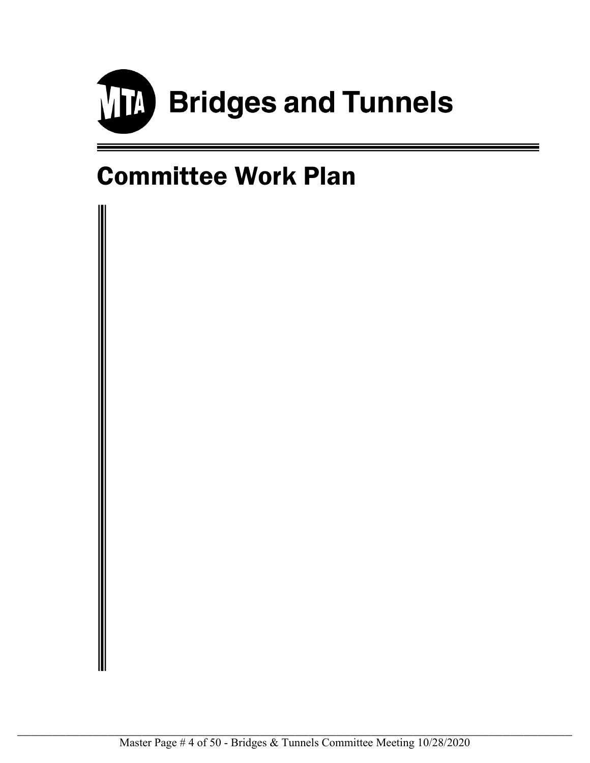# Bridges and Tunnels

## Committee Work Plan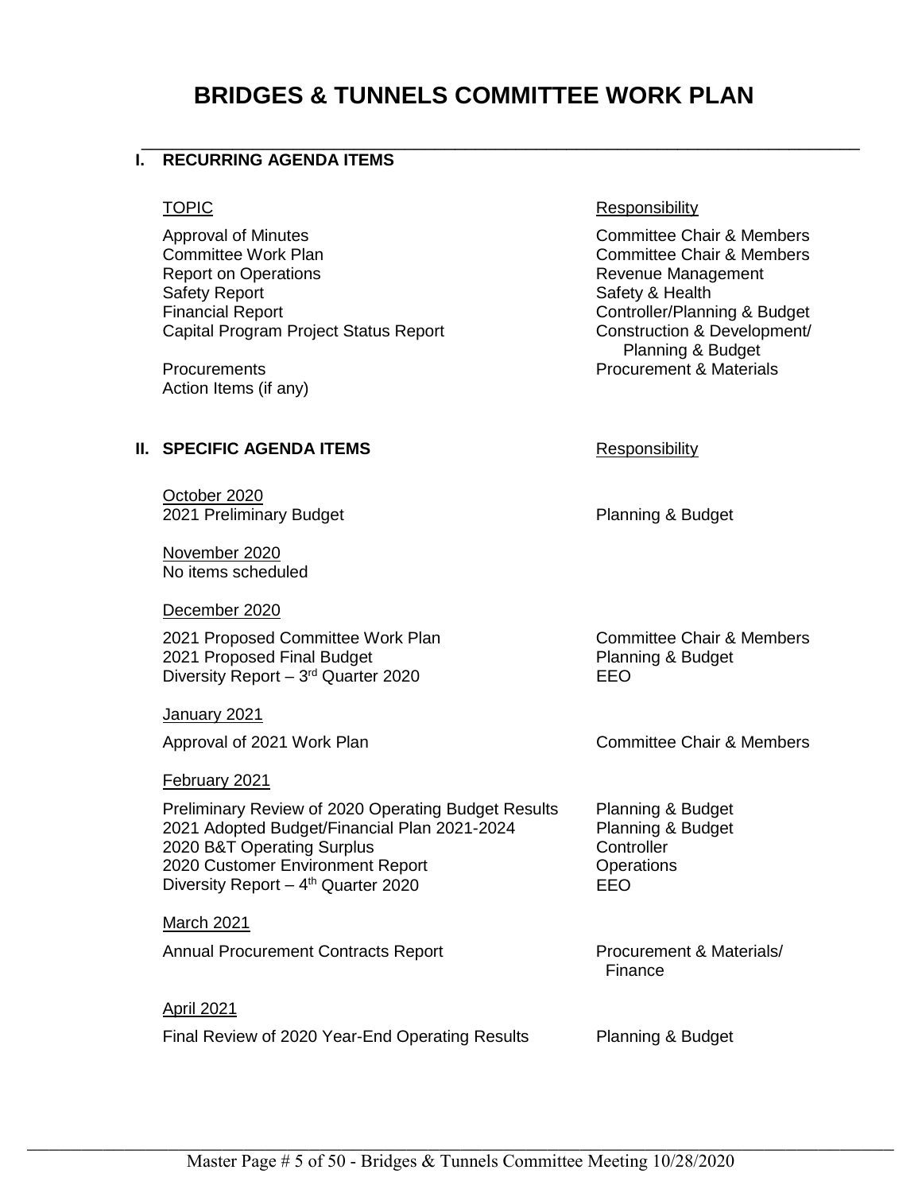# BRIDGES & TUNNELS COMMITTEE WORK PLAN

## I. RECURRING AGENDA ITEMS

| TOPIC | Responsibility |
| --- | --- |
| Approval of Minutes | Committee Chair & Members |
| Committee Work Plan | Committee Chair & Members |
| Report on Operations | Revenue Management |
| Safety Report | Safety & Health |
| Financial Report | Controller/Planning & Budget |
| Capital Program Project Status Report | Construction & Development/ Planning & Budget |
| Procurements | Procurement & Materials |
| Action Items (if any) | |

## II. SPECIFIC AGENDA ITEMS

| | Responsibility |
| --- | --- |
| October 2020 | |
| 2021 Preliminary Budget | Planning & Budget |
| November 2020 | |
| No items scheduled | |
| December 2020 | |
| 2021 Proposed Committee Work Plan | Committee Chair & Members |
| 2021 Proposed Final Budget | Planning & Budget |
| Diversity Report – 3rd Quarter 2020 | EEO |
| January 2021 | |
| Approval of 2021 Work Plan | Committee Chair & Members |
| February 2021 | |
| Preliminary Review of 2020 Operating Budget Results | Planning & Budget |
| 2021 Adopted Budget/Financial Plan 2021-2024 | Planning & Budget |
| 2020 B&T Operating Surplus | Controller |
| 2020 Customer Environment Report | Operations |
| Diversity Report – 4th Quarter 2020 | EEO |
| March 2021 | |
| Annual Procurement Contracts Report | Procurement & Materials/ Finance |
| April 2021 | |
| Final Review of 2020 Year-End Operating Results | Planning & Budget |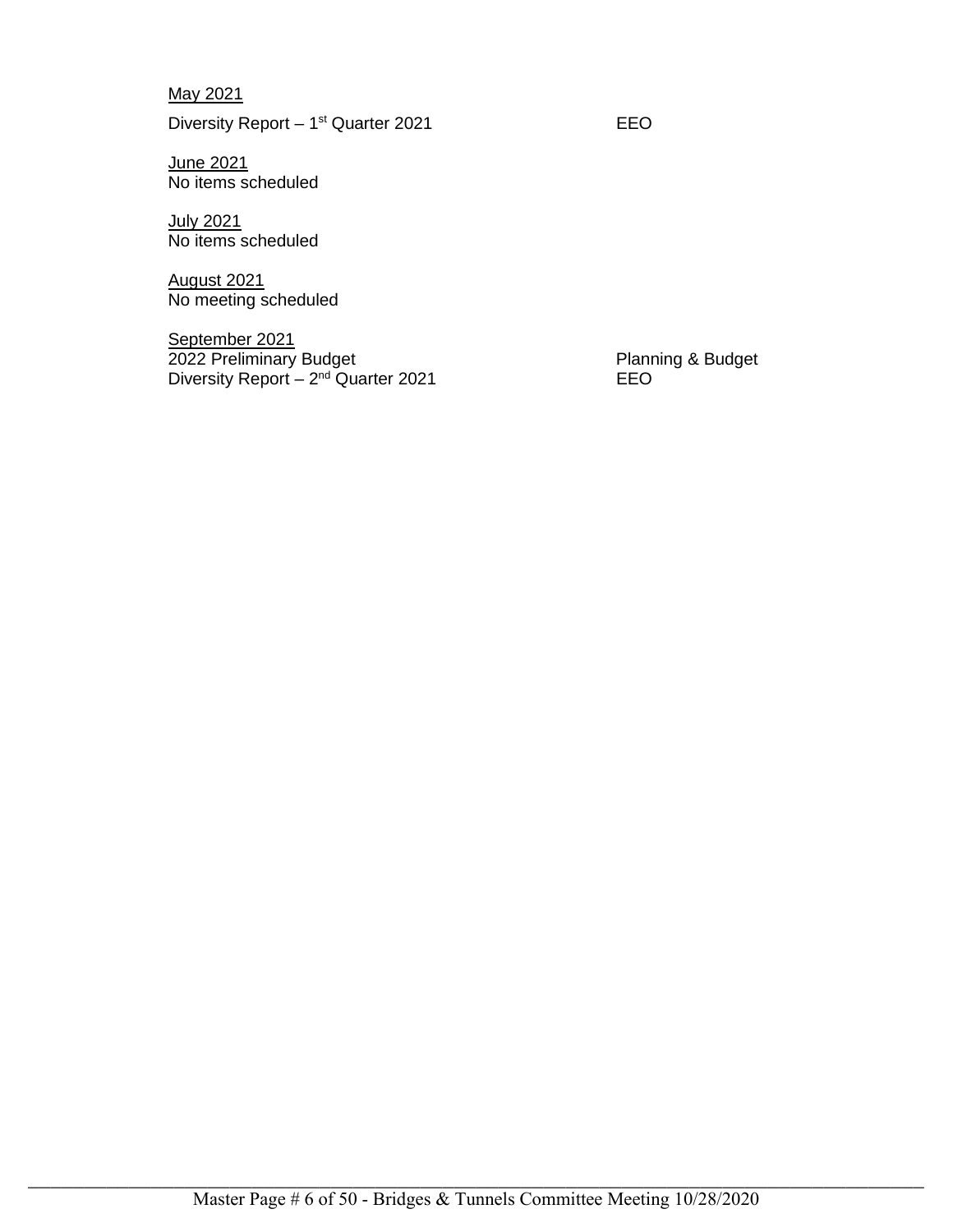<u>May 2021</u>

Diversity Report – 1st Quarter 2021 EEO

<u>June 2021</u>
No items scheduled

<u>July 2021</u>
No items scheduled

<u>August 2021</u>
No meeting scheduled

<u>September 2021</u>
2022 Preliminary Budget Planning & Budget
Diversity Report – 2nd Quarter 2021 EEO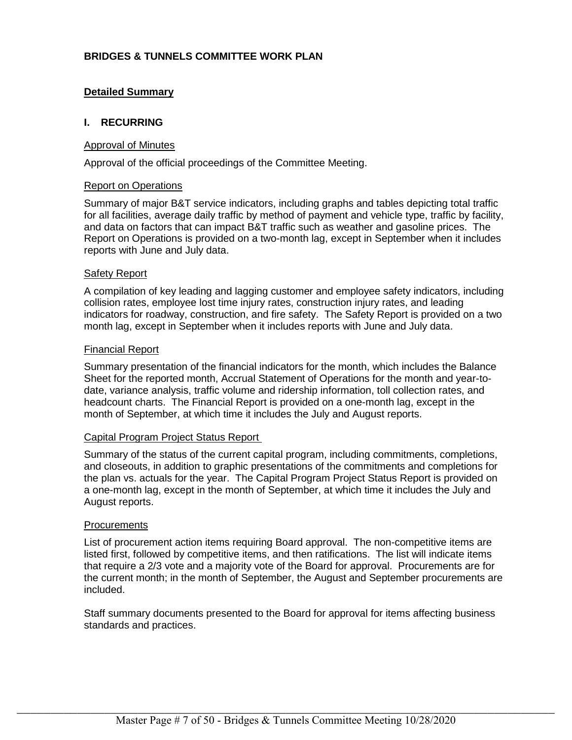**BRIDGES & TUNNELS COMMITTEE WORK PLAN**

**Detailed Summary**

## I. RECURRING

### Approval of Minutes

Approval of the official proceedings of the Committee Meeting.

### Report on Operations

Summary of major B&T service indicators, including graphs and tables depicting total traffic for all facilities, average daily traffic by method of payment and vehicle type, traffic by facility, and data on factors that can impact B&T traffic such as weather and gasoline prices. The Report on Operations is provided on a two-month lag, except in September when it includes reports with June and July data.

### Safety Report

A compilation of key leading and lagging customer and employee safety indicators, including collision rates, employee lost time injury rates, construction injury rates, and leading indicators for roadway, construction, and fire safety. The Safety Report is provided on a two month lag, except in September when it includes reports with June and July data.

### Financial Report

Summary presentation of the financial indicators for the month, which includes the Balance Sheet for the reported month, Accrual Statement of Operations for the month and year-to-date, variance analysis, traffic volume and ridership information, toll collection rates, and headcount charts. The Financial Report is provided on a one-month lag, except in the month of September, at which time it includes the July and August reports.

### Capital Program Project Status Report

Summary of the status of the current capital program, including commitments, completions, and closeouts, in addition to graphic presentations of the commitments and completions for the plan vs. actuals for the year. The Capital Program Project Status Report is provided on a one-month lag, except in the month of September, at which time it includes the July and August reports.

### Procurements

List of procurement action items requiring Board approval. The non-competitive items are listed first, followed by competitive items, and then ratifications. The list will indicate items that require a 2/3 vote and a majority vote of the Board for approval. Procurements are for the current month; in the month of September, the August and September procurements are included.

Staff summary documents presented to the Board for approval for items affecting business standards and practices.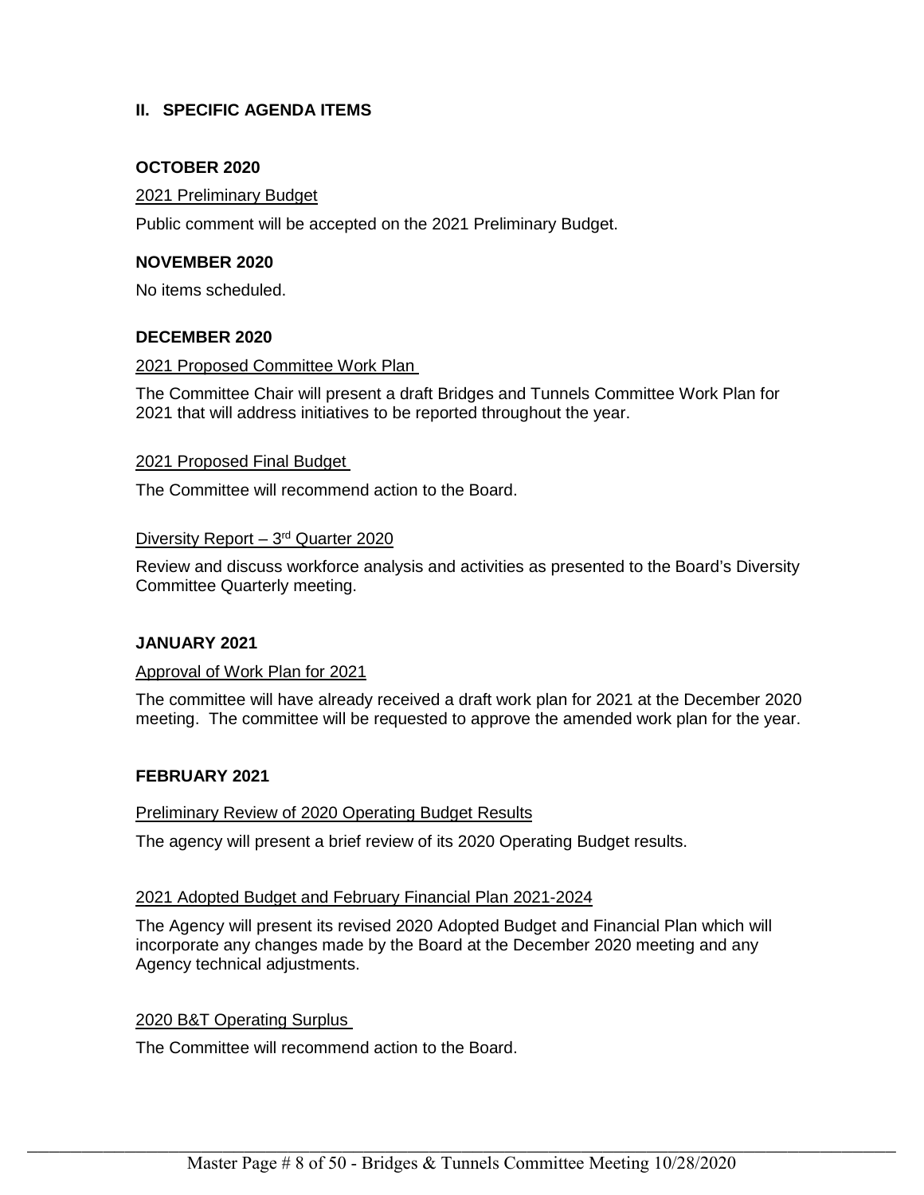## II. SPECIFIC AGENDA ITEMS

### OCTOBER 2020

2021 Preliminary Budget

Public comment will be accepted on the 2021 Preliminary Budget.

### NOVEMBER 2020

No items scheduled.

### DECEMBER 2020

2021 Proposed Committee Work Plan

The Committee Chair will present a draft Bridges and Tunnels Committee Work Plan for 2021 that will address initiatives to be reported throughout the year.

2021 Proposed Final Budget

The Committee will recommend action to the Board.

Diversity Report – 3rd Quarter 2020

Review and discuss workforce analysis and activities as presented to the Board's Diversity Committee Quarterly meeting.

### JANUARY 2021

Approval of Work Plan for 2021

The committee will have already received a draft work plan for 2021 at the December 2020 meeting. The committee will be requested to approve the amended work plan for the year.

### FEBRUARY 2021

Preliminary Review of 2020 Operating Budget Results

The agency will present a brief review of its 2020 Operating Budget results.

2021 Adopted Budget and February Financial Plan 2021-2024

The Agency will present its revised 2020 Adopted Budget and Financial Plan which will incorporate any changes made by the Board at the December 2020 meeting and any Agency technical adjustments.

2020 B&T Operating Surplus

The Committee will recommend action to the Board.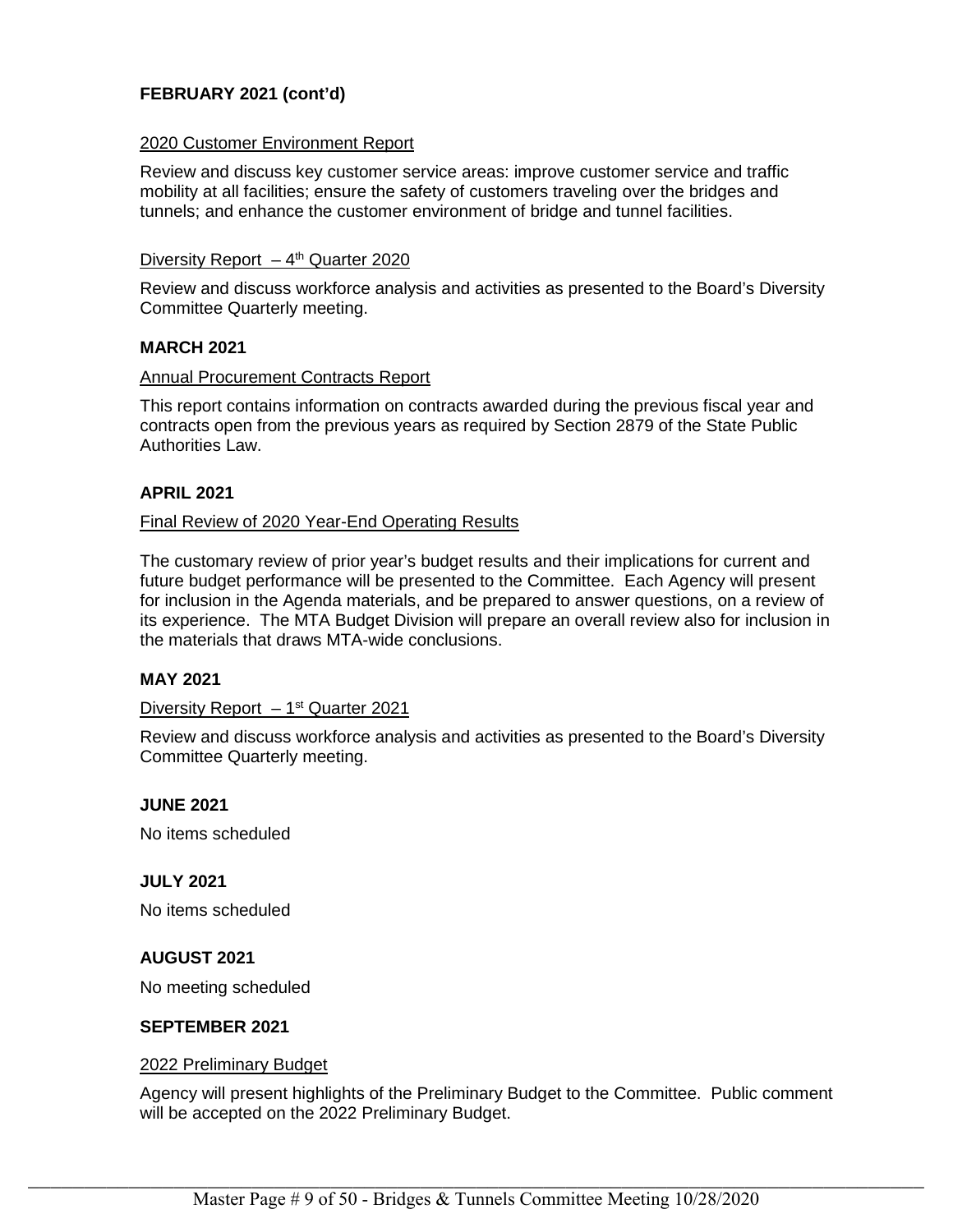**FEBRUARY 2021 (cont'd)**

2020 Customer Environment Report

Review and discuss key customer service areas: improve customer service and traffic mobility at all facilities; ensure the safety of customers traveling over the bridges and tunnels; and enhance the customer environment of bridge and tunnel facilities.

Diversity Report – 4th Quarter 2020

Review and discuss workforce analysis and activities as presented to the Board's Diversity Committee Quarterly meeting.

**MARCH 2021**

Annual Procurement Contracts Report

This report contains information on contracts awarded during the previous fiscal year and contracts open from the previous years as required by Section 2879 of the State Public Authorities Law.

**APRIL 2021**

Final Review of 2020 Year-End Operating Results

The customary review of prior year's budget results and their implications for current and future budget performance will be presented to the Committee. Each Agency will present for inclusion in the Agenda materials, and be prepared to answer questions, on a review of its experience. The MTA Budget Division will prepare an overall review also for inclusion in the materials that draws MTA-wide conclusions.

**MAY 2021**

Diversity Report – 1st Quarter 2021

Review and discuss workforce analysis and activities as presented to the Board's Diversity Committee Quarterly meeting.

**JUNE 2021**

No items scheduled

**JULY 2021**

No items scheduled

**AUGUST 2021**

No meeting scheduled

**SEPTEMBER 2021**

2022 Preliminary Budget

Agency will present highlights of the Preliminary Budget to the Committee. Public comment will be accepted on the 2022 Preliminary Budget.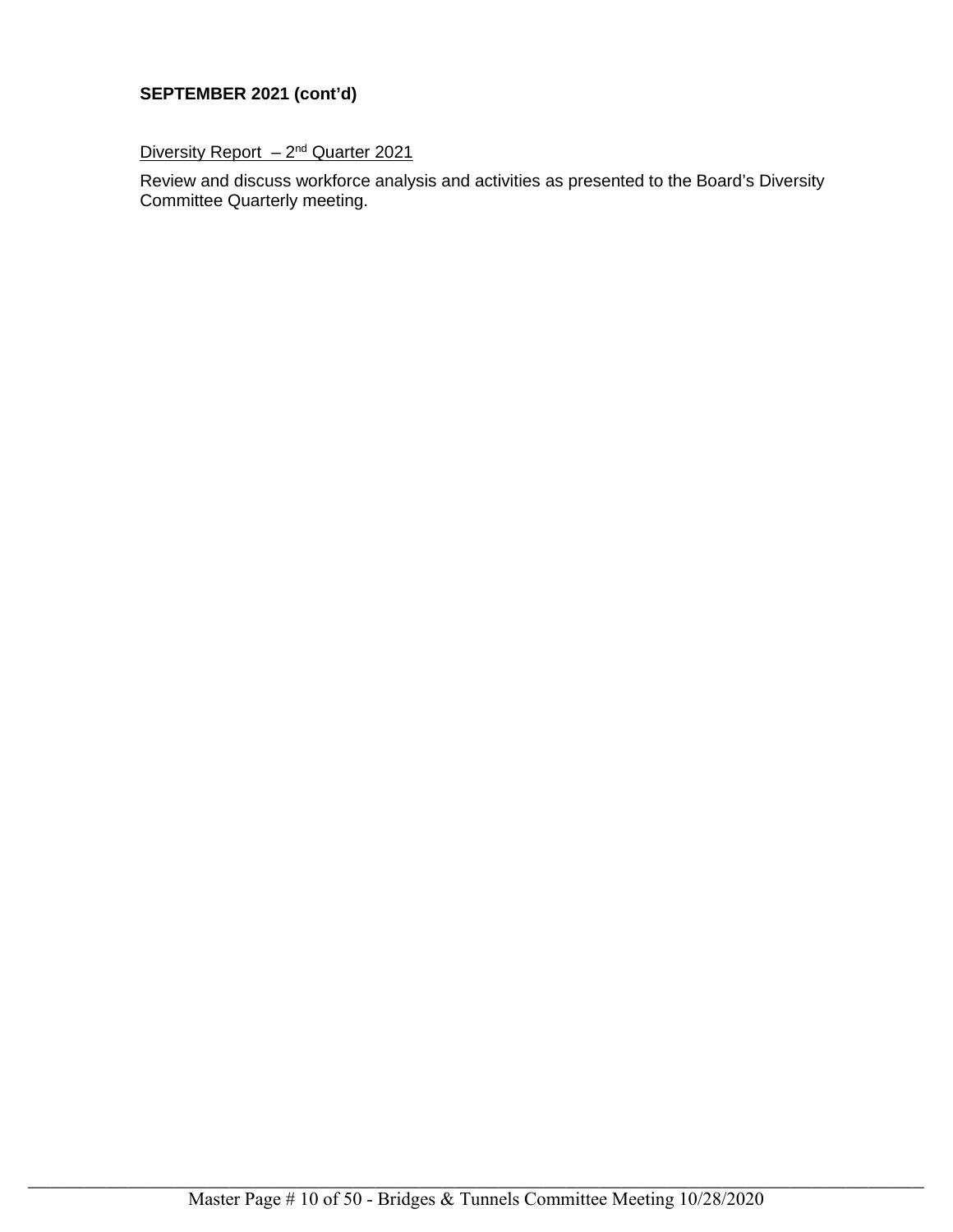**SEPTEMBER 2021 (cont'd)**

Diversity Report – 2nd Quarter 2021

Review and discuss workforce analysis and activities as presented to the Board's Diversity Committee Quarterly meeting.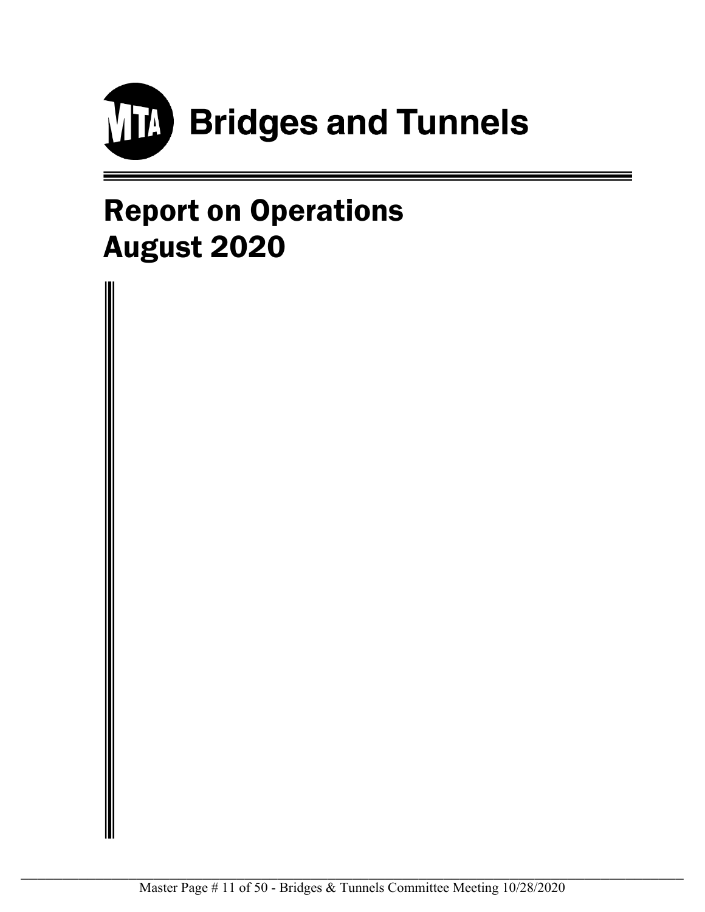# Bridges and Tunnels

## Report on Operations
## August 2020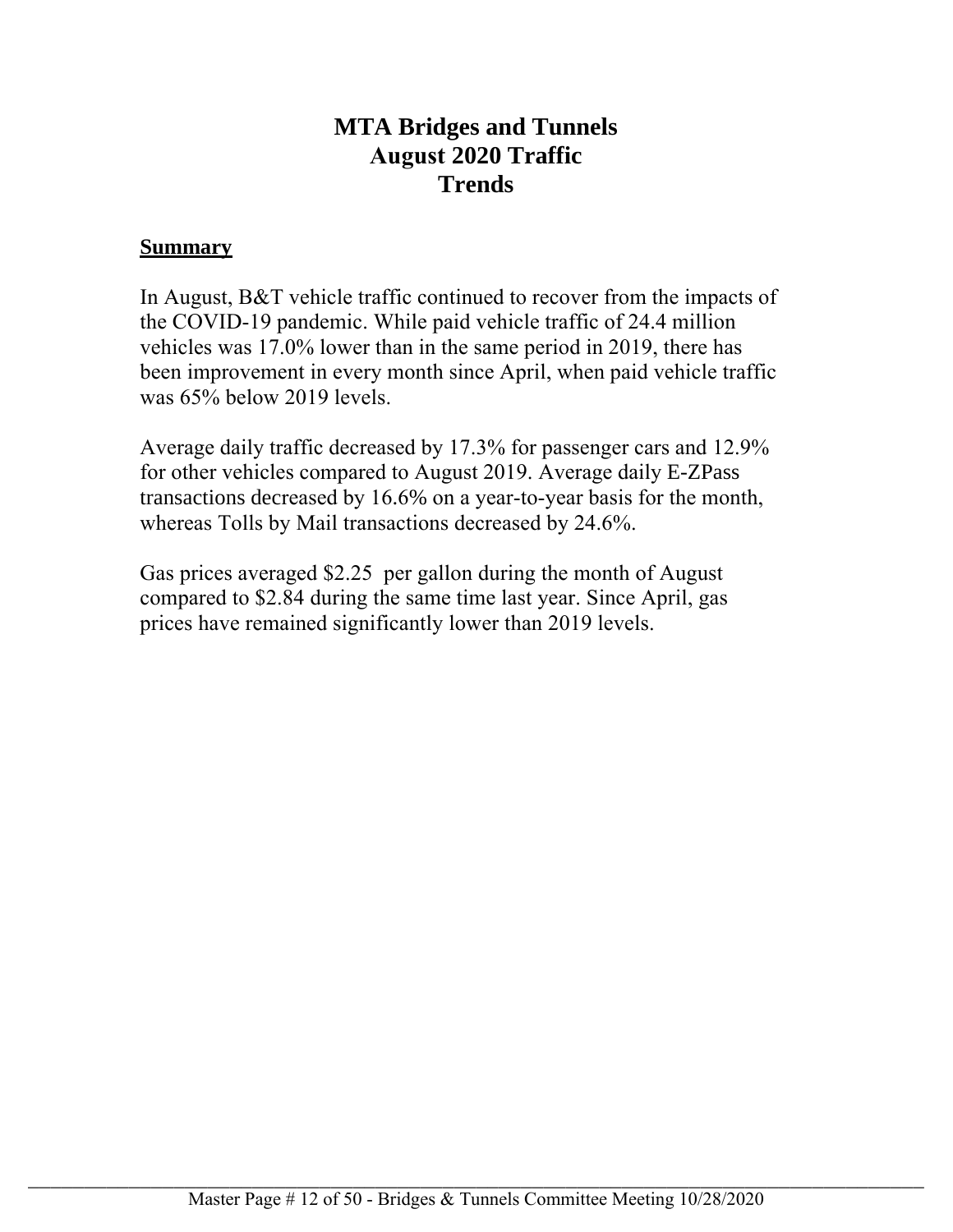# MTA Bridges and Tunnels
# August 2020 Traffic
# Trends

**Summary**

In August, B&T vehicle traffic continued to recover from the impacts of the COVID-19 pandemic. While paid vehicle traffic of 24.4 million vehicles was 17.0% lower than in the same period in 2019, there has been improvement in every month since April, when paid vehicle traffic was 65% below 2019 levels.

Average daily traffic decreased by 17.3% for passenger cars and 12.9% for other vehicles compared to August 2019. Average daily E-ZPass transactions decreased by 16.6% on a year-to-year basis for the month, whereas Tolls by Mail transactions decreased by 24.6%.

Gas prices averaged $2.25 per gallon during the month of August compared to $2.84 during the same time last year. Since April, gas prices have remained significantly lower than 2019 levels.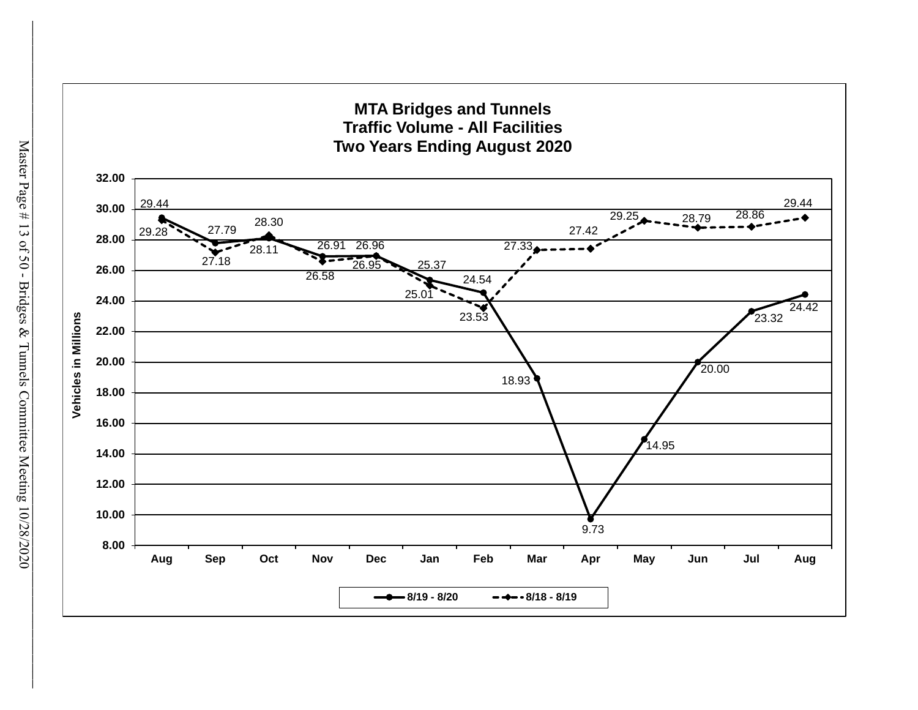**MTA Bridges and Tunnels**
**Traffic Volume - All Facilities**
**Two Years Ending August 2020**

Vehicles in Millions

32.00
30.00
28.00
26.00
24.00
22.00
20.00
18.00
16.00
14.00
12.00
10.00
8.00

Aug Sep Oct Nov Dec Jan Feb Mar Apr May Jun Jul Aug

29.44
27.79
28.11
26.91
26.96
25.37
24.54
18.93
9.73
14.95
20.00
23.32
24.42

29.28
27.18
28.30
26.58
26.95
25.01
23.53
27.33
27.42
29.25
28.79
28.86
29.44

8/19 - 8/20
8/18 - 8/19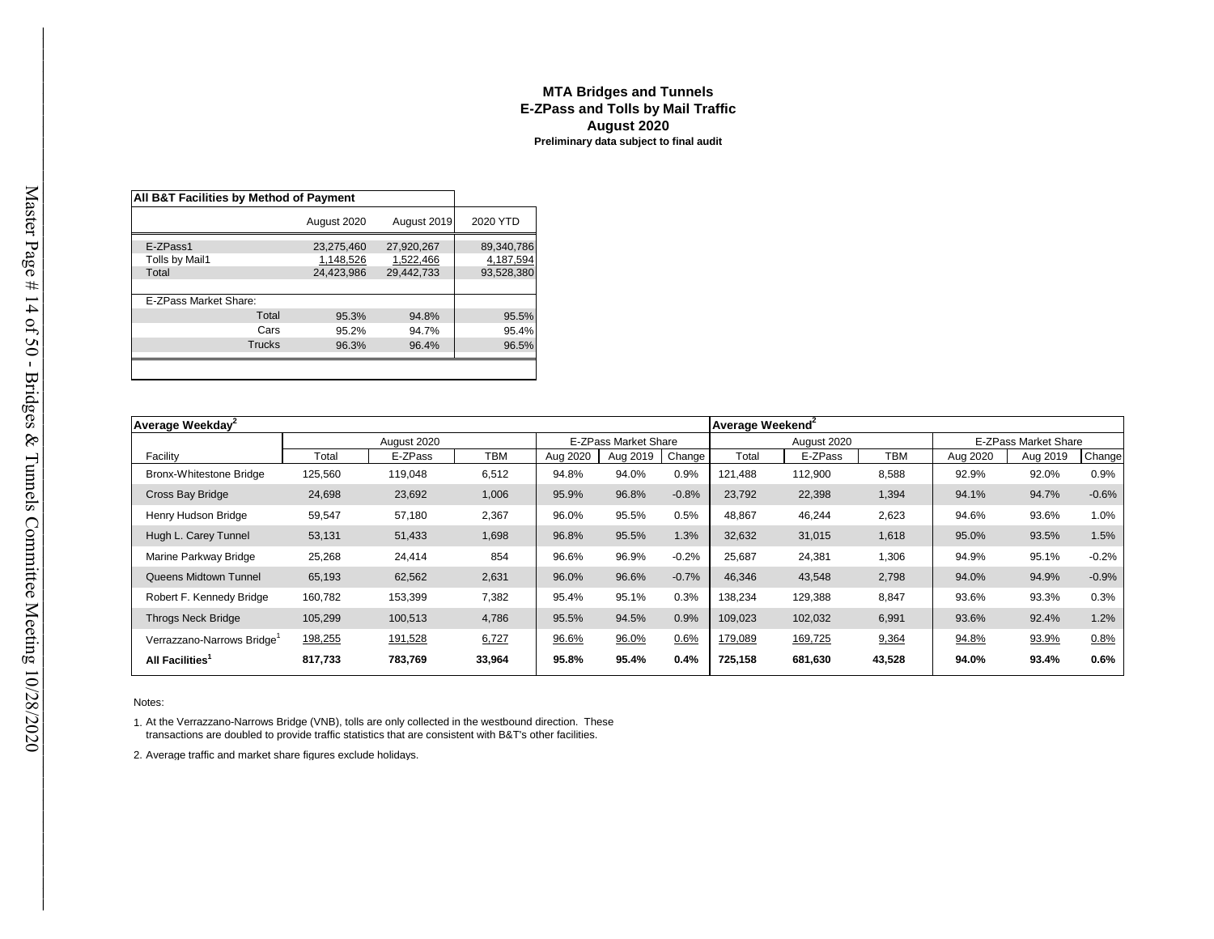**MTA Bridges and Tunnels**
**E-ZPass and Tolls by Mail Traffic**
**August 2020**
**Preliminary data subject to final audit**

| All B&T Facilities by Method of Payment | August 2020 | August 2019 | 2020 YTD |
|---|---|---|---|
| E-ZPass1 | 23,275,460 | 27,920,267 | 89,340,786 |
| Tolls by Mail1 | 1,148,526 | 1,522,466 | 4,187,594 |
| Total | 24,423,986 | 29,442,733 | 93,528,380 |
| E-ZPass Market Share: | | | |
| Total | 95.3% | 94.8% | 95.5% |
| Cars | 95.2% | 94.7% | 95.4% |
| Trucks | 96.3% | 96.4% | 96.5% |

| Average Weekday[2] | August 2020 | | | E-ZPass Market Share | | | Average Weekend[2] August 2020 | | | E-ZPass Market Share | | |
|---|---|---|---|---|---|---|---|---|---|---|---|---|
| Facility | Total | E-ZPass | TBM | Aug 2020 | Aug 2019 | Change | Total | E-ZPass | TBM | Aug 2020 | Aug 2019 | Change |
| Bronx-Whitestone Bridge | 125,560 | 119,048 | 6,512 | 94.8% | 94.0% | 0.9% | 121,488 | 112,900 | 8,588 | 92.9% | 92.0% | 0.9% |
| Cross Bay Bridge | 24,698 | 23,692 | 1,006 | 95.9% | 96.8% | -0.8% | 23,792 | 22,398 | 1,394 | 94.1% | 94.7% | -0.6% |
| Henry Hudson Bridge | 59,547 | 57,180 | 2,367 | 96.0% | 95.5% | 0.5% | 48,867 | 46,244 | 2,623 | 94.6% | 93.6% | 1.0% |
| Hugh L. Carey Tunnel | 53,131 | 51,433 | 1,698 | 96.8% | 95.5% | 1.3% | 32,632 | 31,015 | 1,618 | 95.0% | 93.5% | 1.5% |
| Marine Parkway Bridge | 25,268 | 24,414 | 854 | 96.6% | 96.9% | -0.2% | 25,687 | 24,381 | 1,306 | 94.9% | 95.1% | -0.2% |
| Queens Midtown Tunnel | 65,193 | 62,562 | 2,631 | 96.0% | 96.6% | -0.7% | 46,346 | 43,548 | 2,798 | 94.0% | 94.9% | -0.9% |
| Robert F. Kennedy Bridge | 160,782 | 153,399 | 7,382 | 95.4% | 95.1% | 0.3% | 138,234 | 129,388 | 8,847 | 93.6% | 93.3% | 0.3% |
| Throgs Neck Bridge | 105,299 | 100,513 | 4,786 | 95.5% | 94.5% | 0.9% | 109,023 | 102,032 | 6,991 | 93.6% | 92.4% | 1.2% |
| Verrazzano-Narrows Bridge[1] | 198,255 | 191,528 | 6,727 | 96.6% | 96.0% | 0.6% | 179,089 | 169,725 | 9,364 | 94.8% | 93.9% | 0.8% |
| **All Facilities[1]** | **817,733** | **783,769** | **33,964** | **95.8%** | **95.4%** | **0.4%** | **725,158** | **681,630** | **43,528** | **94.0%** | **93.4%** | **0.6%** |

Notes:

1. At the Verrazzano-Narrows Bridge (VNB), tolls are only collected in the westbound direction. These transactions are doubled to provide traffic statistics that are consistent with B&T's other facilities.
2. Average traffic and market share figures exclude holidays.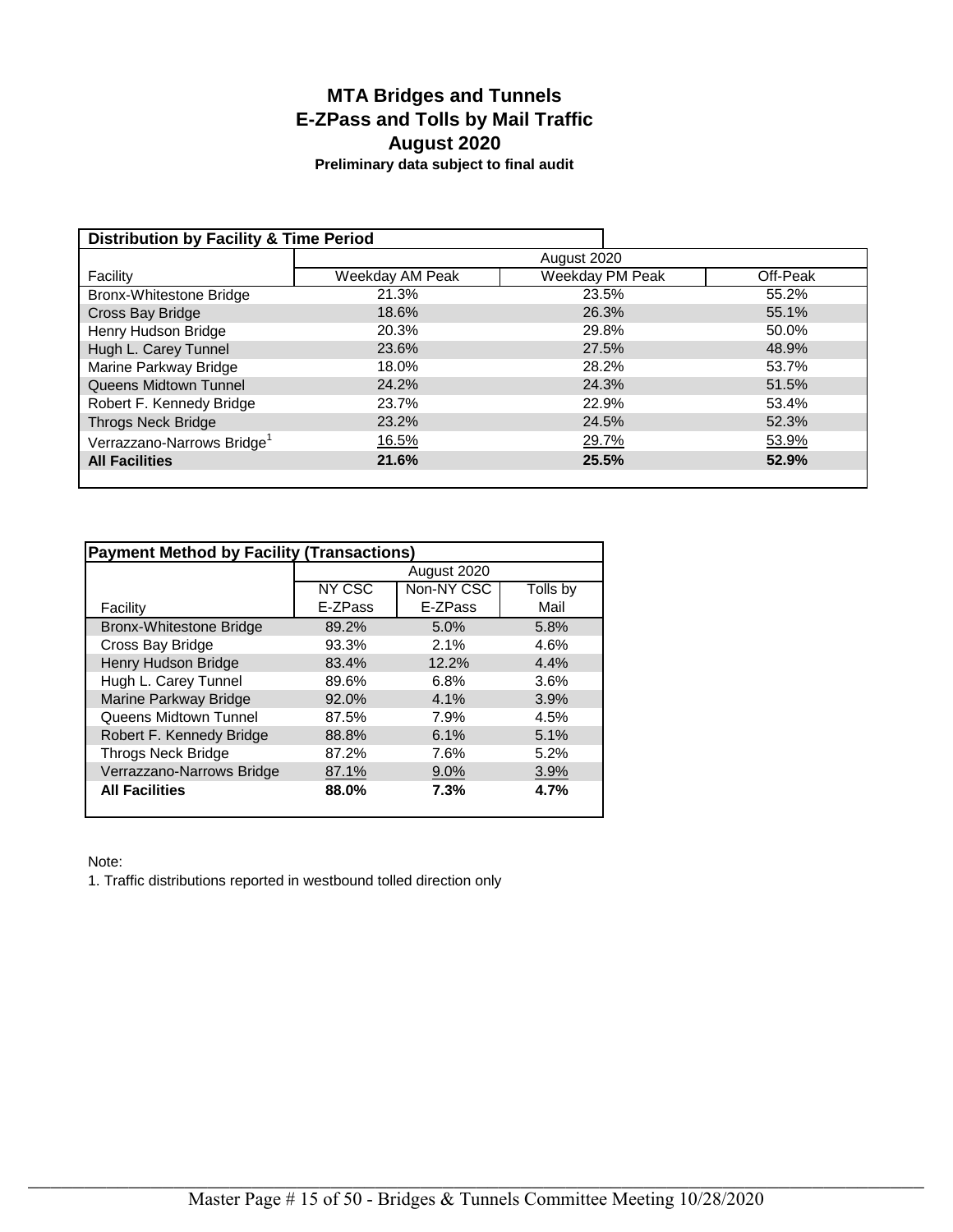# MTA Bridges and Tunnels
# E-ZPass and Tolls by Mail Traffic
# August 2020

**Preliminary data subject to final audit**

| Distribution by Facility & Time Period | | | |
|---|---|---|---|
| | August 2020 | | |
| Facility | Weekday AM Peak | Weekday PM Peak | Off-Peak |
| Bronx-Whitestone Bridge | 21.3% | 23.5% | 55.2% |
| Cross Bay Bridge | 18.6% | 26.3% | 55.1% |
| Henry Hudson Bridge | 20.3% | 29.8% | 50.0% |
| Hugh L. Carey Tunnel | 23.6% | 27.5% | 48.9% |
| Marine Parkway Bridge | 18.0% | 28.2% | 53.7% |
| Queens Midtown Tunnel | 24.2% | 24.3% | 51.5% |
| Robert F. Kennedy Bridge | 23.7% | 22.9% | 53.4% |
| Throgs Neck Bridge | 23.2% | 24.5% | 52.3% |
| Verrazzano-Narrows Bridge[1] | 16.5% | 29.7% | 53.9% |
| **All Facilities** | **21.6%** | **25.5%** | **52.9%** |

| Payment Method by Facility (Transactions) | | | |
|---|---|---|---|
| | August 2020 | | |
| Facility | NY CSC E-ZPass | Non-NY CSC E-ZPass | Tolls by Mail |
| Bronx-Whitestone Bridge | 89.2% | 5.0% | 5.8% |
| Cross Bay Bridge | 93.3% | 2.1% | 4.6% |
| Henry Hudson Bridge | 83.4% | 12.2% | 4.4% |
| Hugh L. Carey Tunnel | 89.6% | 6.8% | 3.6% |
| Marine Parkway Bridge | 92.0% | 4.1% | 3.9% |
| Queens Midtown Tunnel | 87.5% | 7.9% | 4.5% |
| Robert F. Kennedy Bridge | 88.8% | 6.1% | 5.1% |
| Throgs Neck Bridge | 87.2% | 7.6% | 5.2% |
| Verrazzano-Narrows Bridge | 87.1% | 9.0% | 3.9% |
| **All Facilities** | **88.0%** | **7.3%** | **4.7%** |

Note:

1. Traffic distributions reported in westbound tolled direction only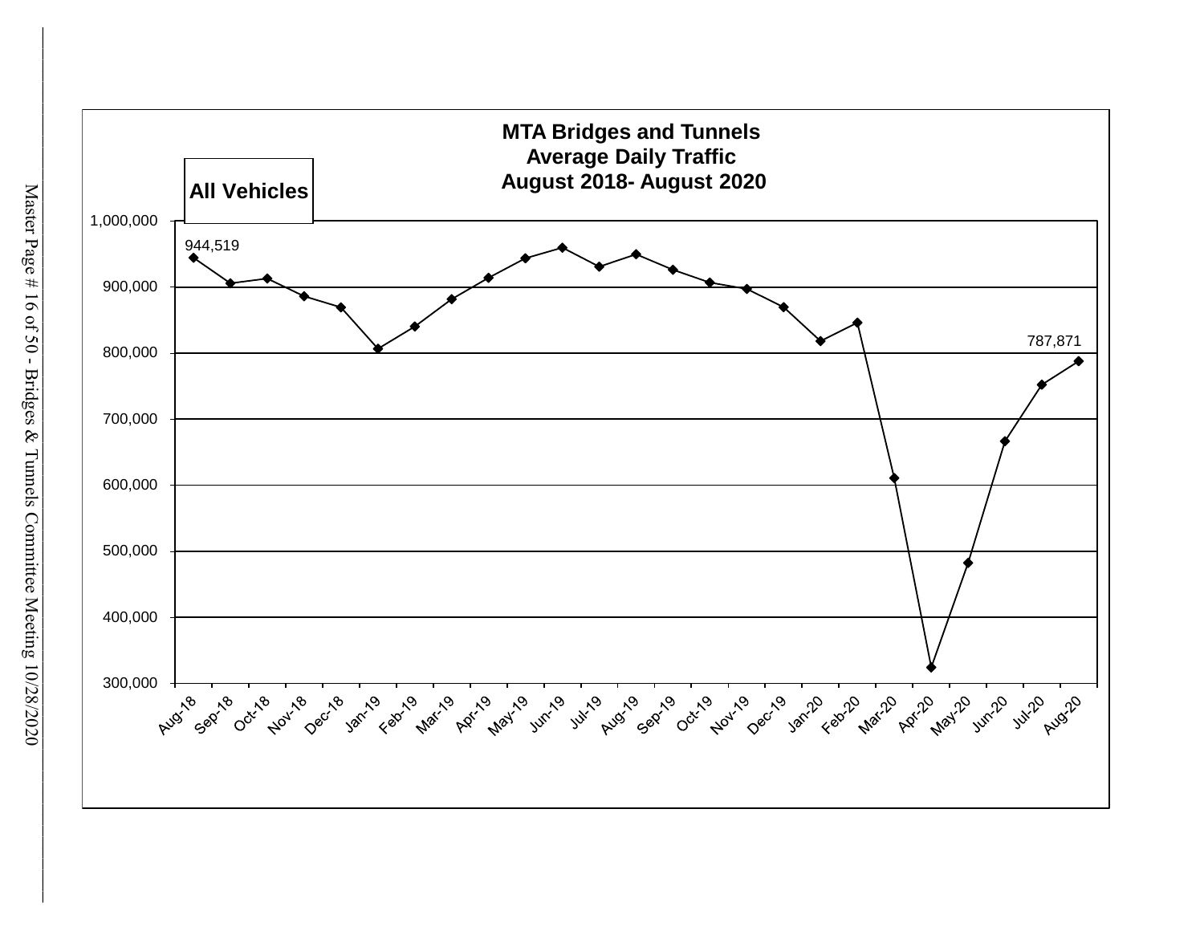**MTA Bridges and Tunnels**
**Average Daily Traffic**
**August 2018- August 2020**

**All Vehicles**

1,000,000
900,000
800,000
700,000
600,000
500,000
400,000
300,000

944,519
787,871

Aug-18
Sep-18
Oct-18
Nov-18
Dec-18
Jan-19
Feb-19
Mar-19
Apr-19
May-19
Jun-19
Jul-19
Aug-19
Sep-19
Oct-19
Nov-19
Dec-19
Jan-20
Feb-20
Mar-20
Apr-20
May-20
Jun-20
Jul-20
Aug-20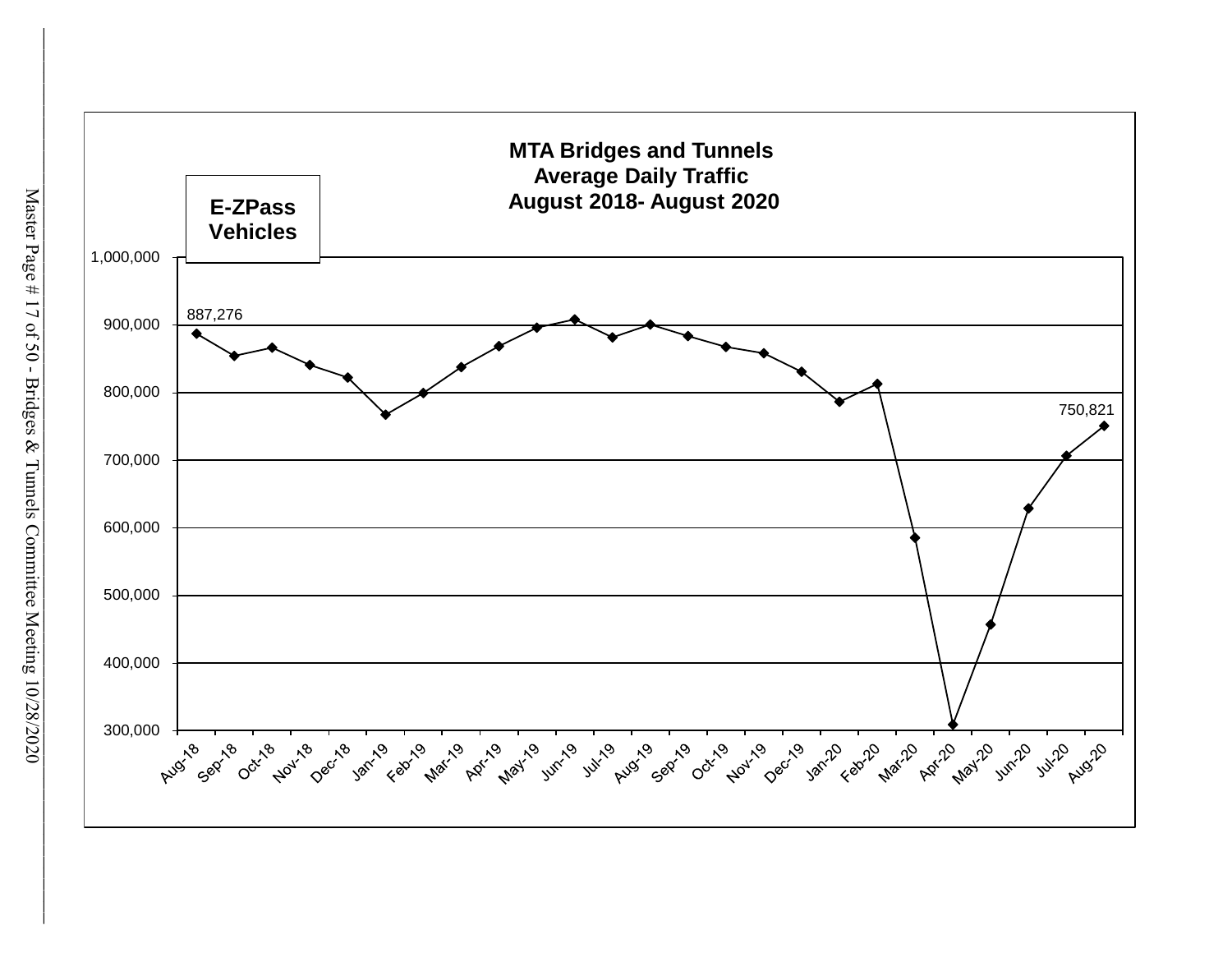MTA Bridges and Tunnels
Average Daily Traffic
August 2018- August 2020

E-ZPass Vehicles

1,000,000
900,000
800,000
700,000
600,000
500,000
400,000
300,000

887,276

750,821

Aug-18
Sep-18
Oct-18
Nov-18
Dec-18
Jan-19
Feb-19
Mar-19
Apr-19
May-19
Jun-19
Jul-19
Aug-19
Sep-19
Oct-19
Nov-19
Dec-19
Jan-20
Feb-20
Mar-20
Apr-20
May-20
Jun-20
Jul-20
Aug-20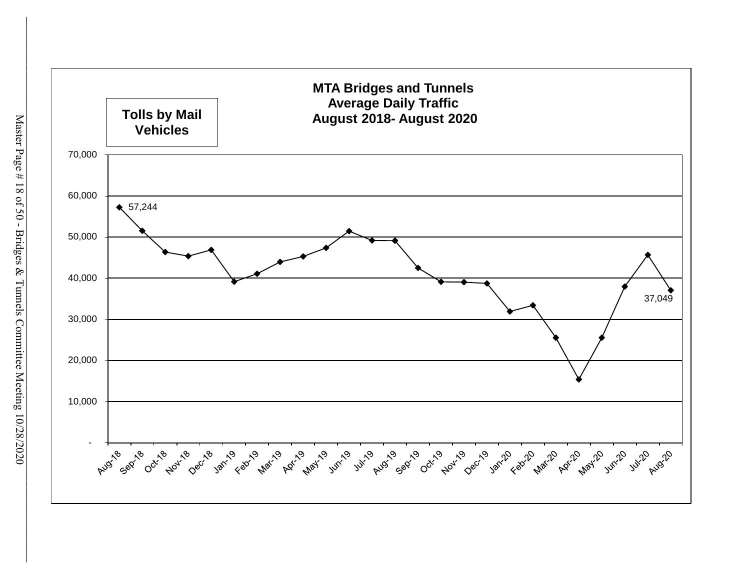MTA Bridges and Tunnels
Average Daily Traffic
August 2018- August 2020

Tolls by Mail
Vehicles

70,000
60,000
50,000
40,000
30,000
20,000
10,000
-

57,244
37,049

Aug-18
Sep-18
Oct-18
Nov-18
Dec-18
Jan-19
Feb-19
Mar-19
Apr-19
May-19
Jun-19
Jul-19
Aug-19
Sep-19
Oct-19
Nov-19
Dec-19
Jan-20
Feb-20
Mar-20
Apr-20
May-20
Jun-20
Jul-20
Aug-20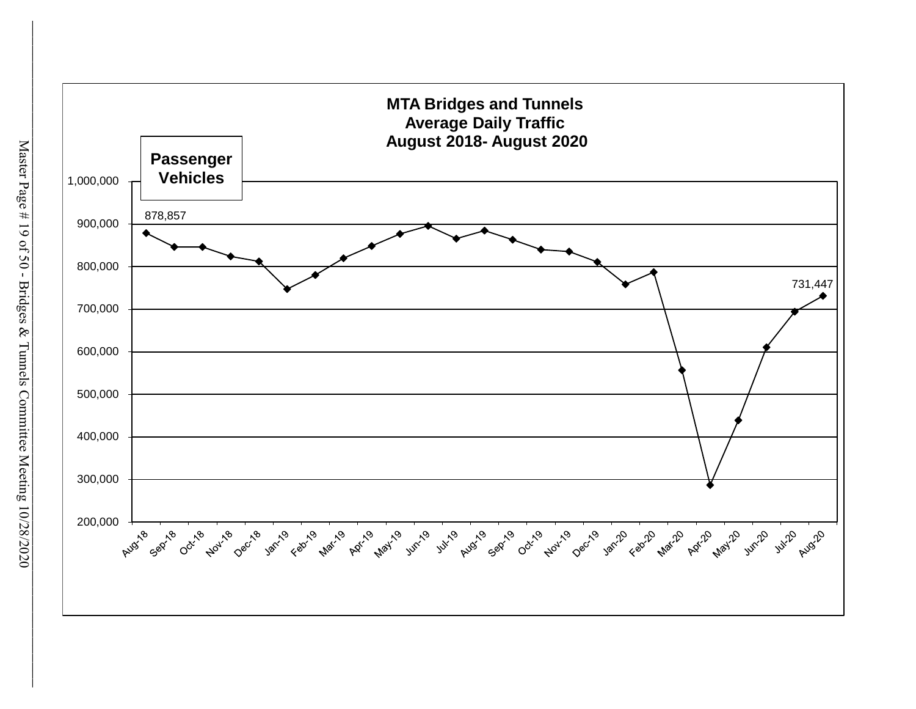**MTA Bridges and Tunnels**
**Average Daily Traffic**
**August 2018- August 2020**

**Passenger Vehicles**

1,000,000
900,000
800,000
700,000
600,000
500,000
400,000
300,000
200,000

878,857

731,447

Aug-18
Sep-18
Oct-18
Nov-18
Dec-18
Jan-19
Feb-19
Mar-19
Apr-19
May-19
Jun-19
Jul-19
Aug-19
Sep-19
Oct-19
Nov-19
Dec-19
Jan-20
Feb-20
Mar-20
Apr-20
May-20
Jun-20
Jul-20
Aug-20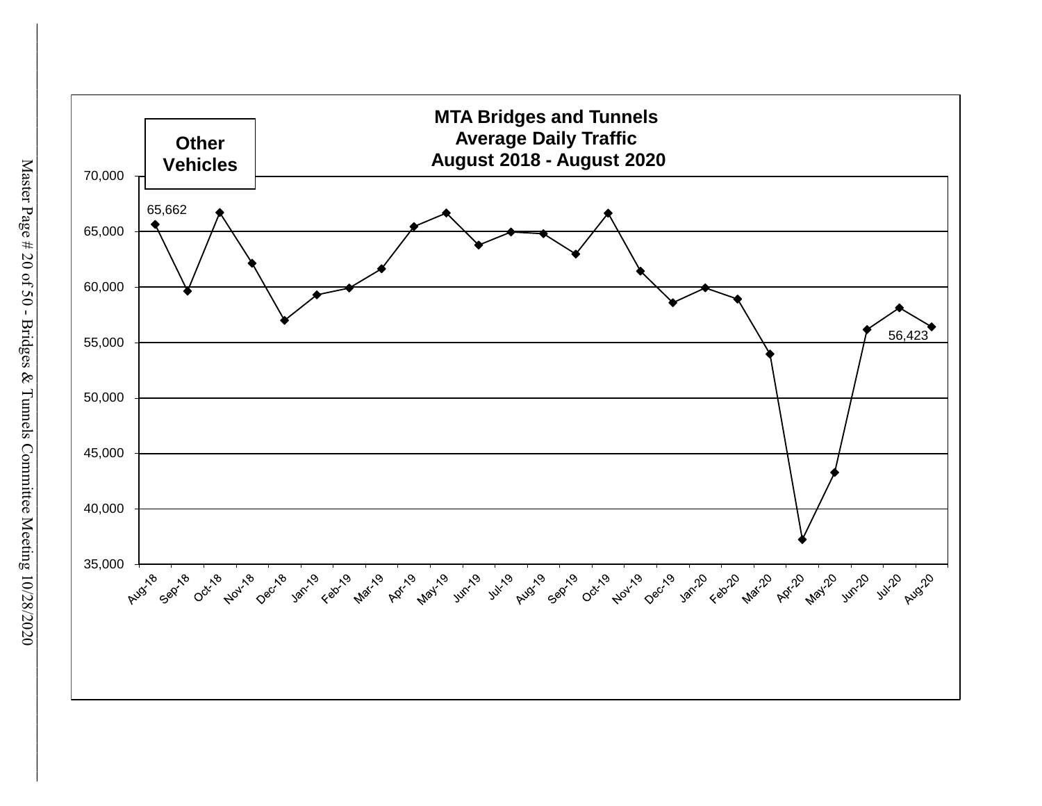MTA Bridges and Tunnels
Average Daily Traffic
August 2018 - August 2020

Other Vehicles

70,000
65,000
60,000
55,000
50,000
45,000
40,000
35,000

65,662

56,423

Aug-18
Sep-18
Oct-18
Nov-18
Dec-18
Jan-19
Feb-19
Mar-19
Apr-19
May-19
Jun-19
Jul-19
Aug-19
Sep-19
Oct-19
Nov-19
Dec-19
Jan-20
Feb-20
Mar-20
Apr-20
May-20
Jun-20
Jul-20
Aug-20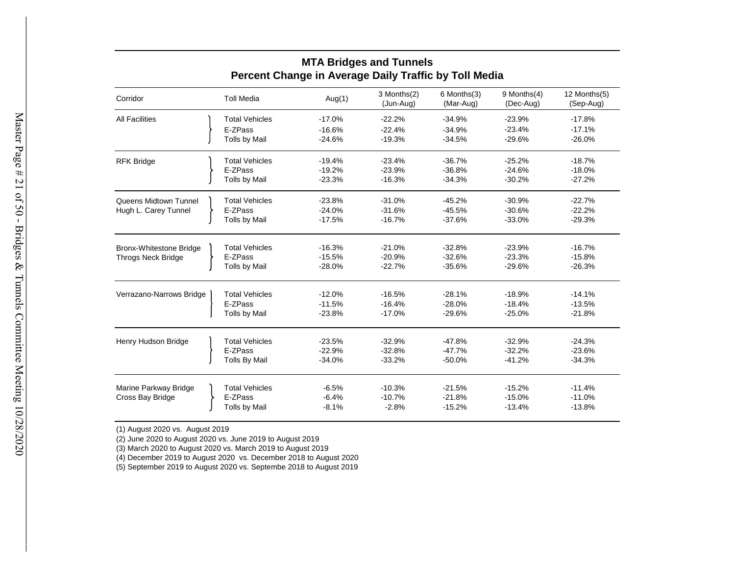## MTA Bridges and Tunnels
## Percent Change in Average Daily Traffic by Toll Media

| Corridor | Toll Media | Aug(1) | 3 Months(2) (Jun-Aug) | 6 Months(3) (Mar-Aug) | 9 Months(4) (Dec-Aug) | 12 Months(5) (Sep-Aug) |
|---|---|---|---|---|---|---|
| All Facilities | Total Vehicles | -17.0% | -22.2% | -34.9% | -23.9% | -17.8% |
| | E-ZPass | -16.6% | -22.4% | -34.9% | -23.4% | -17.1% |
| | Tolls by Mail | -24.6% | -19.3% | -34.5% | -29.6% | -26.0% |
| RFK Bridge | Total Vehicles | -19.4% | -23.4% | -36.7% | -25.2% | -18.7% |
| | E-ZPass | -19.2% | -23.9% | -36.8% | -24.6% | -18.0% |
| | Tolls by Mail | -23.3% | -16.3% | -34.3% | -30.2% | -27.2% |
| Queens Midtown Tunnel<br>Hugh L. Carey Tunnel | Total Vehicles | -23.8% | -31.0% | -45.2% | -30.9% | -22.7% |
| | E-ZPass | -24.0% | -31.6% | -45.5% | -30.6% | -22.2% |
| | Tolls by Mail | -17.5% | -16.7% | -37.6% | -33.0% | -29.3% |
| Bronx-Whitestone Bridge<br>Throgs Neck Bridge | Total Vehicles | -16.3% | -21.0% | -32.8% | -23.9% | -16.7% |
| | E-ZPass | -15.5% | -20.9% | -32.6% | -23.3% | -15.8% |
| | Tolls by Mail | -28.0% | -22.7% | -35.6% | -29.6% | -26.3% |
| Verrazano-Narrows Bridge | Total Vehicles | -12.0% | -16.5% | -28.1% | -18.9% | -14.1% |
| | E-ZPass | -11.5% | -16.4% | -28.0% | -18.4% | -13.5% |
| | Tolls by Mail | -23.8% | -17.0% | -29.6% | -25.0% | -21.8% |
| Henry Hudson Bridge | Total Vehicles | -23.5% | -32.9% | -47.8% | -32.9% | -24.3% |
| | E-ZPass | -22.9% | -32.8% | -47.7% | -32.2% | -23.6% |
| | Tolls By Mail | -34.0% | -33.2% | -50.0% | -41.2% | -34.3% |
| Marine Parkway Bridge<br>Cross Bay Bridge | Total Vehicles | -6.5% | -10.3% | -21.5% | -15.2% | -11.4% |
| | E-ZPass | -6.4% | -10.7% | -21.8% | -15.0% | -11.0% |
| | Tolls by Mail | -8.1% | -2.8% | -15.2% | -13.4% | -13.8% |

(1) August 2020 vs. August 2019
(2) June 2020 to August 2020 vs. June 2019 to August 2019
(3) March 2020 to August 2020 vs. March 2019 to August 2019
(4) December 2019 to August 2020 vs. December 2018 to August 2020
(5) September 2019 to August 2020 vs. Septembe 2018 to August 2019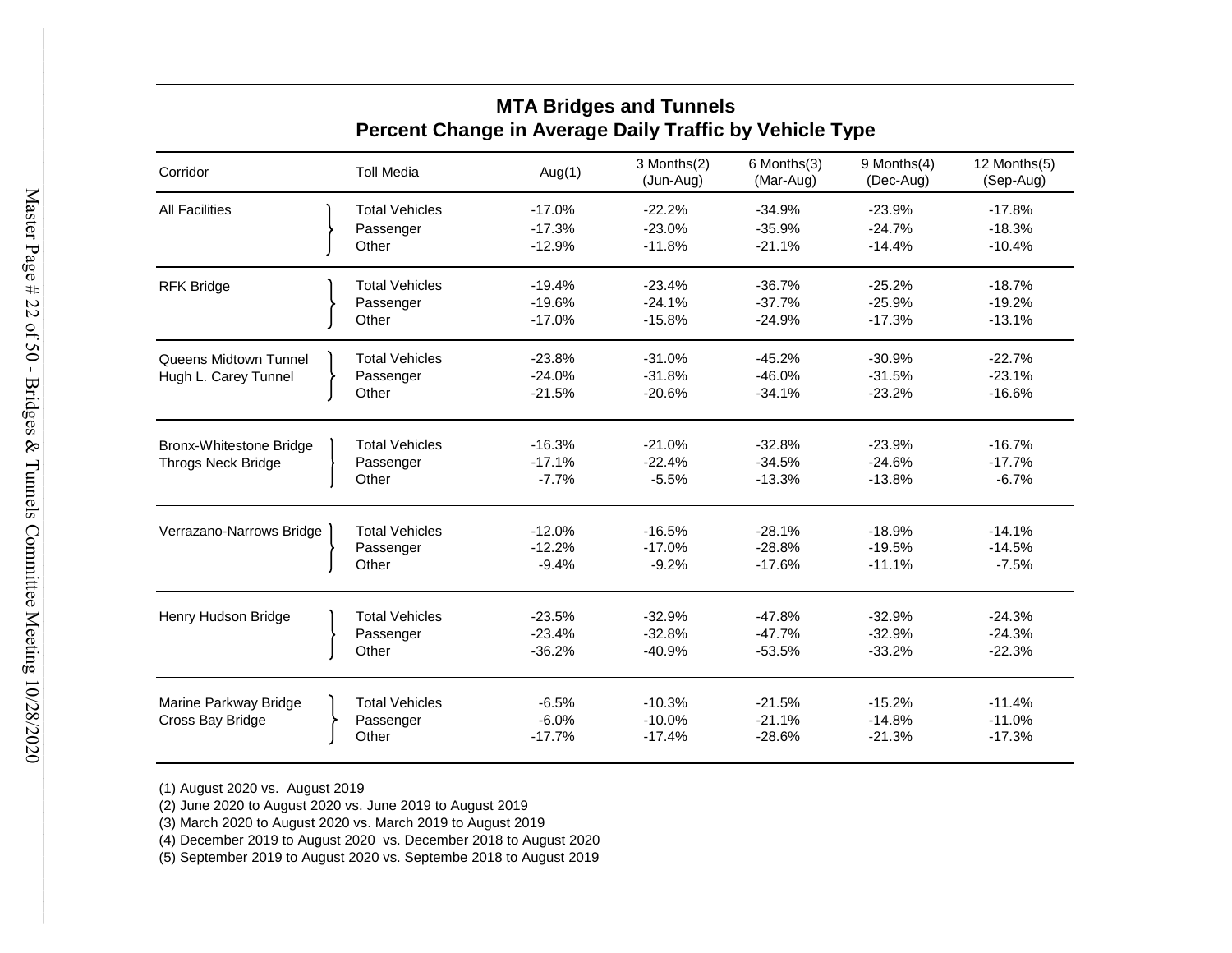## MTA Bridges and Tunnels
### Percent Change in Average Daily Traffic by Vehicle Type

| Corridor | Toll Media | Aug(1) | 3 Months(2) (Jun-Aug) | 6 Months(3) (Mar-Aug) | 9 Months(4) (Dec-Aug) | 12 Months(5) (Sep-Aug) |
|---|---|---|---|---|---|---|
| All Facilities | Total Vehicles | -17.0% | -22.2% | -34.9% | -23.9% | -17.8% |
| | Passenger | -17.3% | -23.0% | -35.9% | -24.7% | -18.3% |
| | Other | -12.9% | -11.8% | -21.1% | -14.4% | -10.4% |
| RFK Bridge | Total Vehicles | -19.4% | -23.4% | -36.7% | -25.2% | -18.7% |
| | Passenger | -19.6% | -24.1% | -37.7% | -25.9% | -19.2% |
| | Other | -17.0% | -15.8% | -24.9% | -17.3% | -13.1% |
| Queens Midtown Tunnel Hugh L. Carey Tunnel | Total Vehicles | -23.8% | -31.0% | -45.2% | -30.9% | -22.7% |
| | Passenger | -24.0% | -31.8% | -46.0% | -31.5% | -23.1% |
| | Other | -21.5% | -20.6% | -34.1% | -23.2% | -16.6% |
| Bronx-Whitestone Bridge Throgs Neck Bridge | Total Vehicles | -16.3% | -21.0% | -32.8% | -23.9% | -16.7% |
| | Passenger | -17.1% | -22.4% | -34.5% | -24.6% | -17.7% |
| | Other | -7.7% | -5.5% | -13.3% | -13.8% | -6.7% |
| Verrazano-Narrows Bridge | Total Vehicles | -12.0% | -16.5% | -28.1% | -18.9% | -14.1% |
| | Passenger | -12.2% | -17.0% | -28.8% | -19.5% | -14.5% |
| | Other | -9.4% | -9.2% | -17.6% | -11.1% | -7.5% |
| Henry Hudson Bridge | Total Vehicles | -23.5% | -32.9% | -47.8% | -32.9% | -24.3% |
| | Passenger | -23.4% | -32.8% | -47.7% | -32.9% | -24.3% |
| | Other | -36.2% | -40.9% | -53.5% | -33.2% | -22.3% |
| Marine Parkway Bridge Cross Bay Bridge | Total Vehicles | -6.5% | -10.3% | -21.5% | -15.2% | -11.4% |
| | Passenger | -6.0% | -10.0% | -21.1% | -14.8% | -11.0% |
| | Other | -17.7% | -17.4% | -28.6% | -21.3% | -17.3% |

(1) August 2020 vs. August 2019
(2) June 2020 to August 2020 vs. June 2019 to August 2019
(3) March 2020 to August 2020 vs. March 2019 to August 2019
(4) December 2019 to August 2020 vs. December 2018 to August 2020
(5) September 2019 to August 2020 vs. Septembe 2018 to August 2019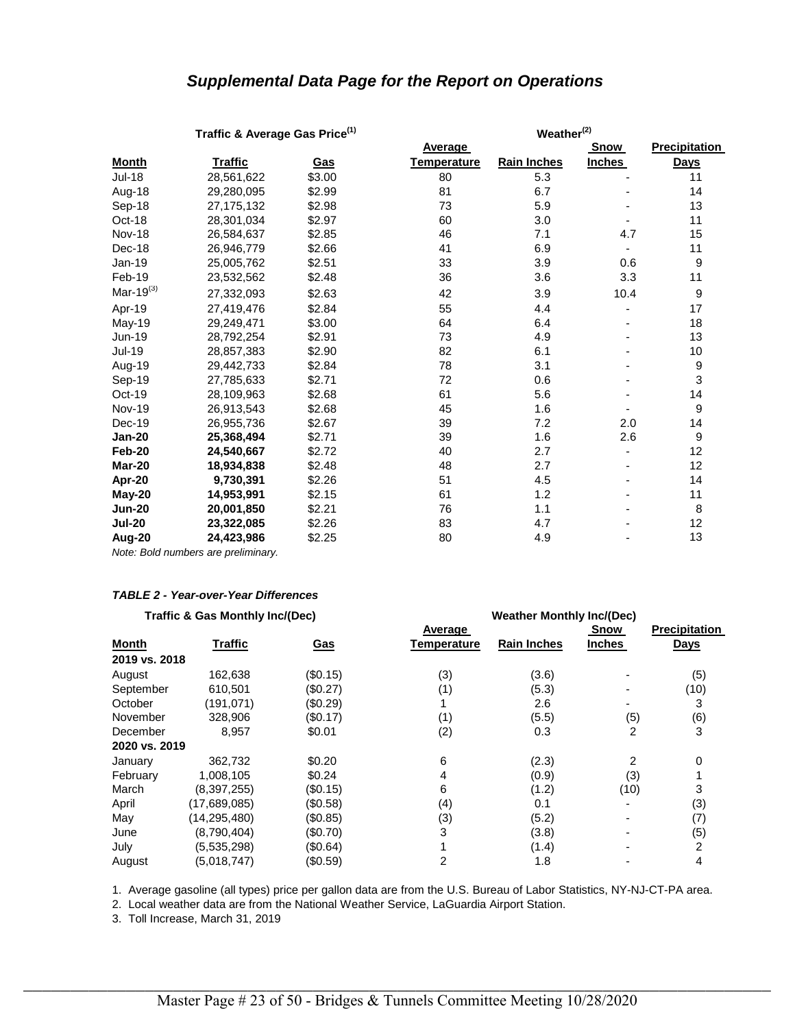## *Supplemental Data Page for the Report on Operations*

| Traffic & Average Gas Price[1] | | | Weather[2] | | | |
|---|---|---|---|---|---|---|
| **Month** | **Traffic** | **Gas** | **Average Temperature** | **Rain Inches** | **Snow Inches** | **Precipitation Days** |
| Jul-18 | 28,561,622 | $3.00 | 80 | 5.3 | - | 11 |
| Aug-18 | 29,280,095 | $2.99 | 81 | 6.7 | - | 14 |
| Sep-18 | 27,175,132 | $2.98 | 73 | 5.9 | - | 13 |
| Oct-18 | 28,301,034 | $2.97 | 60 | 3.0 | - | 11 |
| Nov-18 | 26,584,637 | $2.85 | 46 | 7.1 | 4.7 | 15 |
| Dec-18 | 26,946,779 | $2.66 | 41 | 6.9 | - | 11 |
| Jan-19 | 25,005,762 | $2.51 | 33 | 3.9 | 0.6 | 9 |
| Feb-19 | 23,532,562 | $2.48 | 36 | 3.6 | 3.3 | 11 |
| Mar-19[3] | 27,332,093 | $2.63 | 42 | 3.9 | 10.4 | 9 |
| Apr-19 | 27,419,476 | $2.84 | 55 | 4.4 | - | 17 |
| May-19 | 29,249,471 | $3.00 | 64 | 6.4 | - | 18 |
| Jun-19 | 28,792,254 | $2.91 | 73 | 4.9 | - | 13 |
| Jul-19 | 28,857,383 | $2.90 | 82 | 6.1 | - | 10 |
| Aug-19 | 29,442,733 | $2.84 | 78 | 3.1 | - | 9 |
| Sep-19 | 27,785,633 | $2.71 | 72 | 0.6 | - | 3 |
| Oct-19 | 28,109,963 | $2.68 | 61 | 5.6 | - | 14 |
| Nov-19 | 26,913,543 | $2.68 | 45 | 1.6 | - | 9 |
| Dec-19 | 26,955,736 | $2.67 | 39 | 7.2 | 2.0 | 14 |
| **Jan-20** | **25,368,494** | $2.71 | 39 | 1.6 | 2.6 | 9 |
| **Feb-20** | **24,540,667** | $2.72 | 40 | 2.7 | - | 12 |
| **Mar-20** | **18,934,838** | $2.48 | 48 | 2.7 | - | 12 |
| **Apr-20** | **9,730,391** | $2.26 | 51 | 4.5 | - | 14 |
| **May-20** | **14,953,991** | $2.15 | 61 | 1.2 | - | 11 |
| **Jun-20** | **20,001,850** | $2.21 | 76 | 1.1 | - | 8 |
| **Jul-20** | **23,322,085** | $2.26 | 83 | 4.7 | - | 12 |
| **Aug-20** | **24,423,986** | $2.25 | 80 | 4.9 | - | 13 |

*Note: Bold numbers are preliminary.*

***TABLE 2 - Year-over-Year Differences***

| Traffic & Gas Monthly Inc/(Dec) | | | Weather Monthly Inc/(Dec) | | | |
|---|---|---|---|---|---|---|
| **Month** | **Traffic** | **Gas** | **Average Temperature** | **Rain Inches** | **Snow Inches** | **Precipitation Days** |
| **2019 vs. 2018** | | | | | | |
| August | 162,638 | ($0.15) | (3) | (3.6) | - | (5) |
| September | 610,501 | ($0.27) | (1) | (5.3) | - | (10) |
| October | (191,071) | ($0.29) | 1 | 2.6 | - | 3 |
| November | 328,906 | ($0.17) | (1) | (5.5) | (5) | (6) |
| December | 8,957 | $0.01 | (2) | 0.3 | 2 | 3 |
| **2020 vs. 2019** | | | | | | |
| January | 362,732 | $0.20 | 6 | (2.3) | 2 | 0 |
| February | 1,008,105 | $0.24 | 4 | (0.9) | (3) | 1 |
| March | (8,397,255) | ($0.15) | 6 | (1.2) | (10) | 3 |
| April | (17,689,085) | ($0.58) | (4) | 0.1 | - | (3) |
| May | (14,295,480) | ($0.85) | (3) | (5.2) | - | (7) |
| June | (8,790,404) | ($0.70) | 3 | (3.8) | - | (5) |
| July | (5,535,298) | ($0.64) | 1 | (1.4) | - | 2 |
| August | (5,018,747) | ($0.59) | 2 | 1.8 | - | 4 |

1. Average gasoline (all types) price per gallon data are from the U.S. Bureau of Labor Statistics, NY-NJ-CT-PA area.
2. Local weather data are from the National Weather Service, LaGuardia Airport Station.
3. Toll Increase, March 31, 2019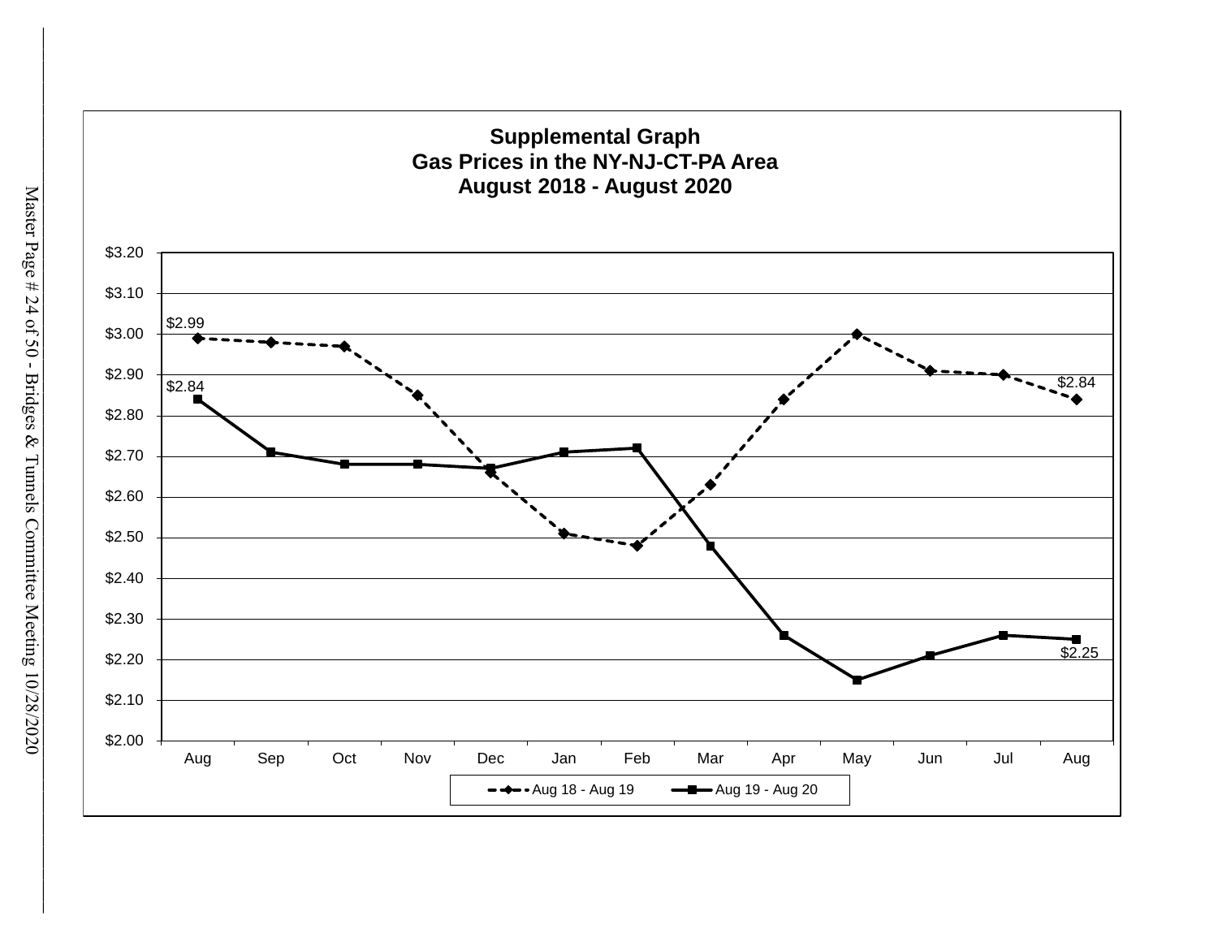**Supplemental Graph**
**Gas Prices in the NY-NJ-CT-PA Area**
**August 2018 - August 2020**

$3.20
$3.10
$3.00
$2.90
$2.80
$2.70
$2.60
$2.50
$2.40
$2.30
$2.20
$2.10
$2.00

Aug Sep Oct Nov Dec Jan Feb Mar Apr May Jun Jul Aug

$2.99
$2.84
$2.84
$2.25

Aug 18 - Aug 19
Aug 19 - Aug 20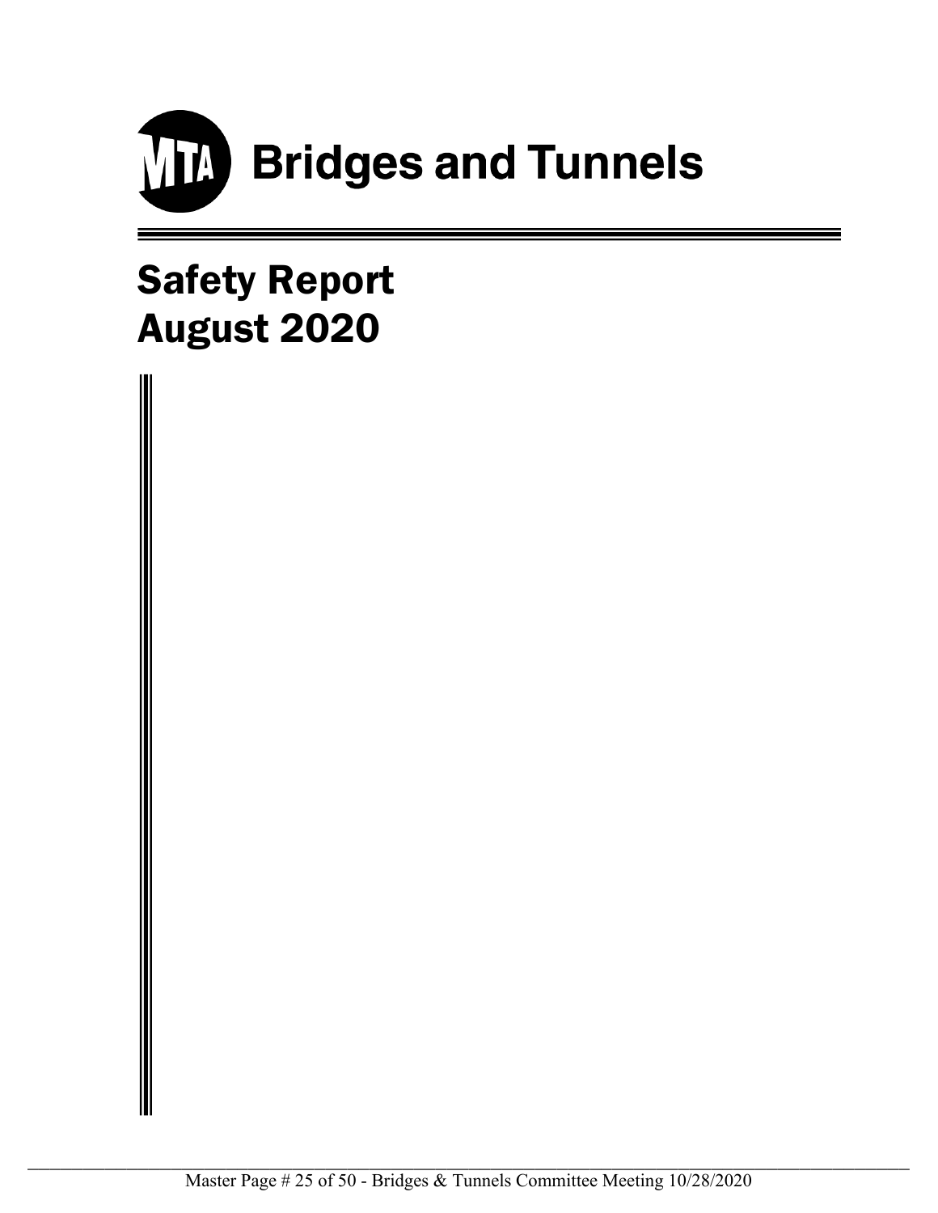# MTA Bridges and Tunnels

## Safety Report
## August 2020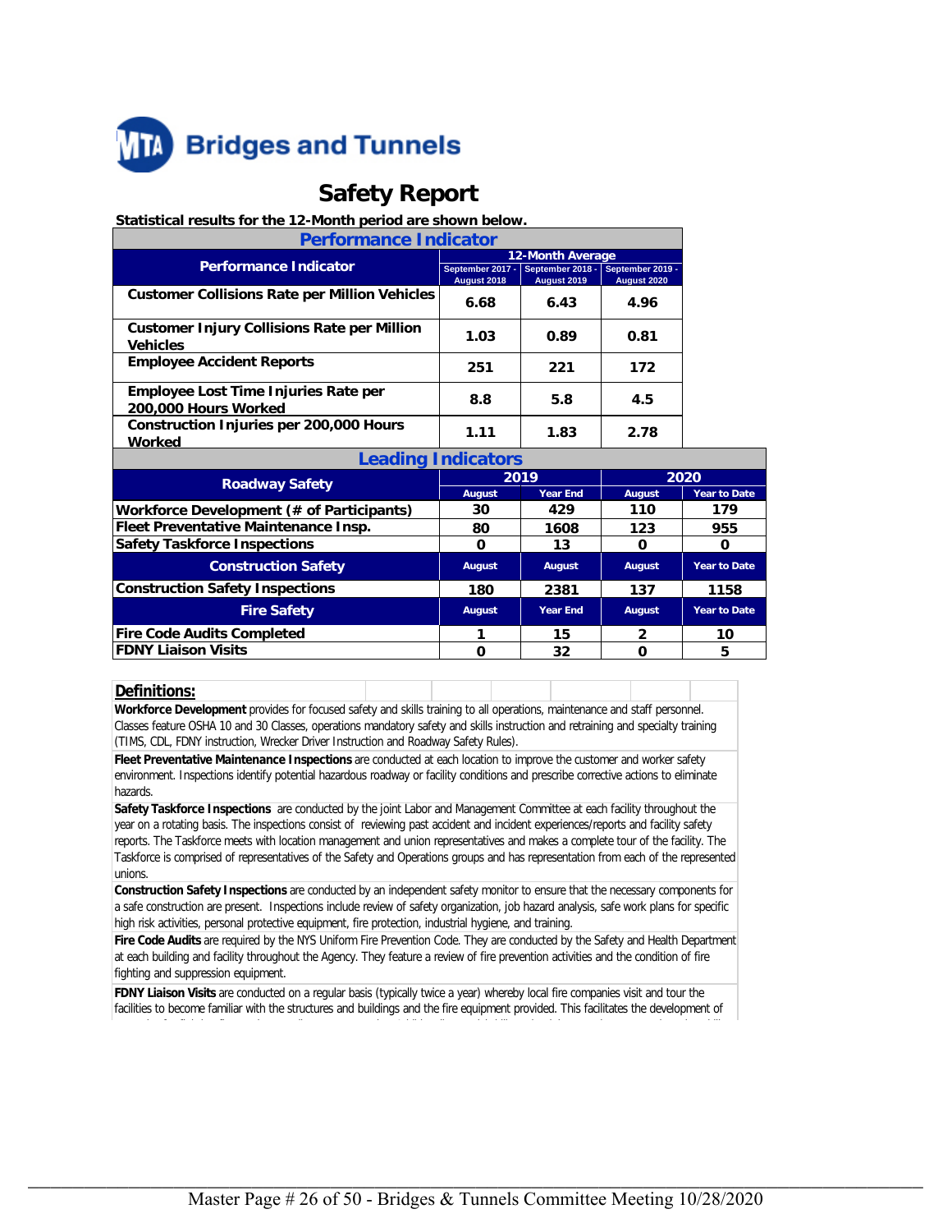# MTA Bridges and Tunnels

## Safety Report

**Statistical results for the 12-Month period are shown below.**

### Performance Indicator

| Performance Indicator | 12-Month Average | | |
|---|---|---|---|
| | September 2017 - August 2018 | September 2018 - August 2019 | September 2019 - August 2020 |
| Customer Collisions Rate per Million Vehicles | 6.68 | 6.43 | 4.96 |
| Customer Injury Collisions Rate per Million Vehicles | 1.03 | 0.89 | 0.81 |
| Employee Accident Reports | 251 | 221 | 172 |
| Employee Lost Time Injuries Rate per 200,000 Hours Worked | 8.8 | 5.8 | 4.5 |
| Construction Injuries per 200,000 Hours Worked | 1.11 | 1.83 | 2.78 |

### Leading Indicators

| Roadway Safety | 2019 | | 2020 | |
|---|---|---|---|---|
| | August | Year End | August | Year to Date |
| Workforce Development (# of Participants) | 30 | 429 | 110 | 179 |
| Fleet Preventative Maintenance Insp. | 80 | 1608 | 123 | 955 |
| Safety Taskforce Inspections | 0 | 13 | 0 | 0 |
| **Construction Safety** | **August** | **August** | **August** | **Year to Date** |
| Construction Safety Inspections | 180 | 2381 | 137 | 1158 |
| **Fire Safety** | **August** | **Year End** | **August** | **Year to Date** |
| Fire Code Audits Completed | 1 | 15 | 2 | 10 |
| FDNY Liaison Visits | 0 | 32 | 0 | 5 |

**Definitions:**

**Workforce Development** provides for focused safety and skills training to all operations, maintenance and staff personnel. Classes feature OSHA 10 and 30 Classes, operations mandatory safety and skills instruction and retraining and specialty training (TIMS, CDL, FDNY instruction, Wrecker Driver Instruction and Roadway Safety Rules).

**Fleet Preventative Maintenance Inspections** are conducted at each location to improve the customer and worker safety environment. Inspections identify potential hazardous roadway or facility conditions and prescribe corrective actions to eliminate hazards.

**Safety Taskforce Inspections** are conducted by the joint Labor and Management Committee at each facility throughout the year on a rotating basis. The inspections consist of reviewing past accident and incident experiences/reports and facility safety reports. The Taskforce meets with location management and union representatives and makes a complete tour of the facility. The Taskforce is comprised of representatives of the Safety and Operations groups and has representation from each of the represented unions.

**Construction Safety Inspections** are conducted by an independent safety monitor to ensure that the necessary components for a safe construction are present. Inspections include review of safety organization, job hazard analysis, safe work plans for specific high risk activities, personal protective equipment, fire protection, industrial hygiene, and training.

**Fire Code Audits** are required by the NYS Uniform Fire Prevention Code. They are conducted by the Safety and Health Department at each building and facility throughout the Agency. They feature a review of fire prevention activities and the condition of fire fighting and suppression equipment.

**FDNY Liaison Visits** are conducted on a regular basis (typically twice a year) whereby local fire companies visit and tour the facilities to become familiar with the structures and buildings and the fire equipment provided. This facilitates the development of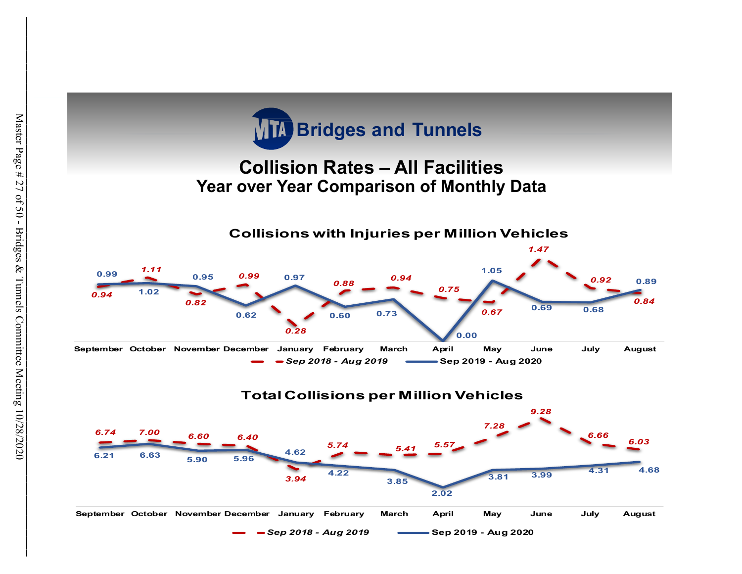MTA Bridges and Tunnels

# Collision Rates – All Facilities

## Year over Year Comparison of Monthly Data

### Collisions with Injuries per Million Vehicles

0.99
1.11
0.95
0.99
0.97
0.88
0.94
0.75
1.05
1.47
0.92
0.89
0.94
1.02
0.82
0.62
0.28
0.60
0.73
0.00
0.67
0.69
0.68
0.84

September October November December January February March April May June July August

Sep 2018 - Aug 2019
Sep 2019 - Aug 2020

### Total Collisions per Million Vehicles

6.74
7.00
6.60
6.40
4.62
5.74
5.41
5.57
7.28
9.28
6.66
6.03
6.21
6.63
5.90
5.96
3.94
4.22
3.85
2.02
3.81
3.99
4.31
4.68

September October November December January February March April May June July August

Sep 2018 - Aug 2019
Sep 2019 - Aug 2020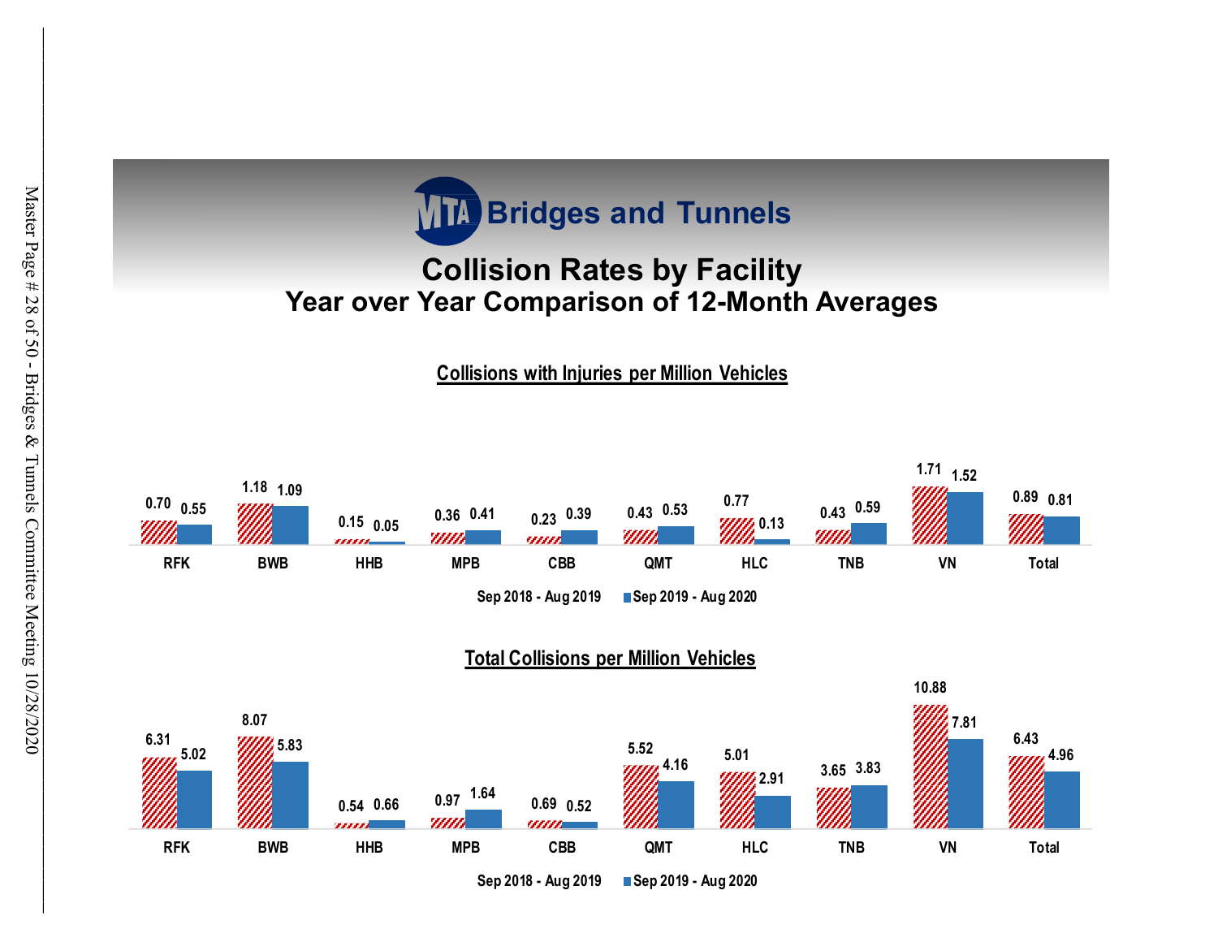MTA Bridges and Tunnels

# Collision Rates by Facility

## Year over Year Comparison of 12-Month Averages

### Collisions with Injuries per Million Vehicles

RFK: 0.70, 0.55
BWB: 1.18, 1.09
HHB: 0.15, 0.05
MPB: 0.36, 0.41
CBB: 0.23, 0.39
QMT: 0.43, 0.53
HLC: 0.77, 0.13
TNB: 0.43, 0.59
VN: 1.71, 1.52
Total: 0.89, 0.81

Sep 2018 - Aug 2019
Sep 2019 - Aug 2020

### Total Collisions per Million Vehicles

RFK: 6.31, 5.02
BWB: 8.07, 5.83
HHB: 0.54, 0.66
MPB: 0.97, 1.64
CBB: 0.69, 0.52
QMT: 5.52, 4.16
HLC: 5.01, 2.91
TNB: 3.65, 3.83
VN: 10.88, 7.81
Total: 6.43, 4.96

Sep 2018 - Aug 2019
Sep 2019 - Aug 2020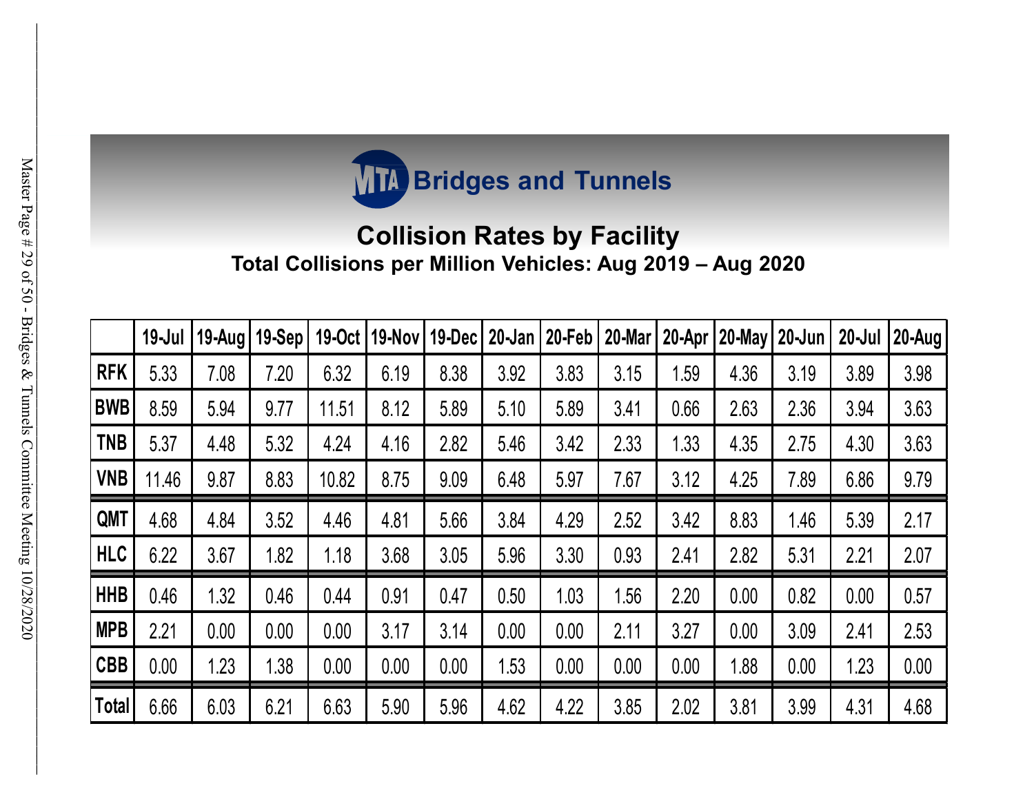MTA Bridges and Tunnels

# Collision Rates by Facility

## Total Collisions per Million Vehicles: Aug 2019 – Aug 2020

| | 19-Jul | 19-Aug | 19-Sep | 19-Oct | 19-Nov | 19-Dec | 20-Jan | 20-Feb | 20-Mar | 20-Apr | 20-May | 20-Jun | 20-Jul | 20-Aug |
|---|---|---|---|---|---|---|---|---|---|---|---|---|---|---|
| **RFK** | 5.33 | 7.08 | 7.20 | 6.32 | 6.19 | 8.38 | 3.92 | 3.83 | 3.15 | 1.59 | 4.36 | 3.19 | 3.89 | 3.98 |
| **BWB** | 8.59 | 5.94 | 9.77 | 11.51 | 8.12 | 5.89 | 5.10 | 5.89 | 3.41 | 0.66 | 2.63 | 2.36 | 3.94 | 3.63 |
| **TNB** | 5.37 | 4.48 | 5.32 | 4.24 | 4.16 | 2.82 | 5.46 | 3.42 | 2.33 | 1.33 | 4.35 | 2.75 | 4.30 | 3.63 |
| **VNB** | 11.46 | 9.87 | 8.83 | 10.82 | 8.75 | 9.09 | 6.48 | 5.97 | 7.67 | 3.12 | 4.25 | 7.89 | 6.86 | 9.79 |
| **QMT** | 4.68 | 4.84 | 3.52 | 4.46 | 4.81 | 5.66 | 3.84 | 4.29 | 2.52 | 3.42 | 8.83 | 1.46 | 5.39 | 2.17 |
| **HLC** | 6.22 | 3.67 | 1.82 | 1.18 | 3.68 | 3.05 | 5.96 | 3.30 | 0.93 | 2.41 | 2.82 | 5.31 | 2.21 | 2.07 |
| **HHB** | 0.46 | 1.32 | 0.46 | 0.44 | 0.91 | 0.47 | 0.50 | 1.03 | 1.56 | 2.20 | 0.00 | 0.82 | 0.00 | 0.57 |
| **MPB** | 2.21 | 0.00 | 0.00 | 0.00 | 3.17 | 3.14 | 0.00 | 0.00 | 2.11 | 3.27 | 0.00 | 3.09 | 2.41 | 2.53 |
| **CBB** | 0.00 | 1.23 | 1.38 | 0.00 | 0.00 | 0.00 | 1.53 | 0.00 | 0.00 | 0.00 | 1.88 | 0.00 | 1.23 | 0.00 |
| **Total** | 6.66 | 6.03 | 6.21 | 6.63 | 5.90 | 5.96 | 4.62 | 4.22 | 3.85 | 2.02 | 3.81 | 3.99 | 4.31 | 4.68 |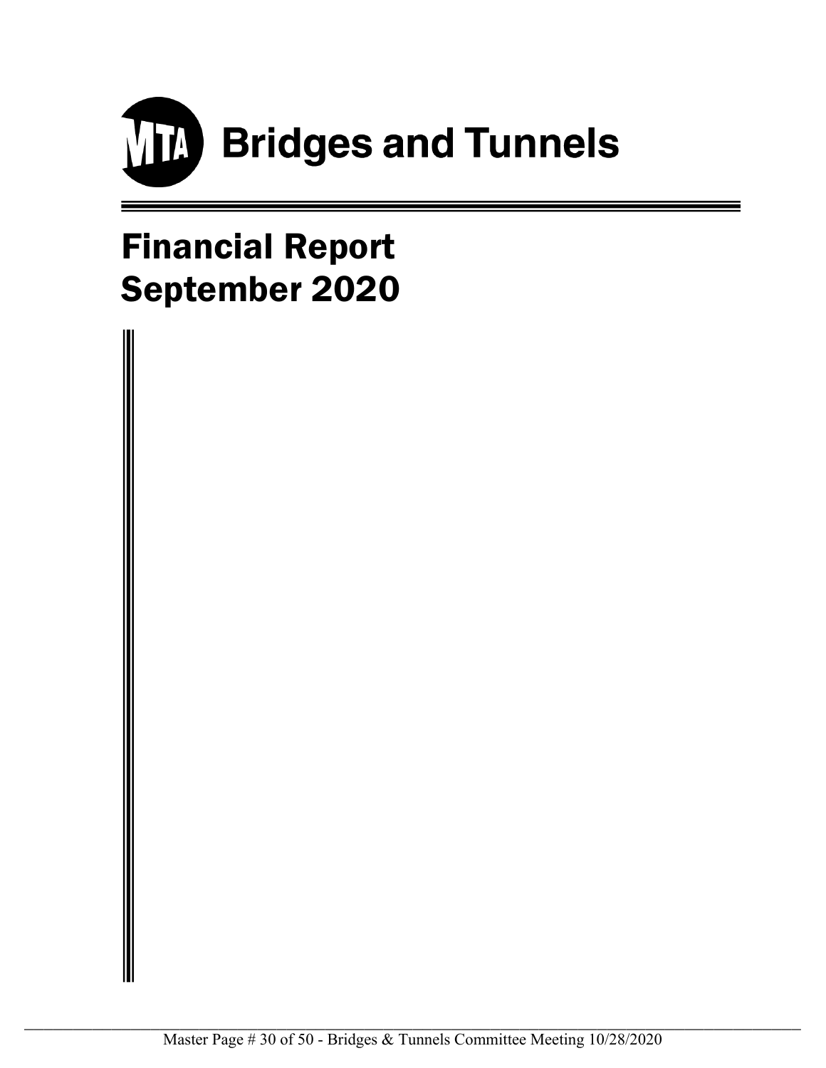# MTA Bridges and Tunnels

# Financial Report
# September 2020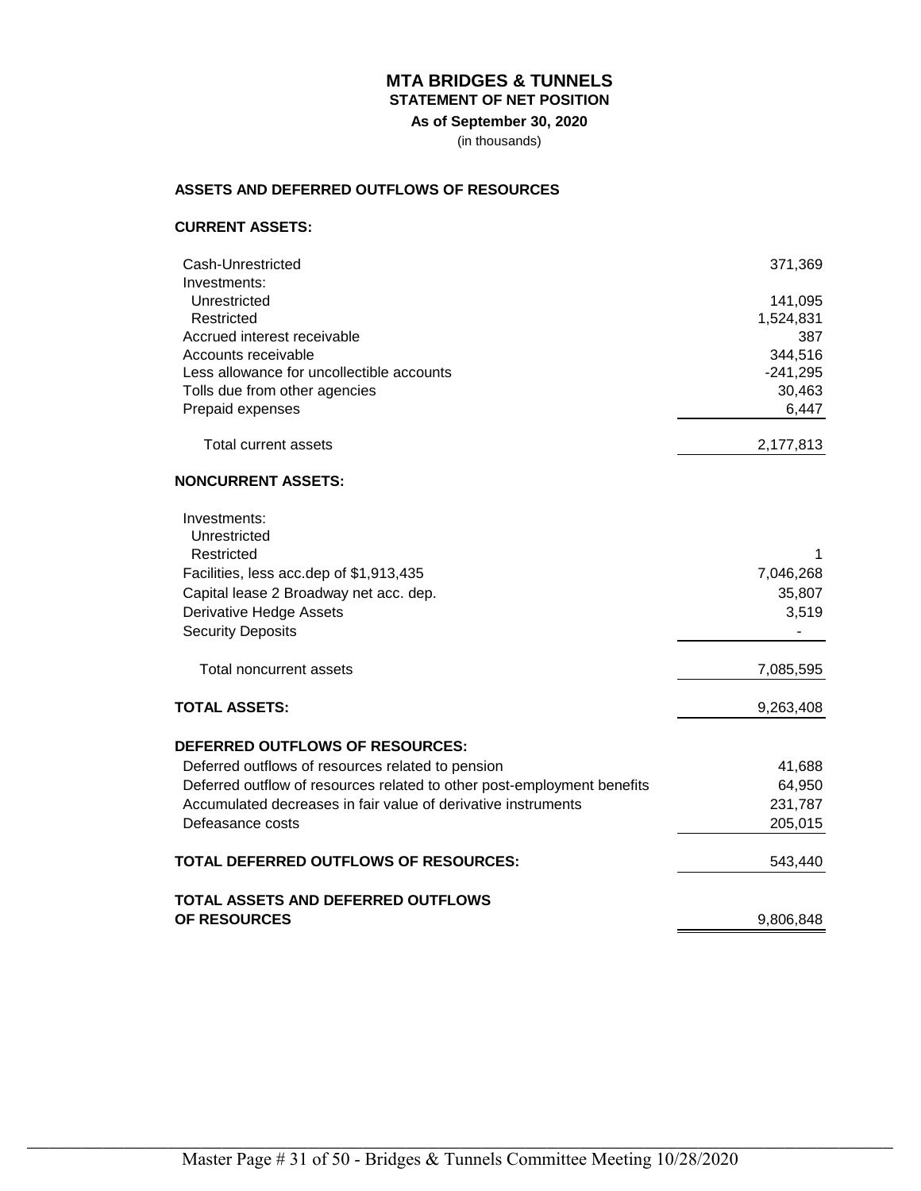# MTA BRIDGES & TUNNELS

## STATEMENT OF NET POSITION

**As of September 30, 2020**

(in thousands)

### ASSETS AND DEFERRED OUTFLOWS OF RESOURCES

| | |
|---|---|
| **CURRENT ASSETS:** | |
| Cash-Unrestricted | 371,369 |
| Investments: | |
| Unrestricted | 141,095 |
| Restricted | 1,524,831 |
| Accrued interest receivable | 387 |
| Accounts receivable | 344,516 |
| Less allowance for uncollectible accounts | -241,295 |
| Tolls due from other agencies | 30,463 |
| Prepaid expenses | 6,447 |
| Total current assets | 2,177,813 |
| **NONCURRENT ASSETS:** | |
| Investments: | |
| Unrestricted | |
| Restricted | 1 |
| Facilities, less acc.dep of $1,913,435 | 7,046,268 |
| Capital lease 2 Broadway net acc. dep. | 35,807 |
| Derivative Hedge Assets | 3,519 |
| Security Deposits | - |
| Total noncurrent assets | 7,085,595 |
| **TOTAL ASSETS:** | 9,263,408 |
| **DEFERRED OUTFLOWS OF RESOURCES:** | |
| Deferred outflows of resources related to pension | 41,688 |
| Deferred outflow of resources related to other post-employment benefits | 64,950 |
| Accumulated decreases in fair value of derivative instruments | 231,787 |
| Defeasance costs | 205,015 |
| **TOTAL DEFERRED OUTFLOWS OF RESOURCES:** | 543,440 |
| **TOTAL ASSETS AND DEFERRED OUTFLOWS OF RESOURCES** | 9,806,848 |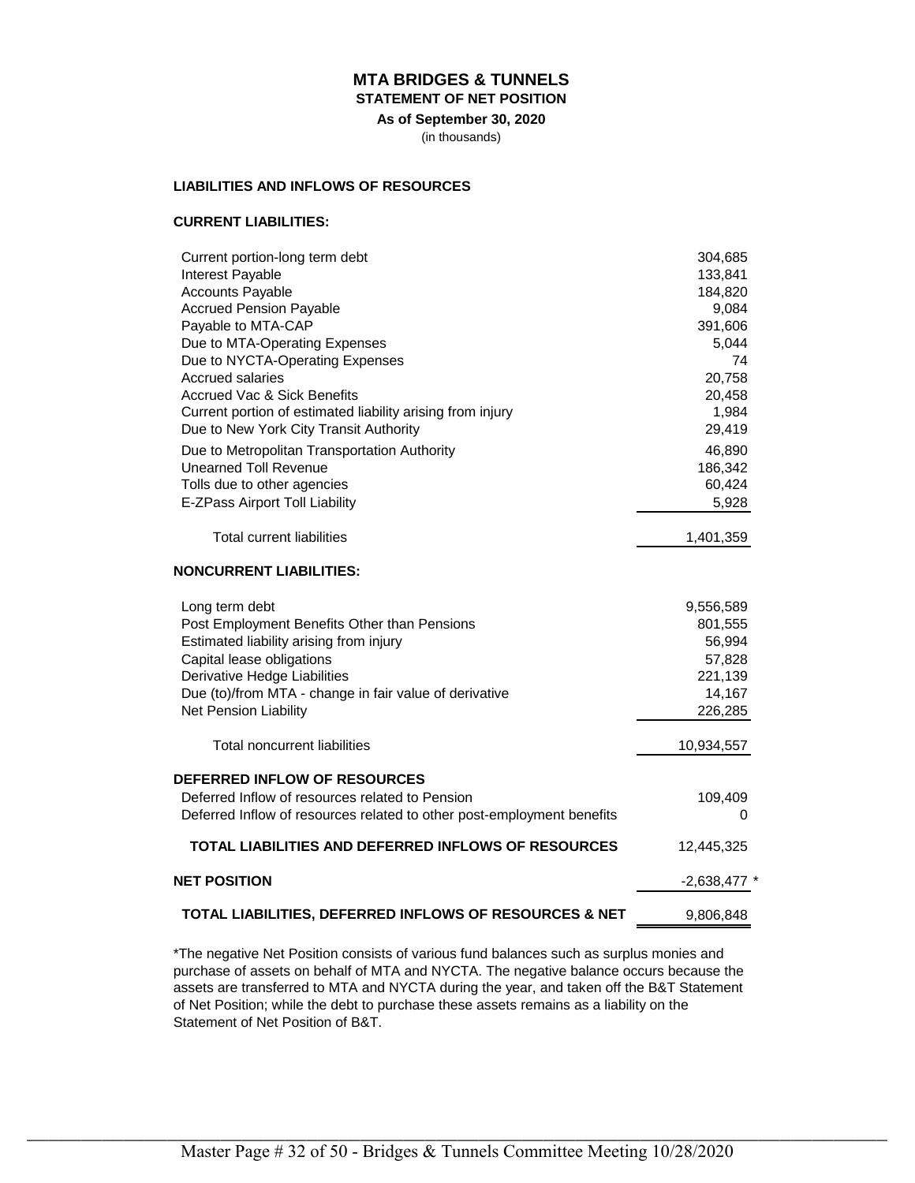# MTA BRIDGES & TUNNELS

## STATEMENT OF NET POSITION

**As of September 30, 2020**

(in thousands)

### LIABILITIES AND INFLOWS OF RESOURCES

| | |
|---|---|
| **CURRENT LIABILITIES:** | |
| Current portion-long term debt | 304,685 |
| Interest Payable | 133,841 |
| Accounts Payable | 184,820 |
| Accrued Pension Payable | 9,084 |
| Payable to MTA-CAP | 391,606 |
| Due to MTA-Operating Expenses | 5,044 |
| Due to NYCTA-Operating Expenses | 74 |
| Accrued salaries | 20,758 |
| Accrued Vac & Sick Benefits | 20,458 |
| Current portion of estimated liability arising from injury | 1,984 |
| Due to New York City Transit Authority | 29,419 |
| Due to Metropolitan Transportation Authority | 46,890 |
| Unearned Toll Revenue | 186,342 |
| Tolls due to other agencies | 60,424 |
| E-ZPass Airport Toll Liability | 5,928 |
| Total current liabilities | 1,401,359 |
| **NONCURRENT LIABILITIES:** | |
| Long term debt | 9,556,589 |
| Post Employment Benefits Other than Pensions | 801,555 |
| Estimated liability arising from injury | 56,994 |
| Capital lease obligations | 57,828 |
| Derivative Hedge Liabilities | 221,139 |
| Due (to)/from MTA - change in fair value of derivative | 14,167 |
| Net Pension Liability | 226,285 |
| Total noncurrent liabilities | 10,934,557 |
| **DEFERRED INFLOW OF RESOURCES** | |
| Deferred Inflow of resources related to Pension | 109,409 |
| Deferred Inflow of resources related to other post-employment benefits | 0 |
| **TOTAL LIABILITIES AND DEFERRED INFLOWS OF RESOURCES** | 12,445,325 |
| **NET POSITION** | -2,638,477 * |
| **TOTAL LIABILITIES, DEFERRED INFLOWS OF RESOURCES & NET** | 9,806,848 |

*The negative Net Position consists of various fund balances such as surplus monies and purchase of assets on behalf of MTA and NYCTA. The negative balance occurs because the assets are transferred to MTA and NYCTA during the year, and taken off the B&T Statement of Net Position; while the debt to purchase these assets remains as a liability on the Statement of Net Position of B&T.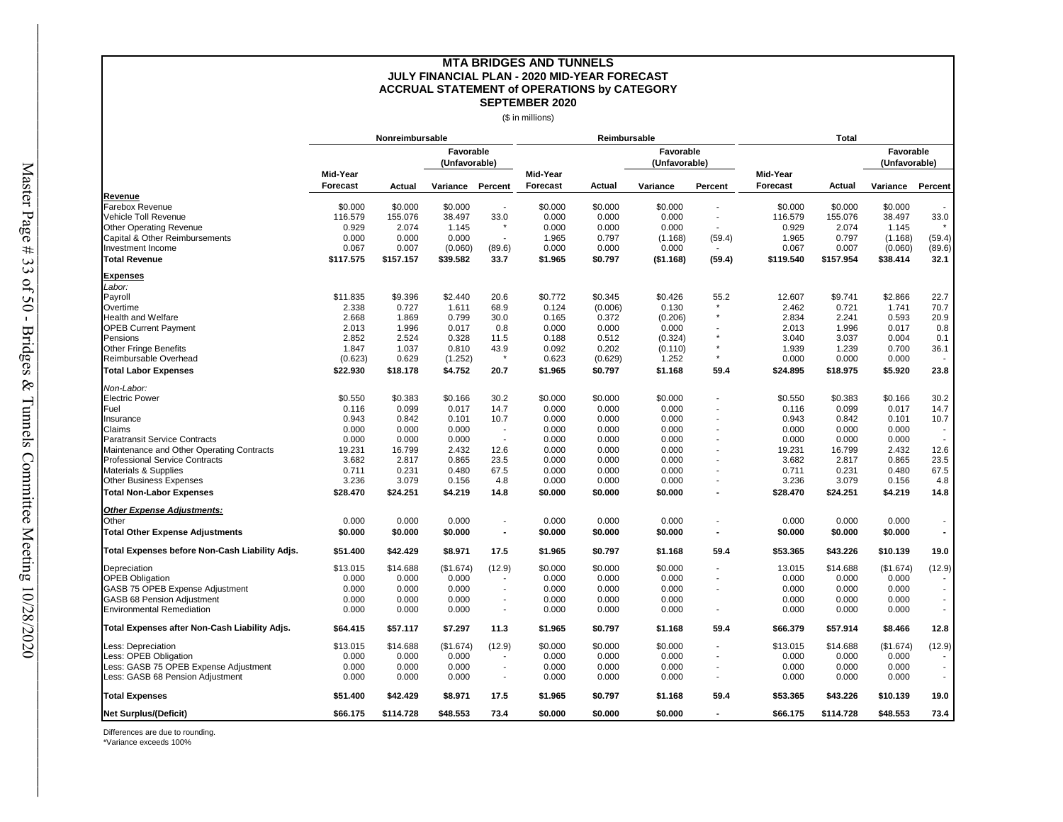# MTA BRIDGES AND TUNNELS
## JULY FINANCIAL PLAN - 2020 MID-YEAR FORECAST
## ACCRUAL STATEMENT of OPERATIONS by CATEGORY
## SEPTEMBER 2020

($ in millions)

| | Nonreimbursable | | | | Reimbursable | | | | Total | | | |
|---|---|---|---|---|---|---|---|---|---|---|---|---|
| | | | Favorable (Unfavorable) | | | | Favorable (Unfavorable) | | | | Favorable (Unfavorable) | |
| | Mid-Year Forecast | Actual | Variance | Percent | Mid-Year Forecast | Actual | Variance | Percent | Mid-Year Forecast | Actual | Variance | Percent |
| **Revenue** | | | | | | | | | | | | |
| Farebox Revenue | $0.000 | $0.000 | $0.000 | - | $0.000 | $0.000 | $0.000 | - | $0.000 | $0.000 | $0.000 | - |
| Vehicle Toll Revenue | 116.579 | 155.076 | 38.497 | 33.0 | 0.000 | 0.000 | 0.000 | - | 116.579 | 155.076 | 38.497 | 33.0 |
| Other Operating Revenue | 0.929 | 2.074 | 1.145 | * | 0.000 | 0.000 | 0.000 | - | 0.929 | 2.074 | 1.145 | * |
| Capital & Other Reimbursements | 0.000 | 0.000 | 0.000 | - | 1.965 | 0.797 | (1.168) | (59.4) | 1.965 | 0.797 | (1.168) | (59.4) |
| Investment Income | 0.067 | 0.007 | (0.060) | (89.6) | 0.000 | 0.000 | 0.000 | - | 0.067 | 0.007 | (0.060) | (89.6) |
| **Total Revenue** | **$117.575** | **$157.157** | **$39.582** | **33.7** | **$1.965** | **$0.797** | **($1.168)** | **(59.4)** | **$119.540** | **$157.954** | **$38.414** | **32.1** |
| **Expenses** | | | | | | | | | | | | |
| *Labor:* | | | | | | | | | | | | |
| Payroll | $11.835 | $9.396 | $2.440 | 20.6 | $0.772 | $0.345 | $0.426 | 55.2 | 12.607 | $9.741 | $2.866 | 22.7 |
| Overtime | 2.338 | 0.727 | 1.611 | 68.9 | 0.124 | (0.006) | 0.130 | * | 2.462 | 0.721 | 1.741 | 70.7 |
| Health and Welfare | 2.668 | 1.869 | 0.799 | 30.0 | 0.165 | 0.372 | (0.206) | * | 2.834 | 2.241 | 0.593 | 20.9 |
| OPEB Current Payment | 2.013 | 1.996 | 0.017 | 0.8 | 0.000 | 0.000 | 0.000 | - | 2.013 | 1.996 | 0.017 | 0.8 |
| Pensions | 2.852 | 2.524 | 0.328 | 11.5 | 0.188 | 0.512 | (0.324) | * | 3.040 | 3.037 | 0.004 | 0.1 |
| Other Fringe Benefits | 1.847 | 1.037 | 0.810 | 43.9 | 0.092 | 0.202 | (0.110) | * | 1.939 | 1.239 | 0.700 | 36.1 |
| Reimbursable Overhead | (0.623) | 0.629 | (1.252) | * | 0.623 | (0.629) | 1.252 | * | 0.000 | 0.000 | 0.000 | - |
| **Total Labor Expenses** | **$22.930** | **$18.178** | **$4.752** | **20.7** | **$1.965** | **$0.797** | **$1.168** | **59.4** | **$24.895** | **$18.975** | **$5.920** | **23.8** |
| *Non-Labor:* | | | | | | | | | | | | |
| Electric Power | $0.550 | $0.383 | $0.166 | 30.2 | $0.000 | $0.000 | $0.000 | - | $0.550 | $0.383 | $0.166 | 30.2 |
| Fuel | 0.116 | 0.099 | 0.017 | 14.7 | 0.000 | 0.000 | 0.000 | - | 0.116 | 0.099 | 0.017 | 14.7 |
| Insurance | 0.943 | 0.842 | 0.101 | 10.7 | 0.000 | 0.000 | 0.000 | - | 0.943 | 0.842 | 0.101 | 10.7 |
| Claims | 0.000 | 0.000 | 0.000 | - | 0.000 | 0.000 | 0.000 | - | 0.000 | 0.000 | 0.000 | - |
| Paratransit Service Contracts | 0.000 | 0.000 | 0.000 | - | 0.000 | 0.000 | 0.000 | - | 0.000 | 0.000 | 0.000 | - |
| Maintenance and Other Operating Contracts | 19.231 | 16.799 | 2.432 | 12.6 | 0.000 | 0.000 | 0.000 | - | 19.231 | 16.799 | 2.432 | 12.6 |
| Professional Service Contracts | 3.682 | 2.817 | 0.865 | 23.5 | 0.000 | 0.000 | 0.000 | - | 3.682 | 2.817 | 0.865 | 23.5 |
| Materials & Supplies | 0.711 | 0.231 | 0.480 | 67.5 | 0.000 | 0.000 | 0.000 | - | 0.711 | 0.231 | 0.480 | 67.5 |
| Other Business Expenses | 3.236 | 3.079 | 0.156 | 4.8 | 0.000 | 0.000 | 0.000 | - | 3.236 | 3.079 | 0.156 | 4.8 |
| **Total Non-Labor Expenses** | **$28.470** | **$24.251** | **$4.219** | **14.8** | **$0.000** | **$0.000** | **$0.000** | **-** | **$28.470** | **$24.251** | **$4.219** | **14.8** |
| ***Other Expense Adjustments:*** | | | | | | | | | | | | |
| Other | 0.000 | 0.000 | 0.000 | - | 0.000 | 0.000 | 0.000 | - | 0.000 | 0.000 | 0.000 | - |
| **Total Other Expense Adjustments** | **$0.000** | **$0.000** | **$0.000** | **-** | **$0.000** | **$0.000** | **$0.000** | **-** | **$0.000** | **$0.000** | **$0.000** | **-** |
| **Total Expenses before Non-Cash Liability Adjs.** | **$51.400** | **$42.429** | **$8.971** | **17.5** | **$1.965** | **$0.797** | **$1.168** | **59.4** | **$53.365** | **$43.226** | **$10.139** | **19.0** |
| Depreciation | $13.015 | $14.688 | ($1.674) | (12.9) | $0.000 | $0.000 | $0.000 | - | 13.015 | $14.688 | ($1.674) | (12.9) |
| OPEB Obligation | 0.000 | 0.000 | 0.000 | - | 0.000 | 0.000 | 0.000 | - | 0.000 | 0.000 | 0.000 | - |
| GASB 75 OPEB Expense Adjustment | 0.000 | 0.000 | 0.000 | - | 0.000 | 0.000 | 0.000 | - | 0.000 | 0.000 | 0.000 | - |
| GASB 68 Pension Adjustment | 0.000 | 0.000 | 0.000 | - | 0.000 | 0.000 | 0.000 | | 0.000 | 0.000 | 0.000 | - |
| Environmental Remediation | 0.000 | 0.000 | 0.000 | - | 0.000 | 0.000 | 0.000 | - | 0.000 | 0.000 | 0.000 | - |
| **Total Expenses after Non-Cash Liability Adjs.** | **$64.415** | **$57.117** | **$7.297** | **11.3** | **$1.965** | **$0.797** | **$1.168** | **59.4** | **$66.379** | **$57.914** | **$8.466** | **12.8** |
| Less: Depreciation | $13.015 | $14.688 | ($1.674) | (12.9) | $0.000 | $0.000 | $0.000 | - | $13.015 | $14.688 | ($1.674) | (12.9) |
| Less: OPEB Obligation | 0.000 | 0.000 | 0.000 | - | 0.000 | 0.000 | 0.000 | - | 0.000 | 0.000 | 0.000 | - |
| Less: GASB 75 OPEB Expense Adjustment | 0.000 | 0.000 | 0.000 | - | 0.000 | 0.000 | 0.000 | - | 0.000 | 0.000 | 0.000 | - |
| Less: GASB 68 Pension Adjustment | 0.000 | 0.000 | 0.000 | - | 0.000 | 0.000 | 0.000 | - | 0.000 | 0.000 | 0.000 | - |
| **Total Expenses** | **$51.400** | **$42.429** | **$8.971** | **17.5** | **$1.965** | **$0.797** | **$1.168** | **59.4** | **$53.365** | **$43.226** | **$10.139** | **19.0** |
| **Net Surplus/(Deficit)** | **$66.175** | **$114.728** | **$48.553** | **73.4** | **$0.000** | **$0.000** | **$0.000** | **-** | **$66.175** | **$114.728** | **$48.553** | **73.4** |

Differences are due to rounding.
*Variance exceeds 100%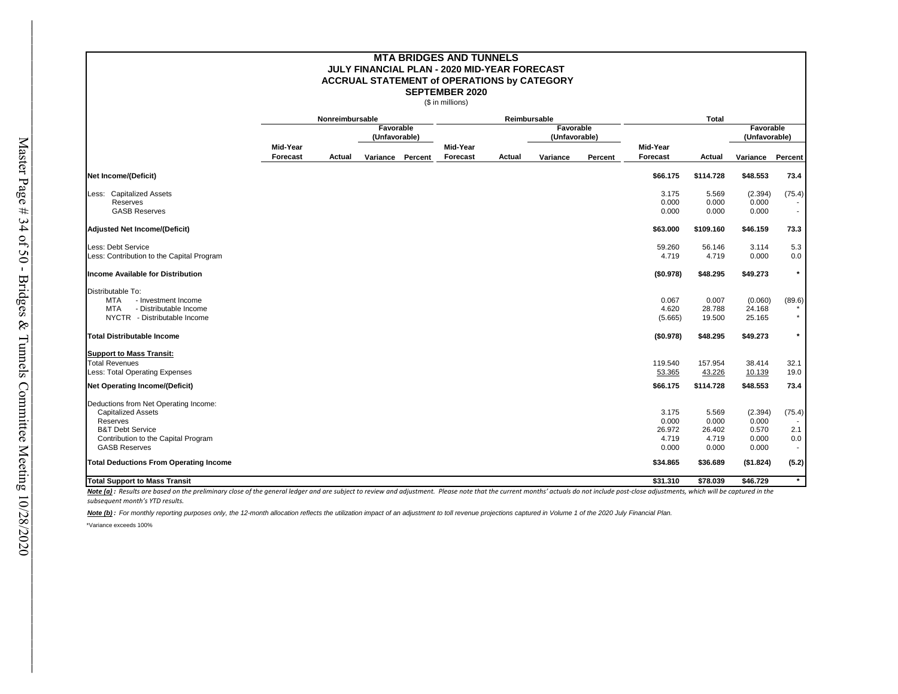**MTA BRIDGES AND TUNNELS**
**JULY FINANCIAL PLAN - 2020 MID-YEAR FORECAST**
**ACCRUAL STATEMENT of OPERATIONS by CATEGORY**
**SEPTEMBER 2020**
($ in millions)

| | Nonreimbursable | | | | Reimbursable | | | | Total | | | |
|---|---|---|---|---|---|---|---|---|---|---|---|---|
| | | | Favorable (Unfavorable) | | | | Favorable (Unfavorable) | | | | Favorable (Unfavorable) | |
| | Mid-Year Forecast | Actual | Variance | Percent | Mid-Year Forecast | Actual | Variance | Percent | Mid-Year Forecast | Actual | Variance | Percent |
| **Net Income/(Deficit)** | | | | | | | | | **$66.175** | **$114.728** | **$48.553** | **73.4** |
| Less: Capitalized Assets | | | | | | | | | 3.175 | 5.569 | (2.394) | (75.4) |
| Reserves | | | | | | | | | 0.000 | 0.000 | 0.000 | - |
| GASB Reserves | | | | | | | | | 0.000 | 0.000 | 0.000 | - |
| **Adjusted Net Income/(Deficit)** | | | | | | | | | **$63.000** | **$109.160** | **$46.159** | **73.3** |
| Less: Debt Service | | | | | | | | | 59.260 | 56.146 | 3.114 | 5.3 |
| Less: Contribution to the Capital Program | | | | | | | | | 4.719 | 4.719 | 0.000 | 0.0 |
| **Income Available for Distribution** | | | | | | | | | **($0.978)** | **$48.295** | **$49.273** | * |
| Distributable To: | | | | | | | | | | | | |
| MTA - Investment Income | | | | | | | | | 0.067 | 0.007 | (0.060) | (89.6) |
| MTA - Distributable Income | | | | | | | | | 4.620 | 28.788 | 24.168 | * |
| NYCTR - Distributable Income | | | | | | | | | (5.665) | 19.500 | 25.165 | * |
| **Total Distributable Income** | | | | | | | | | **($0.978)** | **$48.295** | **$49.273** | * |
| **Support to Mass Transit:** | | | | | | | | | | | | |
| Total Revenues | | | | | | | | | 119.540 | 157.954 | 38.414 | 32.1 |
| Less: Total Operating Expenses | | | | | | | | | 53.365 | 43.226 | 10.139 | 19.0 |
| **Net Operating Income/(Deficit)** | | | | | | | | | **$66.175** | **$114.728** | **$48.553** | **73.4** |
| Deductions from Net Operating Income: | | | | | | | | | | | | |
| Capitalized Assets | | | | | | | | | 3.175 | 5.569 | (2.394) | (75.4) |
| Reserves | | | | | | | | | 0.000 | 0.000 | 0.000 | - |
| B&T Debt Service | | | | | | | | | 26.972 | 26.402 | 0.570 | 2.1 |
| Contribution to the Capital Program | | | | | | | | | 4.719 | 4.719 | 0.000 | 0.0 |
| GASB Reserves | | | | | | | | | 0.000 | 0.000 | 0.000 | - |
| **Total Deductions From Operating Income** | | | | | | | | | **$34.865** | **$36.689** | **($1.824)** | **(5.2)** |
| **Total Support to Mass Transit** | | | | | | | | | **$31.310** | **$78.039** | **$46.729** | * |

*__Note (a)__: Results are based on the preliminary close of the general ledger and are subject to review and adjustment. Please note that the current months' actuals do not include post-close adjustments, which will be captured in the subsequent month's YTD results.*

*__Note (b)__: For monthly reporting purposes only, the 12-month allocation reflects the utilization impact of an adjustment to toll revenue projections captured in Volume 1 of the 2020 July Financial Plan.*

*Variance exceeds 100%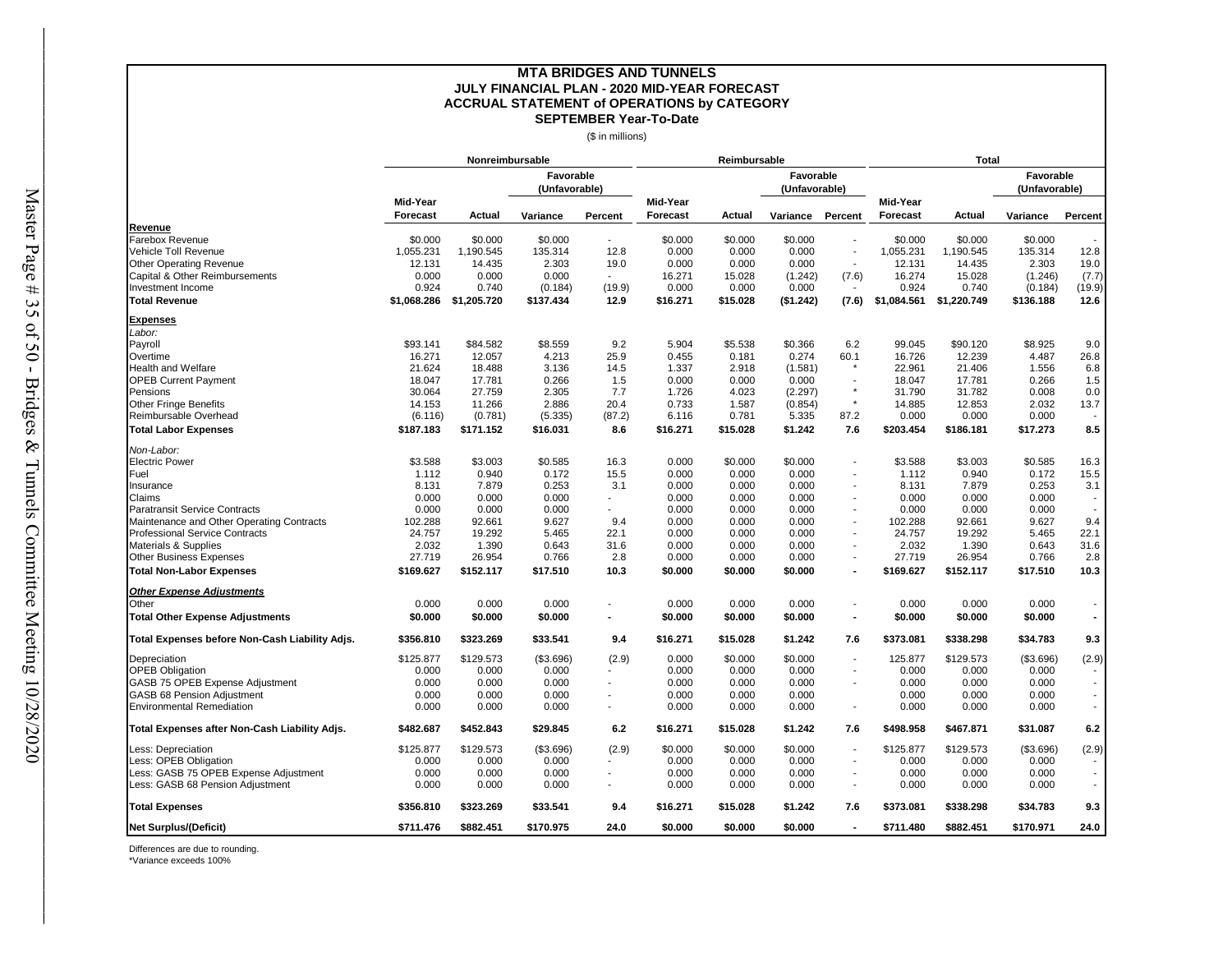# MTA BRIDGES AND TUNNELS
## JULY FINANCIAL PLAN - 2020 MID-YEAR FORECAST
## ACCRUAL STATEMENT of OPERATIONS by CATEGORY
## SEPTEMBER Year-To-Date

($ in millions)

| | Nonreimbursable | | | | Reimbursable | | | | Total | | | |
|---|---|---|---|---|---|---|---|---|---|---|---|---|
| | | | Favorable (Unfavorable) | | | | Favorable (Unfavorable) | | | | Favorable (Unfavorable) | |
| | Mid-Year Forecast | Actual | Variance | Percent | Mid-Year Forecast | Actual | Variance | Percent | Mid-Year Forecast | Actual | Variance | Percent |
| **Revenue** | | | | | | | | | | | | |
| Farebox Revenue | $0.000 | $0.000 | $0.000 | - | $0.000 | $0.000 | $0.000 | - | $0.000 | $0.000 | $0.000 | - |
| Vehicle Toll Revenue | 1,055.231 | 1,190.545 | 135.314 | 12.8 | 0.000 | 0.000 | 0.000 | - | 1,055.231 | 1,190.545 | 135.314 | 12.8 |
| Other Operating Revenue | 12.131 | 14.435 | 2.303 | 19.0 | 0.000 | 0.000 | 0.000 | - | 12.131 | 14.435 | 2.303 | 19.0 |
| Capital & Other Reimbursements | 0.000 | 0.000 | 0.000 | - | 16.271 | 15.028 | (1.242) | (7.6) | 16.274 | 15.028 | (1.246) | (7.7) |
| Investment Income | 0.924 | 0.740 | (0.184) | (19.9) | 0.000 | 0.000 | 0.000 | - | 0.924 | 0.740 | (0.184) | (19.9) |
| **Total Revenue** | **$1,068.286** | **$1,205.720** | **$137.434** | **12.9** | **$16.271** | **$15.028** | **($1.242)** | **(7.6)** | **$1,084.561** | **$1,220.749** | **$136.188** | **12.6** |
| **Expenses** | | | | | | | | | | | | |
| *Labor:* | | | | | | | | | | | | |
| Payroll | $93.141 | $84.582 | $8.559 | 9.2 | 5.904 | $5.538 | $0.366 | 6.2 | 99.045 | $90.120 | $8.925 | 9.0 |
| Overtime | 16.271 | 12.057 | 4.213 | 25.9 | 0.455 | 0.181 | 0.274 | 60.1 | 16.726 | 12.239 | 4.487 | 26.8 |
| Health and Welfare | 21.624 | 18.488 | 3.136 | 14.5 | 1.337 | 2.918 | (1.581) | * | 22.961 | 21.406 | 1.556 | 6.8 |
| OPEB Current Payment | 18.047 | 17.781 | 0.266 | 1.5 | 0.000 | 0.000 | 0.000 | - | 18.047 | 17.781 | 0.266 | 1.5 |
| Pensions | 30.064 | 27.759 | 2.305 | 7.7 | 1.726 | 4.023 | (2.297) | * | 31.790 | 31.782 | 0.008 | 0.0 |
| Other Fringe Benefits | 14.153 | 11.266 | 2.886 | 20.4 | 0.733 | 1.587 | (0.854) | * | 14.885 | 12.853 | 2.032 | 13.7 |
| Reimbursable Overhead | (6.116) | (0.781) | (5.335) | (87.2) | 6.116 | 0.781 | 5.335 | 87.2 | 0.000 | 0.000 | 0.000 | - |
| **Total Labor Expenses** | **$187.183** | **$171.152** | **$16.031** | **8.6** | **$16.271** | **$15.028** | **$1.242** | **7.6** | **$203.454** | **$186.181** | **$17.273** | **8.5** |
| *Non-Labor:* | | | | | | | | | | | | |
| Electric Power | $3.588 | $3.003 | $0.585 | 16.3 | 0.000 | $0.000 | $0.000 | - | $3.588 | $3.003 | $0.585 | 16.3 |
| Fuel | 1.112 | 0.940 | 0.172 | 15.5 | 0.000 | 0.000 | 0.000 | - | 1.112 | 0.940 | 0.172 | 15.5 |
| Insurance | 8.131 | 7.879 | 0.253 | 3.1 | 0.000 | 0.000 | 0.000 | - | 8.131 | 7.879 | 0.253 | 3.1 |
| Claims | 0.000 | 0.000 | 0.000 | - | 0.000 | 0.000 | 0.000 | - | 0.000 | 0.000 | 0.000 | - |
| Paratransit Service Contracts | 0.000 | 0.000 | 0.000 | - | 0.000 | 0.000 | 0.000 | - | 0.000 | 0.000 | 0.000 | - |
| Maintenance and Other Operating Contracts | 102.288 | 92.661 | 9.627 | 9.4 | 0.000 | 0.000 | 0.000 | - | 102.288 | 92.661 | 9.627 | 9.4 |
| Professional Service Contracts | 24.757 | 19.292 | 5.465 | 22.1 | 0.000 | 0.000 | 0.000 | - | 24.757 | 19.292 | 5.465 | 22.1 |
| Materials & Supplies | 2.032 | 1.390 | 0.643 | 31.6 | 0.000 | 0.000 | 0.000 | - | 2.032 | 1.390 | 0.643 | 31.6 |
| Other Business Expenses | 27.719 | 26.954 | 0.766 | 2.8 | 0.000 | 0.000 | 0.000 | - | 27.719 | 26.954 | 0.766 | 2.8 |
| **Total Non-Labor Expenses** | **$169.627** | **$152.117** | **$17.510** | **10.3** | **$0.000** | **$0.000** | **$0.000** | **-** | **$169.627** | **$152.117** | **$17.510** | **10.3** |
| ***Other Expense Adjustments*** | | | | | | | | | | | | |
| Other | 0.000 | 0.000 | 0.000 | - | 0.000 | 0.000 | 0.000 | - | 0.000 | 0.000 | 0.000 | - |
| **Total Other Expense Adjustments** | **$0.000** | **$0.000** | **$0.000** | **-** | **$0.000** | **$0.000** | **$0.000** | **-** | **$0.000** | **$0.000** | **$0.000** | **-** |
| **Total Expenses before Non-Cash Liability Adjs.** | **$356.810** | **$323.269** | **$33.541** | **9.4** | **$16.271** | **$15.028** | **$1.242** | **7.6** | **$373.081** | **$338.298** | **$34.783** | **9.3** |
| Depreciation | $125.877 | $129.573 | ($3.696) | (2.9) | 0.000 | $0.000 | $0.000 | - | 125.877 | $129.573 | ($3.696) | (2.9) |
| OPEB Obligation | 0.000 | 0.000 | 0.000 | - | 0.000 | 0.000 | 0.000 | - | 0.000 | 0.000 | 0.000 | - |
| GASB 75 OPEB Expense Adjustment | 0.000 | 0.000 | 0.000 | - | 0.000 | 0.000 | 0.000 | - | 0.000 | 0.000 | 0.000 | - |
| GASB 68 Pension Adjustment | 0.000 | 0.000 | 0.000 | - | 0.000 | 0.000 | 0.000 | | 0.000 | 0.000 | 0.000 | - |
| Environmental Remediation | 0.000 | 0.000 | 0.000 | - | 0.000 | 0.000 | 0.000 | - | 0.000 | 0.000 | 0.000 | - |
| **Total Expenses after Non-Cash Liability Adjs.** | **$482.687** | **$452.843** | **$29.845** | **6.2** | **$16.271** | **$15.028** | **$1.242** | **7.6** | **$498.958** | **$467.871** | **$31.087** | **6.2** |
| Less: Depreciation | $125.877 | $129.573 | ($3.696) | (2.9) | $0.000 | $0.000 | $0.000 | - | $125.877 | $129.573 | ($3.696) | (2.9) |
| Less: OPEB Obligation | 0.000 | 0.000 | 0.000 | - | 0.000 | 0.000 | 0.000 | - | 0.000 | 0.000 | 0.000 | - |
| Less: GASB 75 OPEB Expense Adjustment | 0.000 | 0.000 | 0.000 | - | 0.000 | 0.000 | 0.000 | - | 0.000 | 0.000 | 0.000 | - |
| Less: GASB 68 Pension Adjustment | 0.000 | 0.000 | 0.000 | - | 0.000 | 0.000 | 0.000 | - | 0.000 | 0.000 | 0.000 | - |
| **Total Expenses** | **$356.810** | **$323.269** | **$33.541** | **9.4** | **$16.271** | **$15.028** | **$1.242** | **7.6** | **$373.081** | **$338.298** | **$34.783** | **9.3** |
| **Net Surplus/(Deficit)** | **$711.476** | **$882.451** | **$170.975** | **24.0** | **$0.000** | **$0.000** | **$0.000** | **-** | **$711.480** | **$882.451** | **$170.971** | **24.0** |

Differences are due to rounding.
*Variance exceeds 100%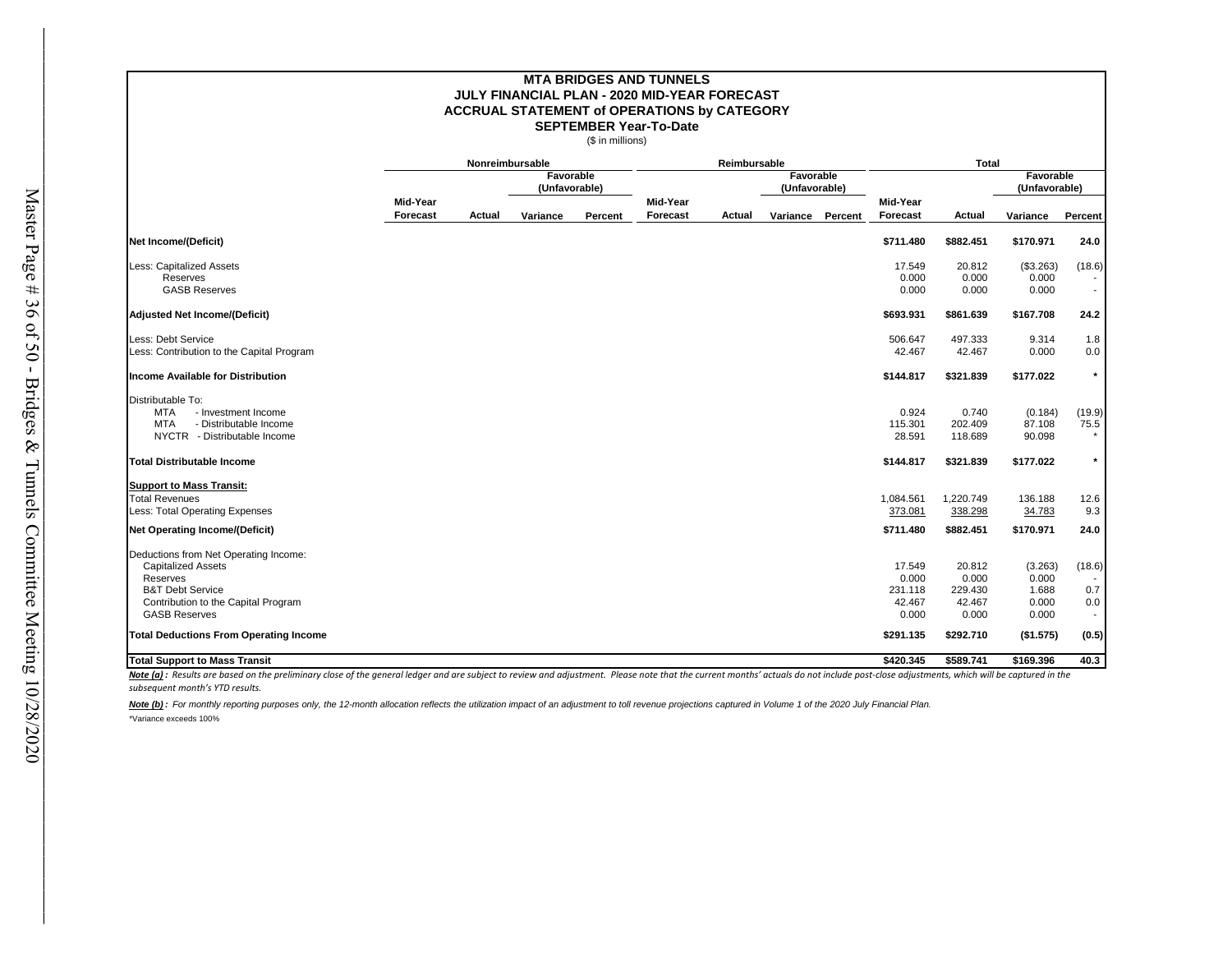**MTA BRIDGES AND TUNNELS**
**JULY FINANCIAL PLAN - 2020 MID-YEAR FORECAST**
**ACCRUAL STATEMENT of OPERATIONS by CATEGORY**
**SEPTEMBER Year-To-Date**
($ in millions)

| | Nonreimbursable | | | | Reimbursable | | | | Total | | | |
|---|---|---|---|---|---|---|---|---|---|---|---|---|
| | | | Favorable (Unfavorable) | | | | Favorable (Unfavorable) | | | | Favorable (Unfavorable) | |
| | Mid-Year Forecast | Actual | Variance | Percent | Mid-Year Forecast | Actual | Variance | Percent | Mid-Year Forecast | Actual | Variance | Percent |
| **Net Income/(Deficit)** | | | | | | | | | **$711.480** | **$882.451** | **$170.971** | **24.0** |
| Less: Capitalized Assets | | | | | | | | | 17.549 | 20.812 | ($3.263) | (18.6) |
| Reserves | | | | | | | | | 0.000 | 0.000 | 0.000 | - |
| GASB Reserves | | | | | | | | | 0.000 | 0.000 | 0.000 | - |
| **Adjusted Net Income/(Deficit)** | | | | | | | | | **$693.931** | **$861.639** | **$167.708** | **24.2** |
| Less: Debt Service | | | | | | | | | 506.647 | 497.333 | 9.314 | 1.8 |
| Less: Contribution to the Capital Program | | | | | | | | | 42.467 | 42.467 | 0.000 | 0.0 |
| **Income Available for Distribution** | | | | | | | | | **$144.817** | **$321.839** | **$177.022** | * |
| Distributable To: | | | | | | | | | | | | |
| MTA - Investment Income | | | | | | | | | 0.924 | 0.740 | (0.184) | (19.9) |
| MTA - Distributable Income | | | | | | | | | 115.301 | 202.409 | 87.108 | 75.5 |
| NYCTR - Distributable Income | | | | | | | | | 28.591 | 118.689 | 90.098 | * |
| **Total Distributable Income** | | | | | | | | | **$144.817** | **$321.839** | **$177.022** | * |
| **Support to Mass Transit:** | | | | | | | | | | | | |
| Total Revenues | | | | | | | | | 1,084.561 | 1,220.749 | 136.188 | 12.6 |
| Less: Total Operating Expenses | | | | | | | | | 373.081 | 338.298 | 34.783 | 9.3 |
| **Net Operating Income/(Deficit)** | | | | | | | | | **$711.480** | **$882.451** | **$170.971** | **24.0** |
| Deductions from Net Operating Income: | | | | | | | | | | | | |
| Capitalized Assets | | | | | | | | | 17.549 | 20.812 | (3.263) | (18.6) |
| Reserves | | | | | | | | | 0.000 | 0.000 | 0.000 | - |
| B&T Debt Service | | | | | | | | | 231.118 | 229.430 | 1.688 | 0.7 |
| Contribution to the Capital Program | | | | | | | | | 42.467 | 42.467 | 0.000 | 0.0 |
| GASB Reserves | | | | | | | | | 0.000 | 0.000 | 0.000 | - |
| **Total Deductions From Operating Income** | | | | | | | | | **$291.135** | **$292.710** | **($1.575)** | **(0.5)** |
| **Total Support to Mass Transit** | | | | | | | | | **$420.345** | **$589.741** | **$169.396** | **40.3** |

***Note (a)*** *: Results are based on the preliminary close of the general ledger and are subject to review and adjustment. Please note that the current months' actuals do not include post-close adjustments, which will be captured in the subsequent month's YTD results.*

***Note (b)*** *: For monthly reporting purposes only, the 12-month allocation reflects the utilization impact of an adjustment to toll revenue projections captured in Volume 1 of the 2020 July Financial Plan.*

*Variance exceeds 100%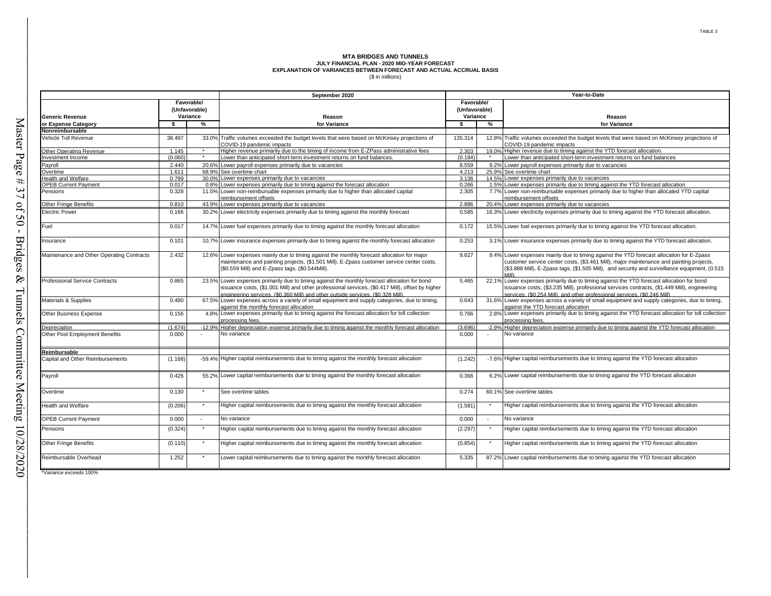TABLE 3

**MTA BRIDGES AND TUNNELS**
**JULY FINANCIAL PLAN - 2020 MID-YEAR FORECAST**
**EXPLANATION OF VARIANCES BETWEEN FORECAST AND ACTUAL ACCRUAL BASIS**
($ in millions)

| Generic Revenue or Expense Category | September 2020 Favorable/(Unfavorable) Variance $ | % | September 2020 Reason for Variance | Year-to-Date Favorable/(Unfavorable) Variance $ | % | Year-to-Date Reason for Variance |
|---|---|---|---|---|---|---|
| **Nonreimbursable** | | | | | | |
| Vehicle Toll Revenue | 38.497 | 33.0% | Traffic volumes exceeded the budget levels that were based on McKinsey projections of COVID-19 pandemic impacts | 135.314 | 12.8% | Traffic volumes exceeded the budget levels that were based on McKinsey projections of COVID-19 pandemic impacts |
| Other Operating Revenue | 1.145 | * | Higher revenue primarily due to the timing of income from E-ZPass administrative fees | 2.303 | 19.0% | Higher revenue due to timing against the YTD forecast allocation. |
| Investment Income | (0.060) | * | Lower than anticipated short-term investment returns on fund balances. | (0.184) | * | Lower than anticipated short-term investment returns on fund balances |
| Payroll | 2.440 | 20.6% | Lower payroll expenses primarily due to vacancies | 8.559 | 9.2% | Lower payroll expenses primarily due to vacancies |
| Overtime | 1.611 | 68.9% | See overtime chart | 4.213 | 25.9% | See overtime chart |
| Health and Welfare | 0.799 | 30.0% | Lower expenses primarily due to vacancies | 3.136 | 14.5% | Lower expenses primarily due to vacancies |
| OPEB Current Payment | 0.017 | 0.8% | Lower expenses primarily due to timing against the forecast allocation | 0.266 | 1.5% | Lower expenses primarily due to timing against the YTD forecast allocation |
| Pensions | 0.328 | 11.5% | Lower non-reimbursable expenses primarily due to higher than allocated capital reimbursement offsets | 2.305 | 7.7% | Lower non-reimbursable expenses primarily due to higher than allocated YTD capital reimbursement offsets |
| Other Fringe Benefits | 0.810 | 43.9% | Lower expenses primarily due to vacancies | 2.886 | 20.4% | Lower expenses primarily due to vacancies |
| Electric Power | 0.166 | 30.2% | Lower electricity expenses primarily due to timing against the monthly forecast | 0.585 | 16.3% | Lower electricity expenses primarily due to timing against the YTD forecast allocation. |
| Fuel | 0.017 | 14.7% | Lower fuel expenses primarily due to timing against the monthly forecast allocation | 0.172 | 15.5% | Lower fuel expenses primarily due to timing against the YTD forecast allocation. |
| Insurance | 0.101 | 10.7% | Lower insurance expenses primarily due to timing against the monthly forecast allocation | 0.253 | 3.1% | Lower insurance expenses primarily due to timing against the YTD forecast allocation. |
| Maintenance and Other Operating Contracts | 2.432 | 12.6% | Lower expenses mainly due to timing against the monthly forecast allocation for major maintenance and painting projects, ($1.501 Mill), E-Zpass customer service center costs, ($0.559 Mill) and E-Zpass tags, ($0.544Mill). | 9.627 | 9.4% | Lower expenses mainly due to timing against the YTD forecast allocation for E-Zpass customer service center costs, ($3.461 Mill), major maintenance and painting projects, ($3.888 Mill), E-Zpass tags, ($1.505 Mill), and security and surveillance equipment, (0.515 Mill). |
| Professional Service Contracts | 0.865 | 23.5% | Lower expenses primarily due to timing against the monthly forecast allocation for bond issuance costs, ($1.001 Mill) and other professional services, ($0.417 Mill), offset by higher engineering services, ($0.360 Mill) and other outside services, ($0.328 Mill). | 5.465 | 22.1% | Lower expenses primarily due to timing against the YTD forecast allocation for bond issuance costs, ($3.235 Mill), professional services contracts, ($1.449 Mill), engineering services, ($0.254 Mill), and other professional services, ($0.246 Mill) |
| Materials & Supplies | 0.480 | 67.5% | Lower expenses across a variety of small equipment and supply categories, due to timing, against the monthly forecast allocation | 0.643 | 31.6% | Lower expenses across a variety of small equipment and supply categories, due to timing, against the YTD forecast allocation |
| Other Business Expense | 0.156 | 4.8% | Lower expenses primarily due to timing against the forecast allocation for toll collection processing fees. | 0.766 | 2.8% | Lower expenses primarily due to timing against the YTD forecast allocation for toll collection processing fees. |
| Depreciation | (1.674) | -12.9% | Higher depreciation expense primarily due to timing against the monthly forecast allocation | (3.696) | -2.9% | Higher depreciation expense primarily due to timing against the YTD forecast allocation |
| Other Post Employment Benefits | 0.000 | - | No variance | 0.000 | - | No variance |
| **Reimbursable** | | | | | | |
| Capital and Other Reimbursements | (1.168) | -59.4% | Higher capital reimbursements due to timing against the monthly forecast allocation | (1.242) | -7.6% | Higher capital reimbursements due to timing against the YTD forecast allocation |
| Payroll | 0.426 | 55.2% | Lower capital reimbursements due to timing against the monthly forecast allocation | 0.366 | 6.2% | Lower capital reimbursements due to timing against the YTD forecast allocation |
| Overtime | 0.130 | * | See overtime tables | 0.274 | 60.1% | See overtime tables |
| Health and Welfare | (0.206) | * | Higher capital reimbursements due to timing against the monthly forecast allocation | (1.581) | * | Higher capital reimbursements due to timing against the YTD forecast allocation |
| OPEB Current Payment | 0.000 | - | No variance | 0.000 | - | No variance |
| Pensions | (0.324) | * | Higher capital reimbursements due to timing against the monthly forecast allocation | (2.297) | * | Higher capital reimbursements due to timing against the YTD forecast allocation |
| Other Fringe Benefits | (0.110) | * | Higher capital reimbursements due to timing against the monthly forecast allocation | (0.854) | * | Higher capital reimbursements due to timing against the YTD forecast allocation |
| Reimbursable Overhead | 1.252 | * | Lower capital reimbursements due to timing against the monthly forecast allocation | 5.335 | 87.2% | Lower capital reimbursements due to timing against the YTD forecast allocation |

*Variance exceeds 100%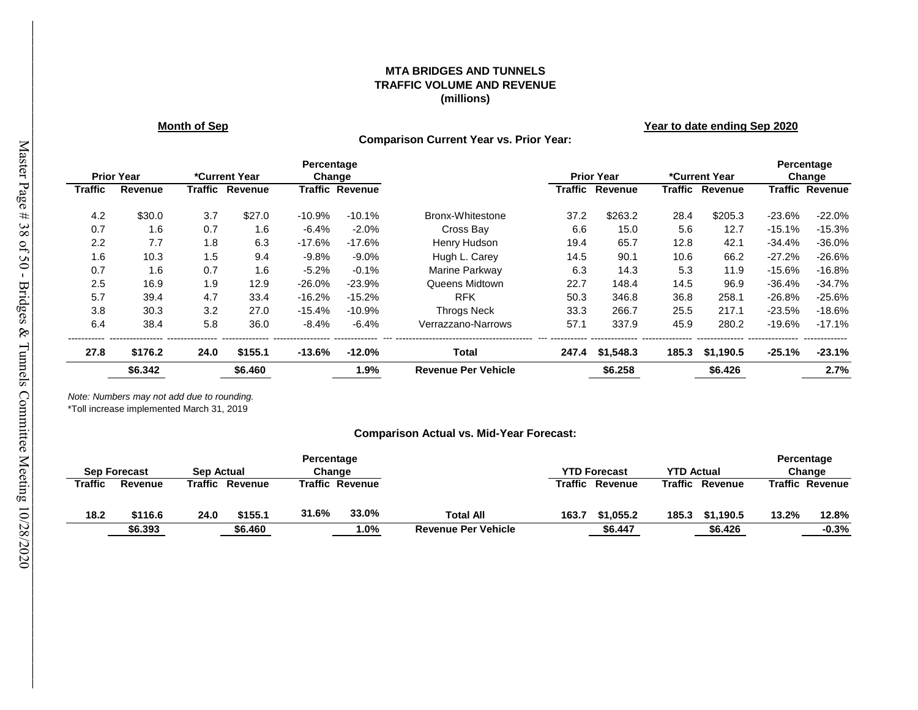**MTA BRIDGES AND TUNNELS**
**TRAFFIC VOLUME AND REVENUE**
**(millions)**

**Month of Sep** | **Year to date ending Sep 2020**

**Comparison Current Year vs. Prior Year:**

| Prior Year | | *Current Year | | Percentage Change | | | Prior Year | | *Current Year | | Percentage Change | |
|---|---|---|---|---|---|---|---|---|---|---|---|---|
| **Traffic** | **Revenue** | **Traffic** | **Revenue** | **Traffic** | **Revenue** | | **Traffic** | **Revenue** | **Traffic** | **Revenue** | **Traffic** | **Revenue** |
| 4.2 | $30.0 | 3.7 | $27.0 | -10.9% | -10.1% | Bronx-Whitestone | 37.2 | $263.2 | 28.4 | $205.3 | -23.6% | -22.0% |
| 0.7 | 1.6 | 0.7 | 1.6 | -6.4% | -2.0% | Cross Bay | 6.6 | 15.0 | 5.6 | 12.7 | -15.1% | -15.3% |
| 2.2 | 7.7 | 1.8 | 6.3 | -17.6% | -17.6% | Henry Hudson | 19.4 | 65.7 | 12.8 | 42.1 | -34.4% | -36.0% |
| 1.6 | 10.3 | 1.5 | 9.4 | -9.8% | -9.0% | Hugh L. Carey | 14.5 | 90.1 | 10.6 | 66.2 | -27.2% | -26.6% |
| 0.7 | 1.6 | 0.7 | 1.6 | -5.2% | -0.1% | Marine Parkway | 6.3 | 14.3 | 5.3 | 11.9 | -15.6% | -16.8% |
| 2.5 | 16.9 | 1.9 | 12.9 | -26.0% | -23.9% | Queens Midtown | 22.7 | 148.4 | 14.5 | 96.9 | -36.4% | -34.7% |
| 5.7 | 39.4 | 4.7 | 33.4 | -16.2% | -15.2% | RFK | 50.3 | 346.8 | 36.8 | 258.1 | -26.8% | -25.6% |
| 3.8 | 30.3 | 3.2 | 27.0 | -15.4% | -10.9% | Throgs Neck | 33.3 | 266.7 | 25.5 | 217.1 | -23.5% | -18.6% |
| 6.4 | 38.4 | 5.8 | 36.0 | -8.4% | -6.4% | Verrazzano-Narrows | 57.1 | 337.9 | 45.9 | 280.2 | -19.6% | -17.1% |
| **27.8** | **$176.2** | **24.0** | **$155.1** | **-13.6%** | **-12.0%** | **Total** | **247.4** | **$1,548.3** | **185.3** | **$1,190.5** | **-25.1%** | **-23.1%** |
| | **$6.342** | | **$6.460** | | **1.9%** | **Revenue Per Vehicle** | | **$6.258** | | **$6.426** | | **2.7%** |

*Note: Numbers may not add due to rounding.*
*Toll increase implemented March 31, 2019

**Comparison Actual vs. Mid-Year Forecast:**

| Sep Forecast | | Sep Actual | | Percentage Change | | | YTD Forecast | | YTD Actual | | Percentage Change | |
|---|---|---|---|---|---|---|---|---|---|---|---|---|
| **Traffic** | **Revenue** | **Traffic** | **Revenue** | **Traffic** | **Revenue** | | **Traffic** | **Revenue** | **Traffic** | **Revenue** | **Traffic** | **Revenue** |
| **18.2** | **$116.6** | **24.0** | **$155.1** | **31.6%** | **33.0%** | **Total All** | **163.7** | **$1,055.2** | **185.3** | **$1,190.5** | **13.2%** | **12.8%** |
| | **$6.393** | | **$6.460** | | **1.0%** | **Revenue Per Vehicle** | | **$6.447** | | **$6.426** | | **-0.3%** |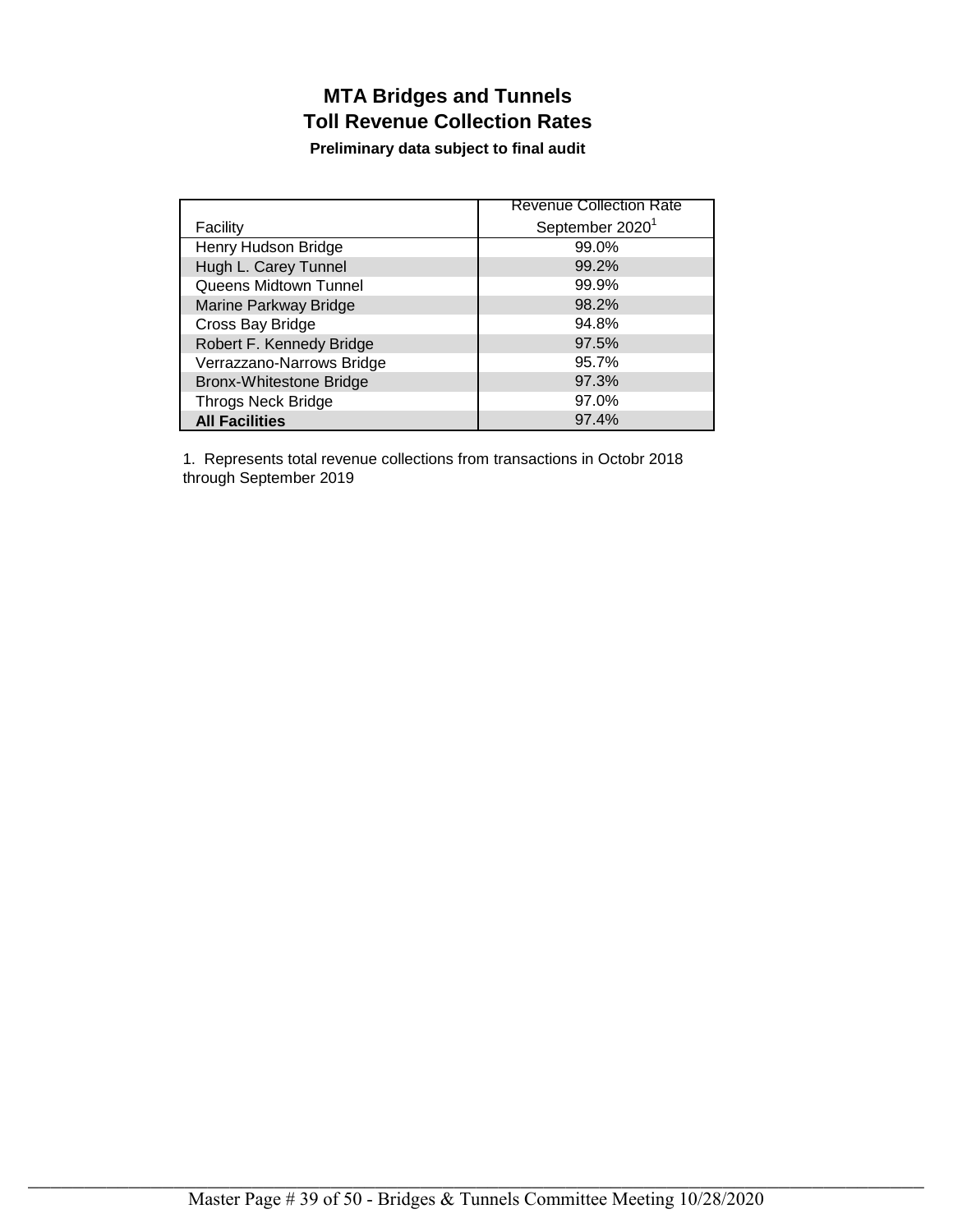# MTA Bridges and Tunnels
## Toll Revenue Collection Rates

**Preliminary data subject to final audit**

| Facility | Revenue Collection Rate September 2020[1] |
|---|---|
| Henry Hudson Bridge | 99.0% |
| Hugh L. Carey Tunnel | 99.2% |
| Queens Midtown Tunnel | 99.9% |
| Marine Parkway Bridge | 98.2% |
| Cross Bay Bridge | 94.8% |
| Robert F. Kennedy Bridge | 97.5% |
| Verrazzano-Narrows Bridge | 95.7% |
| Bronx-Whitestone Bridge | 97.3% |
| Throgs Neck Bridge | 97.0% |
| **All Facilities** | 97.4% |

1. Represents total revenue collections from transactions in Octobr 2018 through September 2019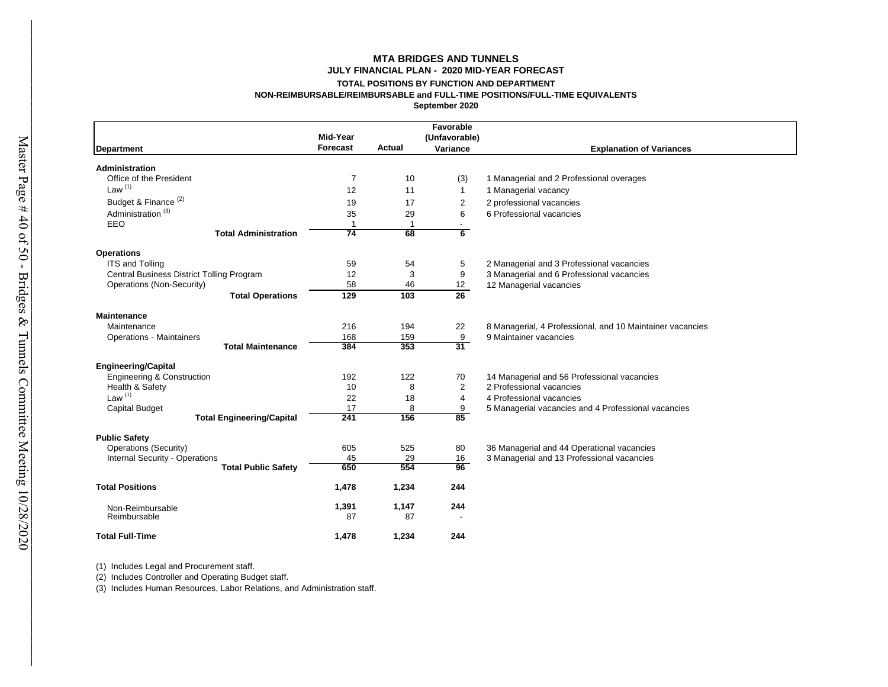**MTA BRIDGES AND TUNNELS**
**JULY FINANCIAL PLAN - 2020 MID-YEAR FORECAST**
**TOTAL POSITIONS BY FUNCTION AND DEPARTMENT**
**NON-REIMBURSABLE/REIMBURSABLE and FULL-TIME POSITIONS/FULL-TIME EQUIVALENTS**
**September 2020**

| Department | Mid-Year Forecast | Actual | Favorable (Unfavorable) Variance | Explanation of Variances |
|---|---|---|---|---|
| **Administration** | | | | |
| Office of the President | 7 | 10 | (3) | 1 Managerial and 2 Professional overages |
| Law [(1)] | 12 | 11 | 1 | 1 Managerial vacancy |
| Budget & Finance [(2)] | 19 | 17 | 2 | 2 professional vacancies |
| Administration [(3)] | 35 | 29 | 6 | 6 Professional vacancies |
| EEO | 1 | 1 | - | |
| **Total Administration** | **74** | **68** | **6** | |
| **Operations** | | | | |
| ITS and Tolling | 59 | 54 | 5 | 2 Managerial and 3 Professional vacancies |
| Central Business District Tolling Program | 12 | 3 | 9 | 3 Managerial and 6 Professional vacancies |
| Operations (Non-Security) | 58 | 46 | 12 | 12 Managerial vacancies |
| **Total Operations** | **129** | **103** | **26** | |
| **Maintenance** | | | | |
| Maintenance | 216 | 194 | 22 | 8 Managerial, 4 Professional, and 10 Maintainer vacancies |
| Operations - Maintainers | 168 | 159 | 9 | 9 Maintainer vacancies |
| **Total Maintenance** | **384** | **353** | **31** | |
| **Engineering/Capital** | | | | |
| Engineering & Construction | 192 | 122 | 70 | 14 Managerial and 56 Professional vacancies |
| Health & Safety | 10 | 8 | 2 | 2 Professional vacancies |
| Law [(1)] | 22 | 18 | 4 | 4 Professional vacancies |
| Capital Budget | 17 | 8 | 9 | 5 Managerial vacancies and 4 Professional vacancies |
| **Total Engineering/Capital** | **241** | **156** | **85** | |
| **Public Safety** | | | | |
| Operations (Security) | 605 | 525 | 80 | 36 Managerial and 44 Operational vacancies |
| Internal Security - Operations | 45 | 29 | 16 | 3 Managerial and 13 Professional vacancies |
| **Total Public Safety** | **650** | **554** | **96** | |
| **Total Positions** | **1,478** | **1,234** | **244** | |
| Non-Reimbursable | **1,391** | **1,147** | **244** | |
| Reimbursable | 87 | 87 | - | |
| **Total Full-Time** | **1,478** | **1,234** | **244** | |

(1) Includes Legal and Procurement staff.
(2) Includes Controller and Operating Budget staff.
(3) Includes Human Resources, Labor Relations, and Administration staff.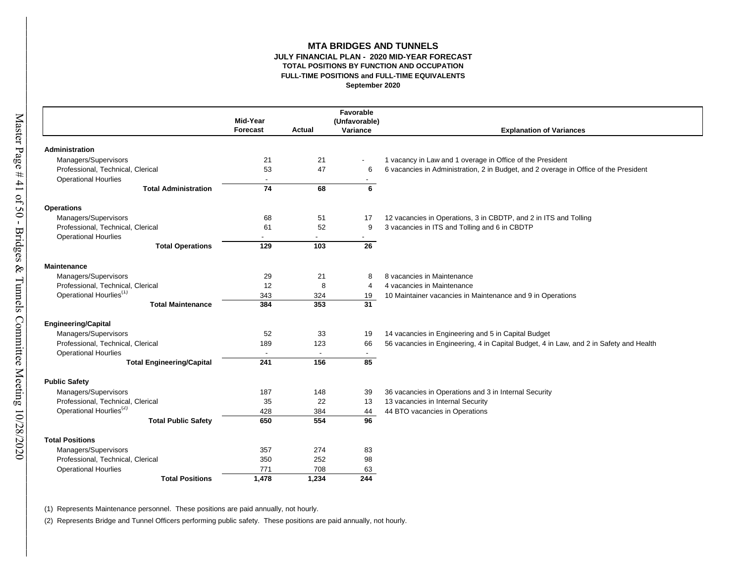# MTA BRIDGES AND TUNNELS

## JULY FINANCIAL PLAN - 2020 MID-YEAR FORECAST

### TOTAL POSITIONS BY FUNCTION AND OCCUPATION

### FULL-TIME POSITIONS and FULL-TIME EQUIVALENTS

### September 2020

| | Mid-Year Forecast | Actual | Favorable (Unfavorable) Variance | Explanation of Variances |
|---|---|---|---|---|
| **Administration** | | | | |
| Managers/Supervisors | 21 | 21 | - | 1 vacancy in Law and 1 overage in Office of the President |
| Professional, Technical, Clerical | 53 | 47 | 6 | 6 vacancies in Administration, 2 in Budget, and 2 overage in Office of the President |
| Operational Hourlies | - | | - | |
| **Total Administration** | **74** | **68** | **6** | |
| **Operations** | | | | |
| Managers/Supervisors | 68 | 51 | 17 | 12 vacancies in Operations, 3 in CBDTP, and 2 in ITS and Tolling |
| Professional, Technical, Clerical | 61 | 52 | 9 | 3 vacancies in ITS and Tolling and 6 in CBDTP |
| Operational Hourlies | - | - | - | |
| **Total Operations** | **129** | **103** | **26** | |
| **Maintenance** | | | | |
| Managers/Supervisors | 29 | 21 | 8 | 8 vacancies in Maintenance |
| Professional, Technical, Clerical | 12 | 8 | 4 | 4 vacancies in Maintenance |
| Operational Hourlies[(1)] | 343 | 324 | 19 | 10 Maintainer vacancies in Maintenance and 9 in Operations |
| **Total Maintenance** | **384** | **353** | **31** | |
| **Engineering/Capital** | | | | |
| Managers/Supervisors | 52 | 33 | 19 | 14 vacancies in Engineering and 5 in Capital Budget |
| Professional, Technical, Clerical | 189 | 123 | 66 | 56 vacancies in Engineering, 4 in Capital Budget, 4 in Law, and 2 in Safety and Health |
| Operational Hourlies | - | - | - | |
| **Total Engineering/Capital** | **241** | **156** | **85** | |
| **Public Safety** | | | | |
| Managers/Supervisors | 187 | 148 | 39 | 36 vacancies in Operations and 3 in Internal Security |
| Professional, Technical, Clerical | 35 | 22 | 13 | 13 vacancies in Internal Security |
| Operational Hourlies[(2)] | 428 | 384 | 44 | 44 BTO vacancies in Operations |
| **Total Public Safety** | **650** | **554** | **96** | |
| **Total Positions** | | | | |
| Managers/Supervisors | 357 | 274 | 83 | |
| Professional, Technical, Clerical | 350 | 252 | 98 | |
| Operational Hourlies | 771 | 708 | 63 | |
| **Total Positions** | **1,478** | **1,234** | **244** | |

(1) Represents Maintenance personnel. These positions are paid annually, not hourly.

(2) Represents Bridge and Tunnel Officers performing public safety. These positions are paid annually, not hourly.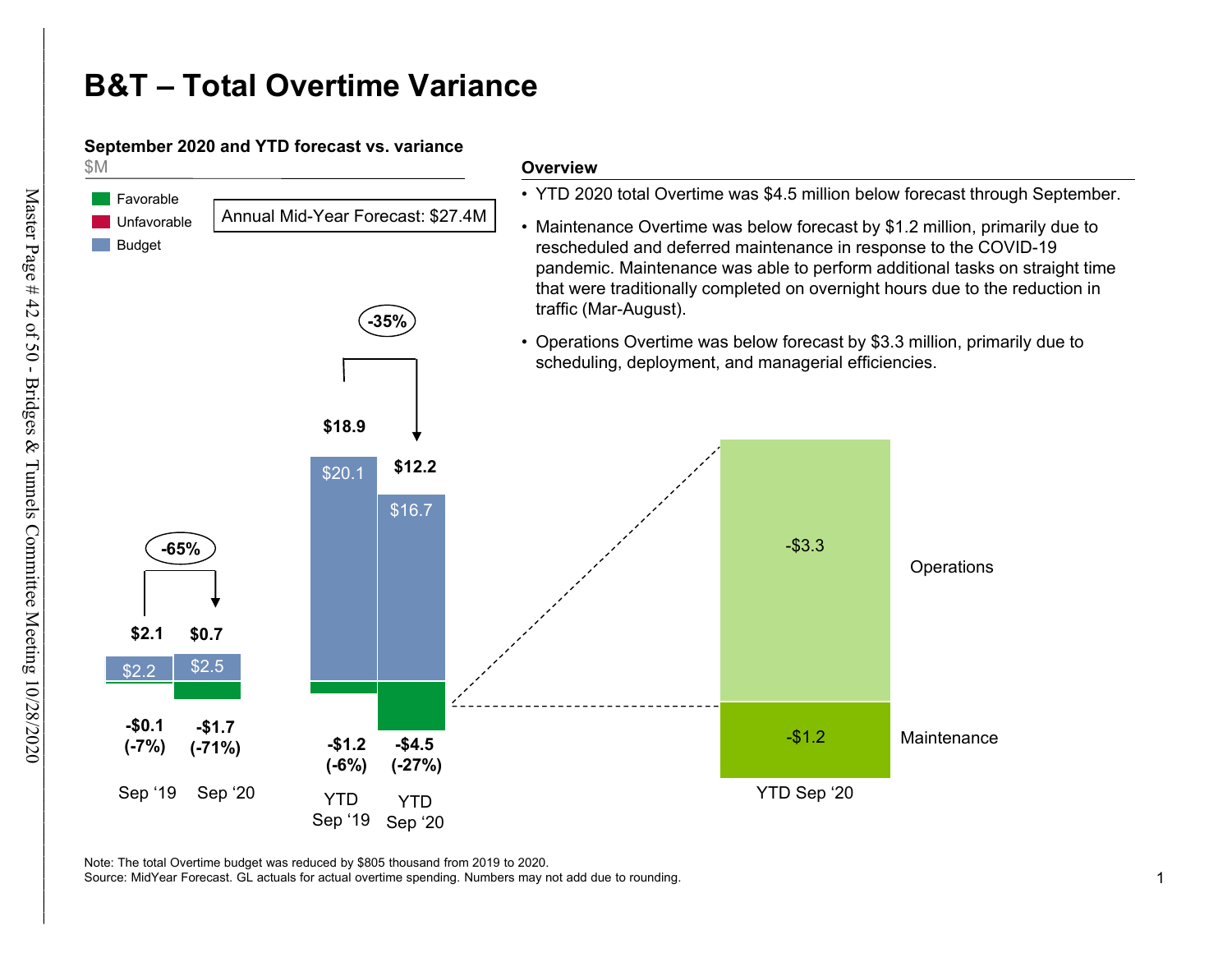# B&T – Total Overtime Variance

**September 2020 and YTD forecast vs. variance**

$M

Favorable

Unfavorable

Budget

Annual Mid-Year Forecast: $27.4M

-65%

$2.1

$0.7

$2.2

$2.5

-$0.1 (-7%)

-$1.7 (-71%)

Sep '19

Sep '20

-35%

$18.9

$12.2

$20.1

$16.7

-$1.2 (-6%)

-$4.5 (-27%)

YTD Sep '19

YTD Sep '20

-$3.3

Operations

-$1.2

Maintenance

YTD Sep '20

**Overview**

- YTD 2020 total Overtime was $4.5 million below forecast through September.
- Maintenance Overtime was below forecast by $1.2 million, primarily due to rescheduled and deferred maintenance in response to the COVID-19 pandemic. Maintenance was able to perform additional tasks on straight time that were traditionally completed on overnight hours due to the reduction in traffic (Mar-August).
- Operations Overtime was below forecast by $3.3 million, primarily due to scheduling, deployment, and managerial efficiencies.

Note: The total Overtime budget was reduced by $805 thousand from 2019 to 2020.
Source: MidYear Forecast. GL actuals for actual overtime spending. Numbers may not add due to rounding.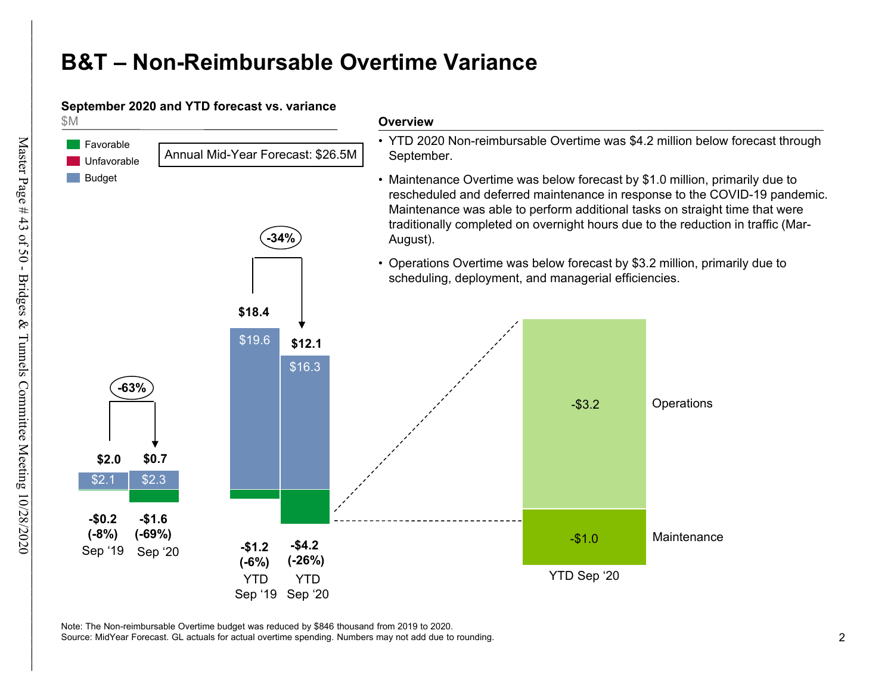# B&T – Non-Reimbursable Overtime Variance

**September 2020 and YTD forecast vs. variance**

$M

Favorable | Unfavorable | Budget

Annual Mid-Year Forecast: $26.5M

| | Sep '19 | Sep '20 | YTD Sep '19 | YTD Sep '20 |
|---|---|---|---|---|
| Actual | $2.0 | $0.7 | $18.4 | $12.1 |
| Forecast | $2.1 | $2.3 | $19.6 | $16.3 |
| Variance | -$0.2 (-8%) | -$1.6 (-69%) | -$1.2 (-6%) | -$4.2 (-26%) |

Change Sep '19 to Sep '20: -63%

Change YTD Sep '19 to YTD Sep '20: -34%

**YTD Sep '20 variance breakdown:**

| Category | Variance |
|---|---|
| Operations | -$3.2 |
| Maintenance | -$1.0 |

## Overview

- YTD 2020 Non-reimbursable Overtime was $4.2 million below forecast through September.
- Maintenance Overtime was below forecast by $1.0 million, primarily due to rescheduled and deferred maintenance in response to the COVID-19 pandemic. Maintenance was able to perform additional tasks on straight time that were traditionally completed on overnight hours due to the reduction in traffic (Mar-August).
- Operations Overtime was below forecast by $3.2 million, primarily due to scheduling, deployment, and managerial efficiencies.

Note: The Non-reimbursable Overtime budget was reduced by $846 thousand from 2019 to 2020.

Source: MidYear Forecast. GL actuals for actual overtime spending. Numbers may not add due to rounding.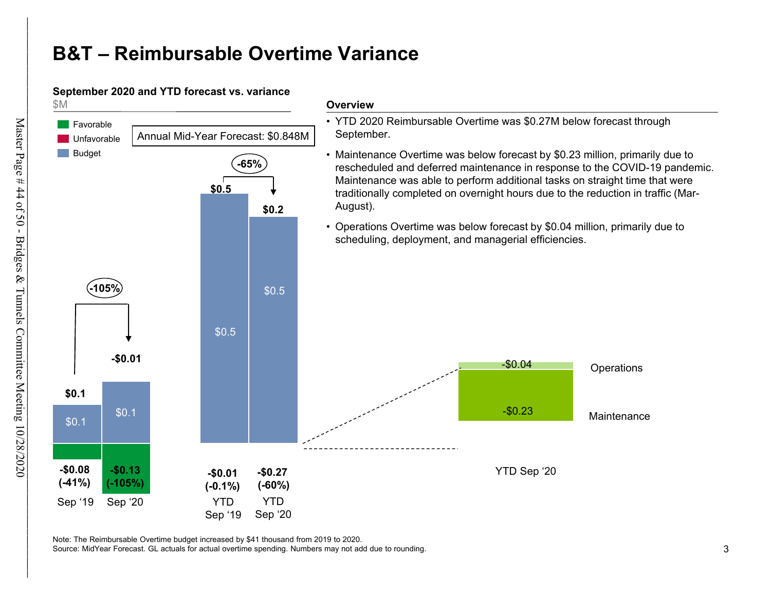# B&T – Reimbursable Overtime Variance

**September 2020 and YTD forecast vs. variance**

$M

Favorable
Unfavorable
Budget

Annual Mid-Year Forecast: $0.848M

-105%

-65%

$0.1
$0.1
-$0.08
(-41%)
Sep '19

-$0.01
$0.1
-$0.13
(-105%)
Sep '20

$0.5
$0.5
-$0.01
(-0.1%)
YTD
Sep '19

$0.2
$0.5
-$0.27
(-60%)
YTD
Sep '20

-$0.04 Operations

-$0.23 Maintenance

YTD Sep '20

**Overview**

- YTD 2020 Reimbursable Overtime was $0.27M below forecast through September.
- Maintenance Overtime was below forecast by $0.23 million, primarily due to rescheduled and deferred maintenance in response to the COVID-19 pandemic. Maintenance was able to perform additional tasks on straight time that were traditionally completed on overnight hours due to the reduction in traffic (Mar-August).
- Operations Overtime was below forecast by $0.04 million, primarily due to scheduling, deployment, and managerial efficiencies.

Note: The Reimbursable Overtime budget increased by $41 thousand from 2019 to 2020.
Source: MidYear Forecast. GL actuals for actual overtime spending. Numbers may not add due to rounding.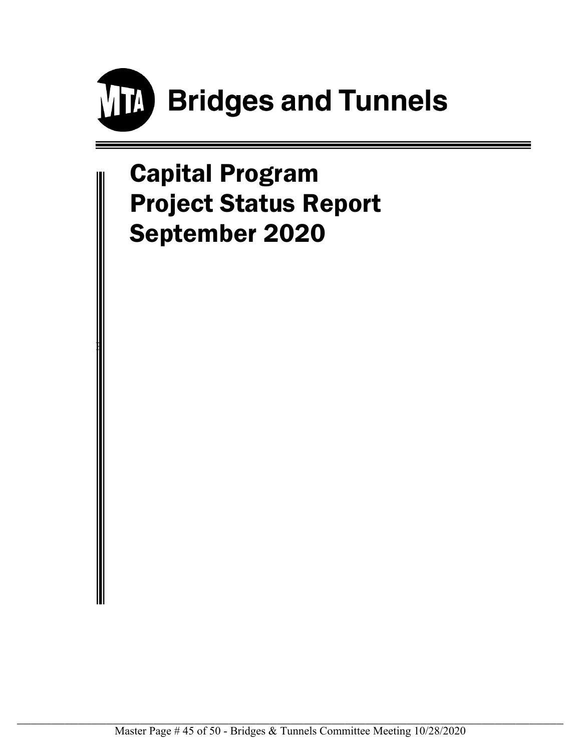# MTA Bridges and Tunnels

## Capital Program
## Project Status Report
## September 2020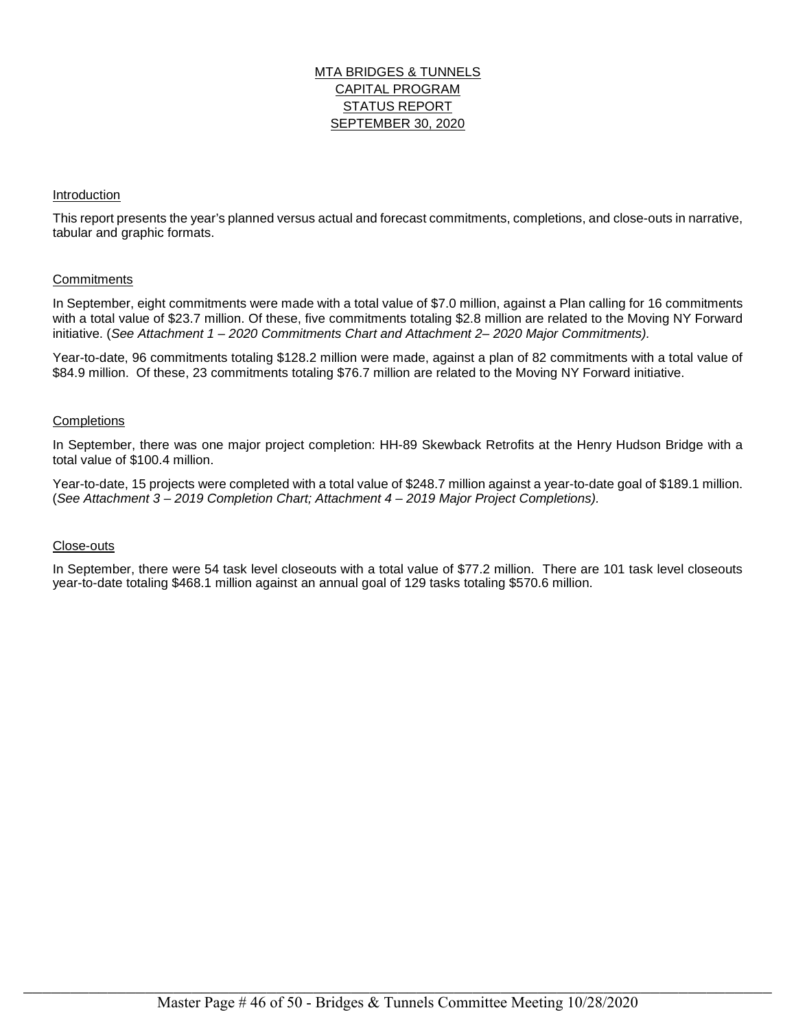# MTA BRIDGES & TUNNELS
# CAPITAL PROGRAM
# STATUS REPORT
# SEPTEMBER 30, 2020

## Introduction

This report presents the year's planned versus actual and forecast commitments, completions, and close-outs in narrative, tabular and graphic formats.

## Commitments

In September, eight commitments were made with a total value of $7.0 million, against a Plan calling for 16 commitments with a total value of $23.7 million. Of these, five commitments totaling $2.8 million are related to the Moving NY Forward initiative. (*See Attachment 1 – 2020 Commitments Chart and Attachment 2– 2020 Major Commitments).*

Year-to-date, 96 commitments totaling $128.2 million were made, against a plan of 82 commitments with a total value of $84.9 million. Of these, 23 commitments totaling $76.7 million are related to the Moving NY Forward initiative.

## Completions

In September, there was one major project completion: HH-89 Skewback Retrofits at the Henry Hudson Bridge with a total value of $100.4 million.

Year-to-date, 15 projects were completed with a total value of $248.7 million against a year-to-date goal of $189.1 million. (*See Attachment 3 – 2019 Completion Chart; Attachment 4 – 2019 Major Project Completions).*

## Close-outs

In September, there were 54 task level closeouts with a total value of $77.2 million. There are 101 task level closeouts year-to-date totaling $468.1 million against an annual goal of 129 tasks totaling $570.6 million.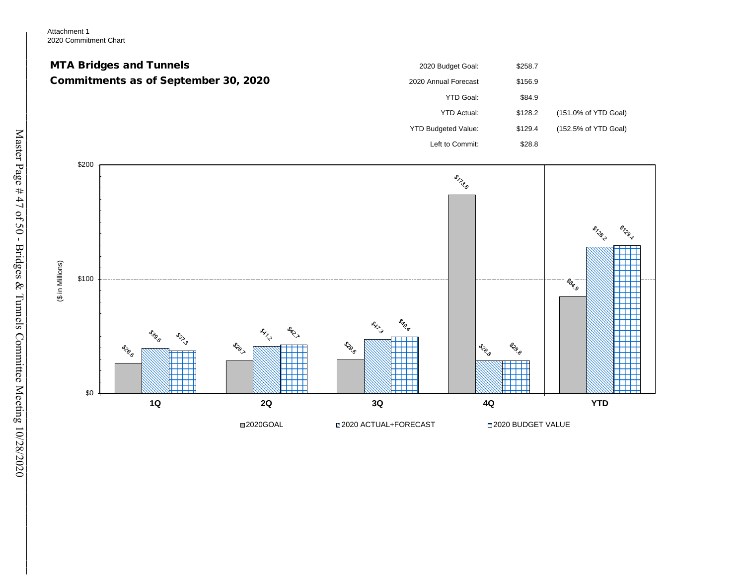Attachment 1
2020 Commitment Chart

## MTA Bridges and Tunnels
## Commitments as of September 30, 2020

| | | |
|---|---|---|
| 2020 Budget Goal: | $258.7 | |
| 2020 Annual Forecast | $156.9 | |
| YTD Goal: | $84.9 | |
| YTD Actual: | $128.2 | (151.0% of YTD Goal) |
| YTD Budgeted Value: | $129.4 | (152.5% of YTD Goal) |
| Left to Commit: | $28.8 | |

($ in Millions)

$200
$100
$0

$26.6
$39.6
$37.3
$28.7
$41.2
$42.7
$29.6
$47.3
$49.4
$173.8
$28.8
$28.8
$84.9
$128.2
$129.4

1Q
2Q
3Q
4Q
YTD

2020GOAL
2020 ACTUAL+FORECAST
2020 BUDGET VALUE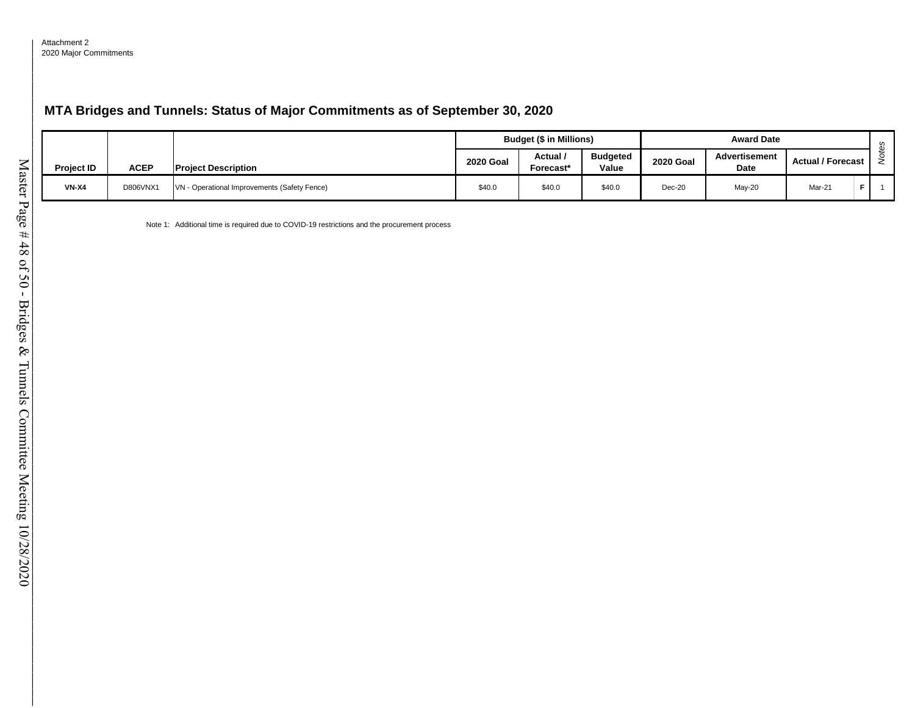Attachment 2
2020 Major Commitments

## MTA Bridges and Tunnels: Status of Major Commitments as of September 30, 2020

| Project ID | ACEP | Project Description | Budget ($ in Millions) | | | Award Date | | | | *Notes* |
|---|---|---|---|---|---|---|---|---|---|---|
| | | | 2020 Goal | Actual / Forecast* | Budgeted Value | 2020 Goal | Advertisement Date | Actual / Forecast | | |
| **VN-X4** | D806VNX1 | VN - Operational Improvements (Safety Fence) | $40.0 | $40.0 | $40.0 | Dec-20 | May-20 | Mar-21 | F | 1 |

Note 1: Additional time is required due to COVID-19 restrictions and the procurement process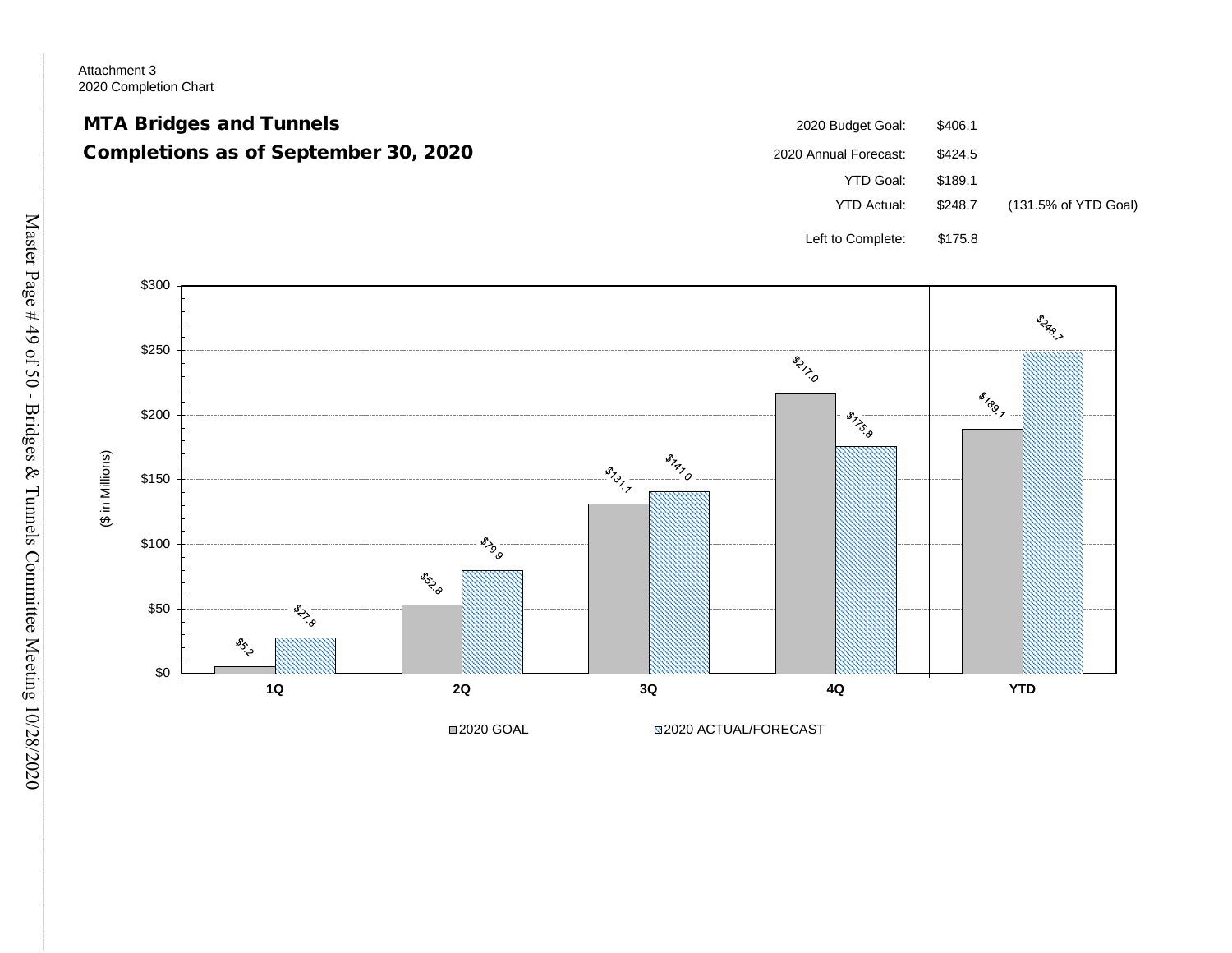Attachment 3
2020 Completion Chart

## MTA Bridges and Tunnels
## Completions as of September 30, 2020

| | | |
|---|---|---|
| 2020 Budget Goal: | $406.1 | |
| 2020 Annual Forecast: | $424.5 | |
| YTD Goal: | $189.1 | |
| YTD Actual: | $248.7 | (131.5% of YTD Goal) |
| Left to Complete: | $175.8 | |

$300
$250
$200
$150
$100
$50
$0

($ in Millions)

$5.2
$27.8
$52.8
$79.9
$131.1
$141.0
$217.0
$175.8
$189.1
$248.7

1Q
2Q
3Q
4Q
YTD

2020 GOAL
2020 ACTUAL/FORECAST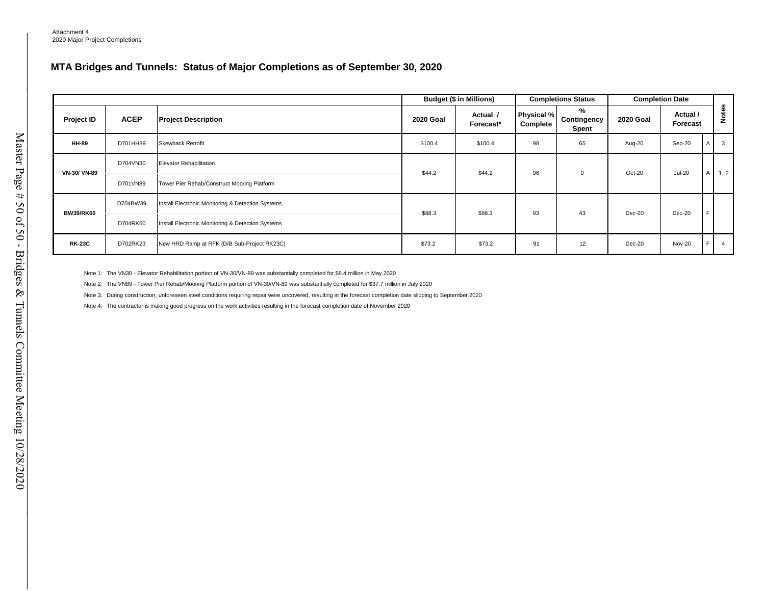Attachment 4
2020 Major Project Completions

## MTA Bridges and Tunnels: Status of Major Completions as of September 30, 2020

| | | | Budget ($ in Millions) | | Completions Status | | Completion Date | | | |
|---|---|---|---|---|---|---|---|---|---|---|
| Project ID | ACEP | Project Description | 2020 Goal | Actual / Forecast* | Physical % Complete | % Contingency Spent | 2020 Goal | Actual / Forecast | | Notes |
| HH-89 | D701HH89 | Skewback Retrofit | $100.4 | $100.4 | 98 | 65 | Aug-20 | Sep-20 | A | 3 |
| VN-30/ VN-89 | D704VN30 | Elevator Rehabilitation | $44.2 | $44.2 | 96 | 0 | Oct-20 | Jul-20 | A | 1, 2 |
| | D701VN89 | Tower Pier Rehab/Construct Mooring Platform | | | | | | | | |
| BW39/RK60 | D704BW39 | Install Electronic Monitoring & Detection Systems | $88.3 | $88.3 | 93 | 43 | Dec-20 | Dec-20 | F | |
| | D704RK60 | Install Electronic Monitoring & Detection Systems | | | | | | | | |
| RK-23C | D702RK23 | New HRD Ramp at RFK (D/B Sub-Project RK23C) | $73.2 | $73.2 | 91 | 12 | Dec-20 | Nov-20 | F | 4 |

Note 1: The VN30 - Elevator Rehabilitation portion of VN-30/VN-89 was substantially completed for $6.4 million in May 2020

Note 2: The VN89 - Tower Pier Rehab/Mooring Platform portion of VN-30/VN-89 was substantially completed for $37.7 million in July 2020

Note 3: During construction, unforeseen steel conditions requiring repair were uncovered, resulting in the forecast completion date slipping to September 2020

Note 4: The contractor is making good progress on the work activities resulting in the forecast completion date of November 2020